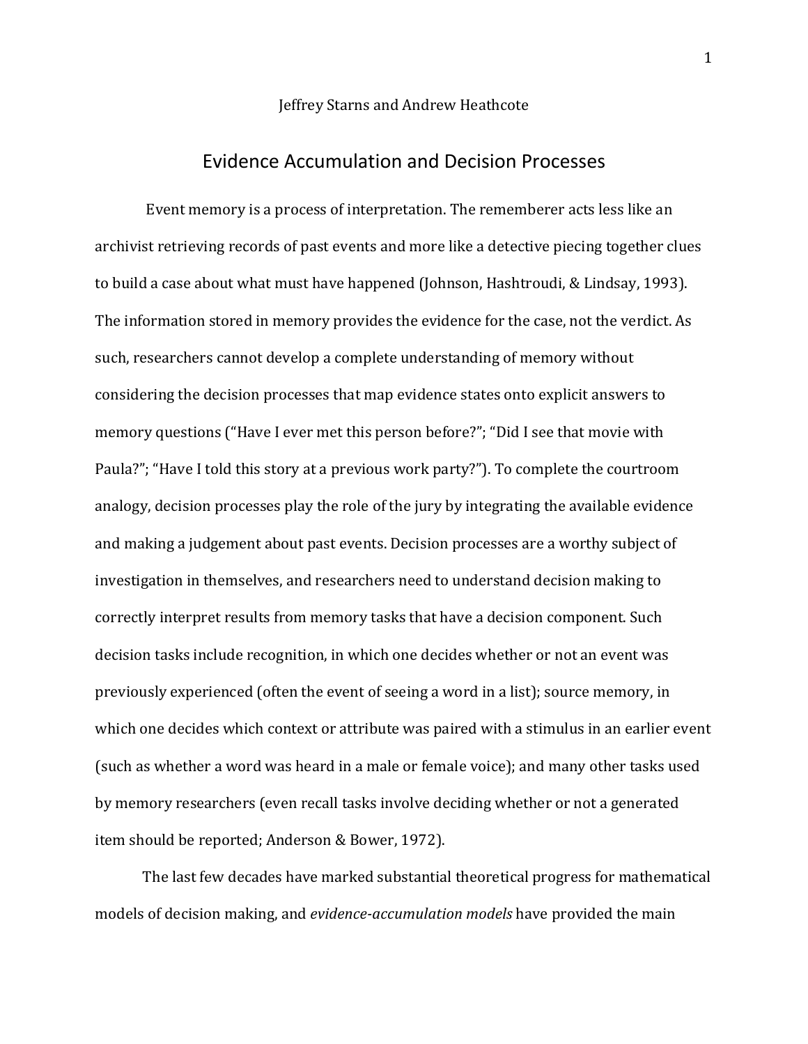Jeffrey Starns and Andrew Heathcote

# Evidence Accumulation and Decision Processes

Event memory is a process of interpretation. The rememberer acts less like an archivist retrieving records of past events and more like a detective piecing together clues to build a case about what must have happened (Johnson, Hashtroudi, & Lindsay, 1993). The information stored in memory provides the evidence for the case, not the verdict. As such, researchers cannot develop a complete understanding of memory without considering the decision processes that map evidence states onto explicit answers to memory questions ("Have I ever met this person before?"; "Did I see that movie with Paula?"; "Have I told this story at a previous work party?"). To complete the courtroom analogy, decision processes play the role of the jury by integrating the available evidence and making a judgement about past events. Decision processes are a worthy subject of investigation in themselves, and researchers need to understand decision making to correctly interpret results from memory tasks that have a decision component. Such decision tasks include recognition, in which one decides whether or not an event was previously experienced (often the event of seeing a word in a list); source memory, in which one decides which context or attribute was paired with a stimulus in an earlier event (such as whether a word was heard in a male or female voice); and many other tasks used by memory researchers (even recall tasks involve deciding whether or not a generated item should be reported; Anderson & Bower, 1972).

The last few decades have marked substantial theoretical progress for mathematical models of decision making, and *evidence-accumulation models* have provided the main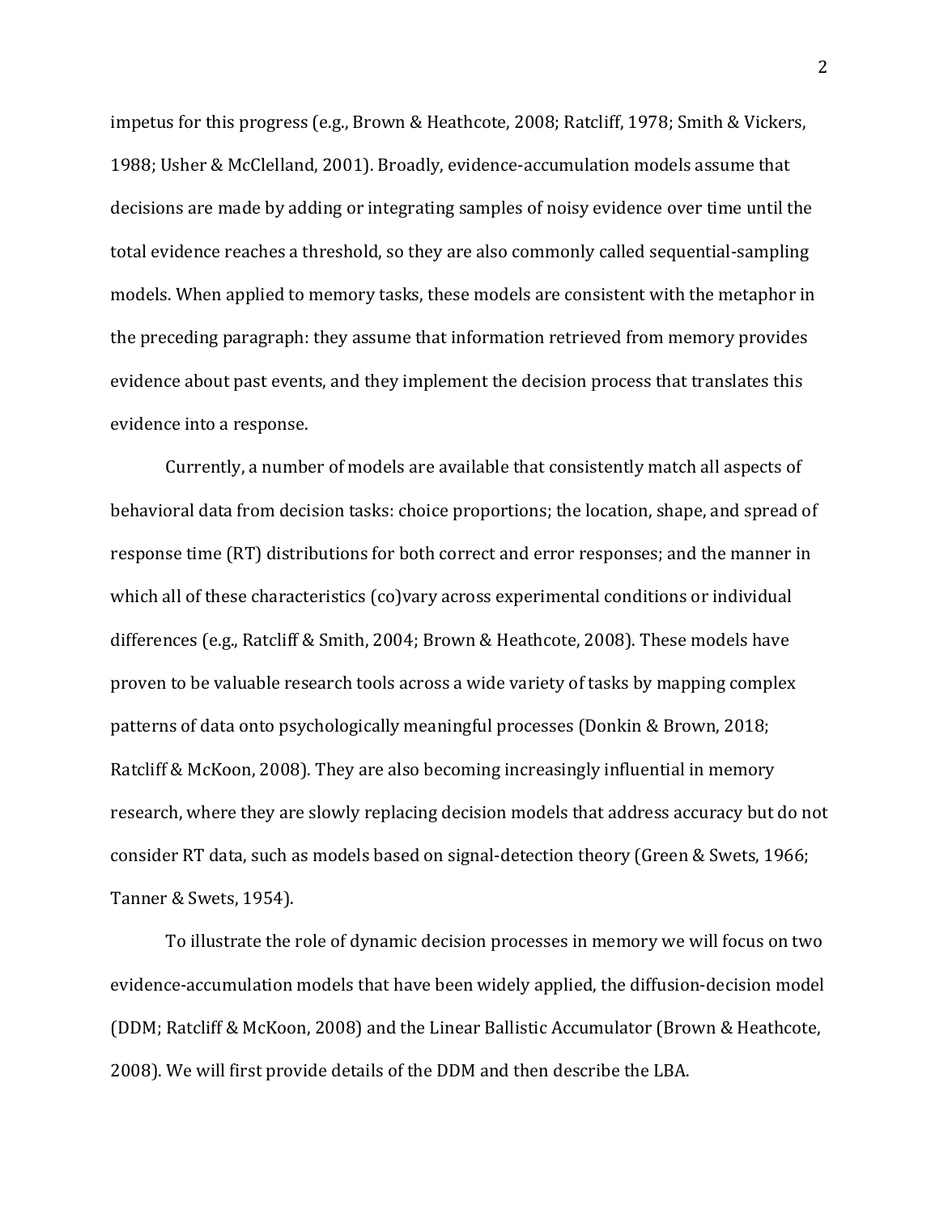impetus for this progress (e.g., Brown & Heathcote, 2008; Ratcliff, 1978; Smith & Vickers, 1988; Usher & McClelland, 2001). Broadly, evidence-accumulation models assume that decisions are made by adding or integrating samples of noisy evidence over time until the total evidence reaches a threshold, so they are also commonly called sequential-sampling models. When applied to memory tasks, these models are consistent with the metaphor in the preceding paragraph: they assume that information retrieved from memory provides evidence about past events, and they implement the decision process that translates this evidence into a response.

Currently, a number of models are available that consistently match all aspects of behavioral data from decision tasks: choice proportions; the location, shape, and spread of response time (RT) distributions for both correct and error responses; and the manner in which all of these characteristics (co)vary across experimental conditions or individual differences (e.g., Ratcliff & Smith, 2004; Brown & Heathcote, 2008). These models have proven to be valuable research tools across a wide variety of tasks by mapping complex patterns of data onto psychologically meaningful processes (Donkin & Brown, 2018; Ratcliff & McKoon, 2008). They are also becoming increasingly influential in memory research, where they are slowly replacing decision models that address accuracy but do not consider RT data, such as models based on signal-detection theory (Green & Swets, 1966; Tanner & Swets, 1954).

To illustrate the role of dynamic decision processes in memory we will focus on two evidence-accumulation models that have been widely applied, the diffusion-decision model (DDM; Ratcliff & McKoon, 2008) and the Linear Ballistic Accumulator (Brown & Heathcote, 2008). We will first provide details of the DDM and then describe the LBA.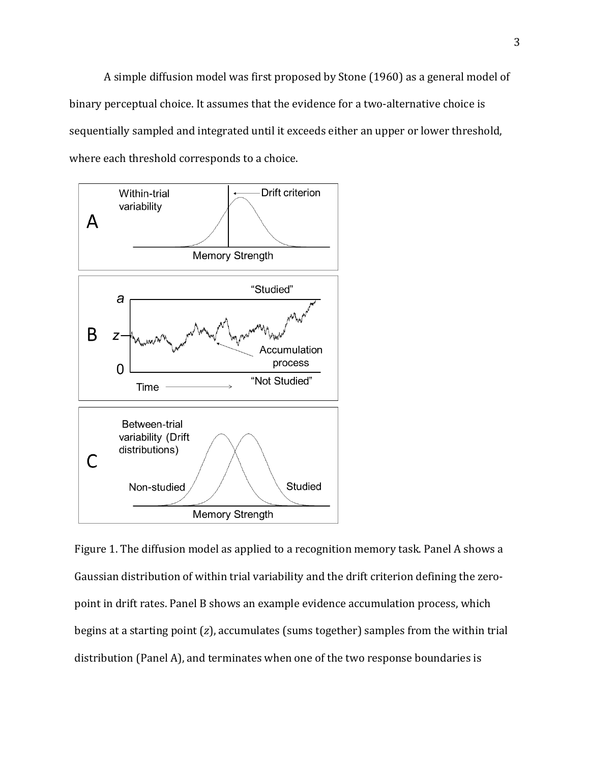A simple diffusion model was first proposed by Stone (1960) as a general model of binary perceptual choice. It assumes that the evidence for a two-alternative choice is sequentially sampled and integrated until it exceeds either an upper or lower threshold, where each threshold corresponds to a choice.

Figure 1. The diffusion model as applied to a recognition memory task. Panel A shows a Gaussian distribution of within trial variability and the drift criterion defining the zero-point in drift rates. Panel B shows an example evidence accumulation process, which begins at a starting point ($z$), accumulates (sums together) samples from the within trial distribution (Panel A), and terminates when one of the two response boundaries is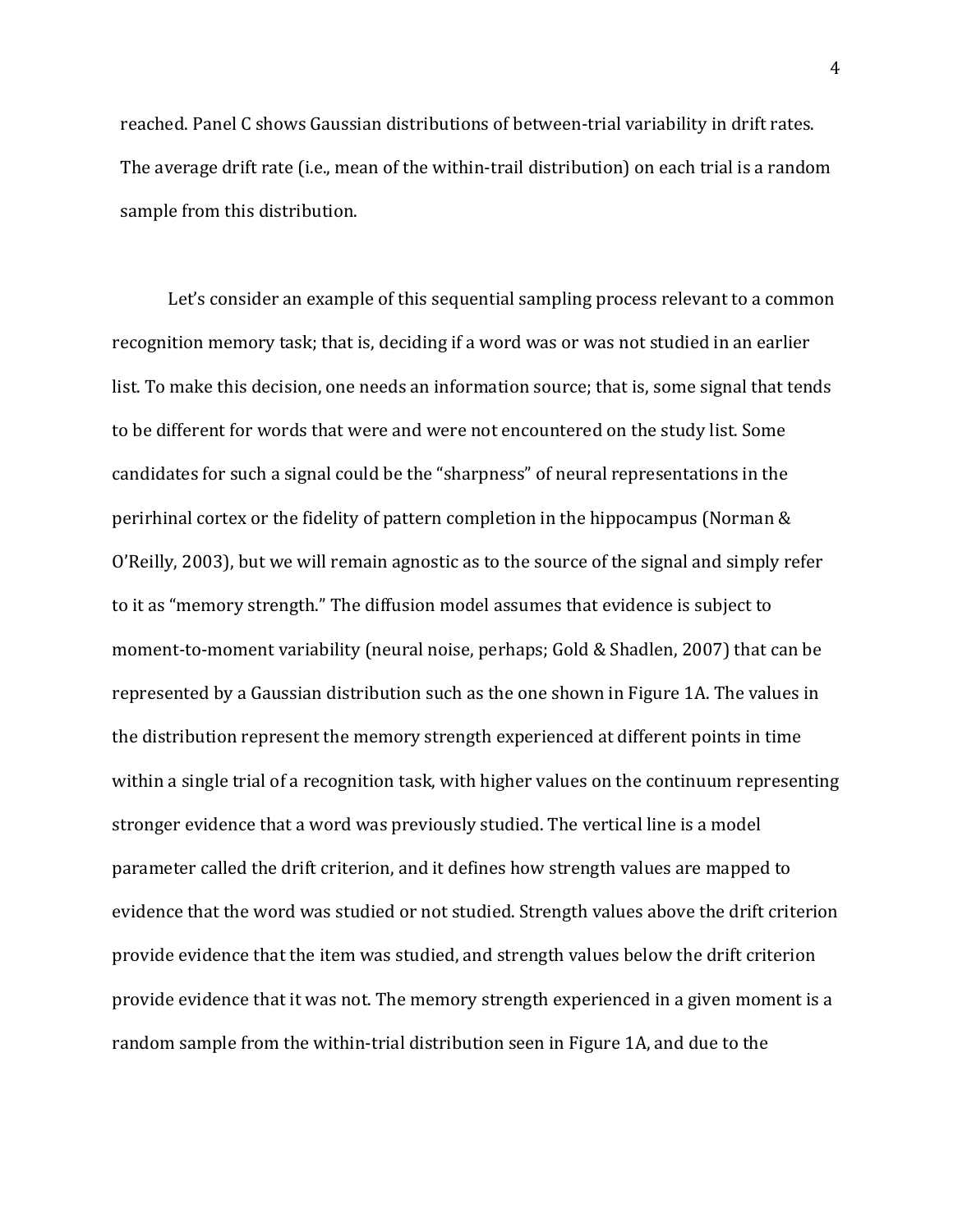reached. Panel C shows Gaussian distributions of between-trial variability in drift rates. The average drift rate (i.e., mean of the within-trail distribution) on each trial is a random sample from this distribution.

Let's consider an example of this sequential sampling process relevant to a common recognition memory task; that is, deciding if a word was or was not studied in an earlier list. To make this decision, one needs an information source; that is, some signal that tends to be different for words that were and were not encountered on the study list. Some candidates for such a signal could be the "sharpness" of neural representations in the perirhinal cortex or the fidelity of pattern completion in the hippocampus (Norman & O'Reilly, 2003), but we will remain agnostic as to the source of the signal and simply refer to it as "memory strength." The diffusion model assumes that evidence is subject to moment-to-moment variability (neural noise, perhaps; Gold & Shadlen, 2007) that can be represented by a Gaussian distribution such as the one shown in Figure 1A. The values in the distribution represent the memory strength experienced at different points in time within a single trial of a recognition task, with higher values on the continuum representing stronger evidence that a word was previously studied. The vertical line is a model parameter called the drift criterion, and it defines how strength values are mapped to evidence that the word was studied or not studied. Strength values above the drift criterion provide evidence that the item was studied, and strength values below the drift criterion provide evidence that it was not. The memory strength experienced in a given moment is a random sample from the within-trial distribution seen in Figure 1A, and due to the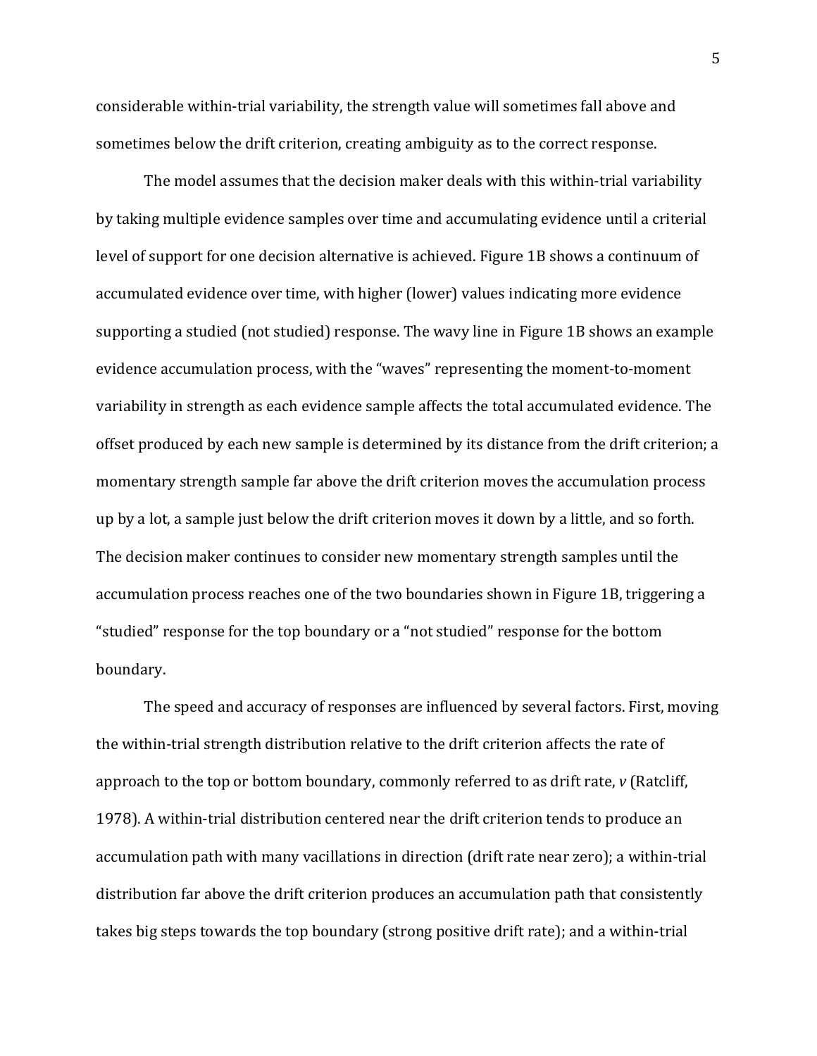considerable within-trial variability, the strength value will sometimes fall above and sometimes below the drift criterion, creating ambiguity as to the correct response.

The model assumes that the decision maker deals with this within-trial variability by taking multiple evidence samples over time and accumulating evidence until a criterial level of support for one decision alternative is achieved. Figure 1B shows a continuum of accumulated evidence over time, with higher (lower) values indicating more evidence supporting a studied (not studied) response. The wavy line in Figure 1B shows an example evidence accumulation process, with the "waves" representing the moment-to-moment variability in strength as each evidence sample affects the total accumulated evidence. The offset produced by each new sample is determined by its distance from the drift criterion; a momentary strength sample far above the drift criterion moves the accumulation process up by a lot, a sample just below the drift criterion moves it down by a little, and so forth. The decision maker continues to consider new momentary strength samples until the accumulation process reaches one of the two boundaries shown in Figure 1B, triggering a "studied" response for the top boundary or a "not studied" response for the bottom boundary.

The speed and accuracy of responses are influenced by several factors. First, moving the within-trial strength distribution relative to the drift criterion affects the rate of approach to the top or bottom boundary, commonly referred to as drift rate, $v$ (Ratcliff, 1978). A within-trial distribution centered near the drift criterion tends to produce an accumulation path with many vacillations in direction (drift rate near zero); a within-trial distribution far above the drift criterion produces an accumulation path that consistently takes big steps towards the top boundary (strong positive drift rate); and a within-trial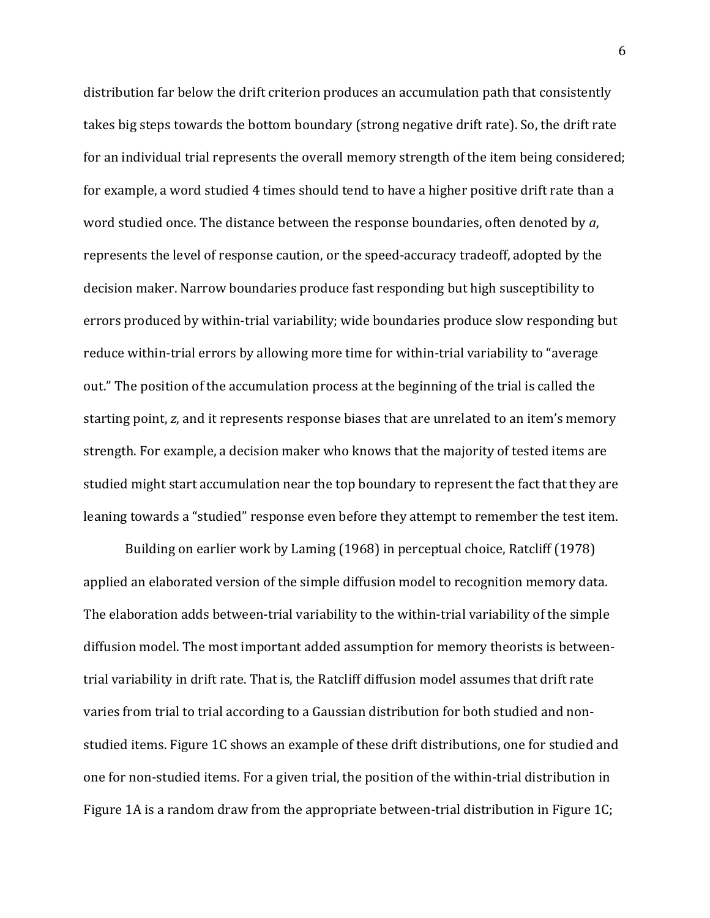distribution far below the drift criterion produces an accumulation path that consistently takes big steps towards the bottom boundary (strong negative drift rate). So, the drift rate for an individual trial represents the overall memory strength of the item being considered; for example, a word studied 4 times should tend to have a higher positive drift rate than a word studied once. The distance between the response boundaries, often denoted by $a$, represents the level of response caution, or the speed-accuracy tradeoff, adopted by the decision maker. Narrow boundaries produce fast responding but high susceptibility to errors produced by within-trial variability; wide boundaries produce slow responding but reduce within-trial errors by allowing more time for within-trial variability to "average out." The position of the accumulation process at the beginning of the trial is called the starting point, $z$, and it represents response biases that are unrelated to an item's memory strength. For example, a decision maker who knows that the majority of tested items are studied might start accumulation near the top boundary to represent the fact that they are leaning towards a "studied" response even before they attempt to remember the test item.

Building on earlier work by Laming (1968) in perceptual choice, Ratcliff (1978) applied an elaborated version of the simple diffusion model to recognition memory data. The elaboration adds between-trial variability to the within-trial variability of the simple diffusion model. The most important added assumption for memory theorists is between-trial variability in drift rate. That is, the Ratcliff diffusion model assumes that drift rate varies from trial to trial according to a Gaussian distribution for both studied and non-studied items. Figure 1C shows an example of these drift distributions, one for studied and one for non-studied items. For a given trial, the position of the within-trial distribution in Figure 1A is a random draw from the appropriate between-trial distribution in Figure 1C;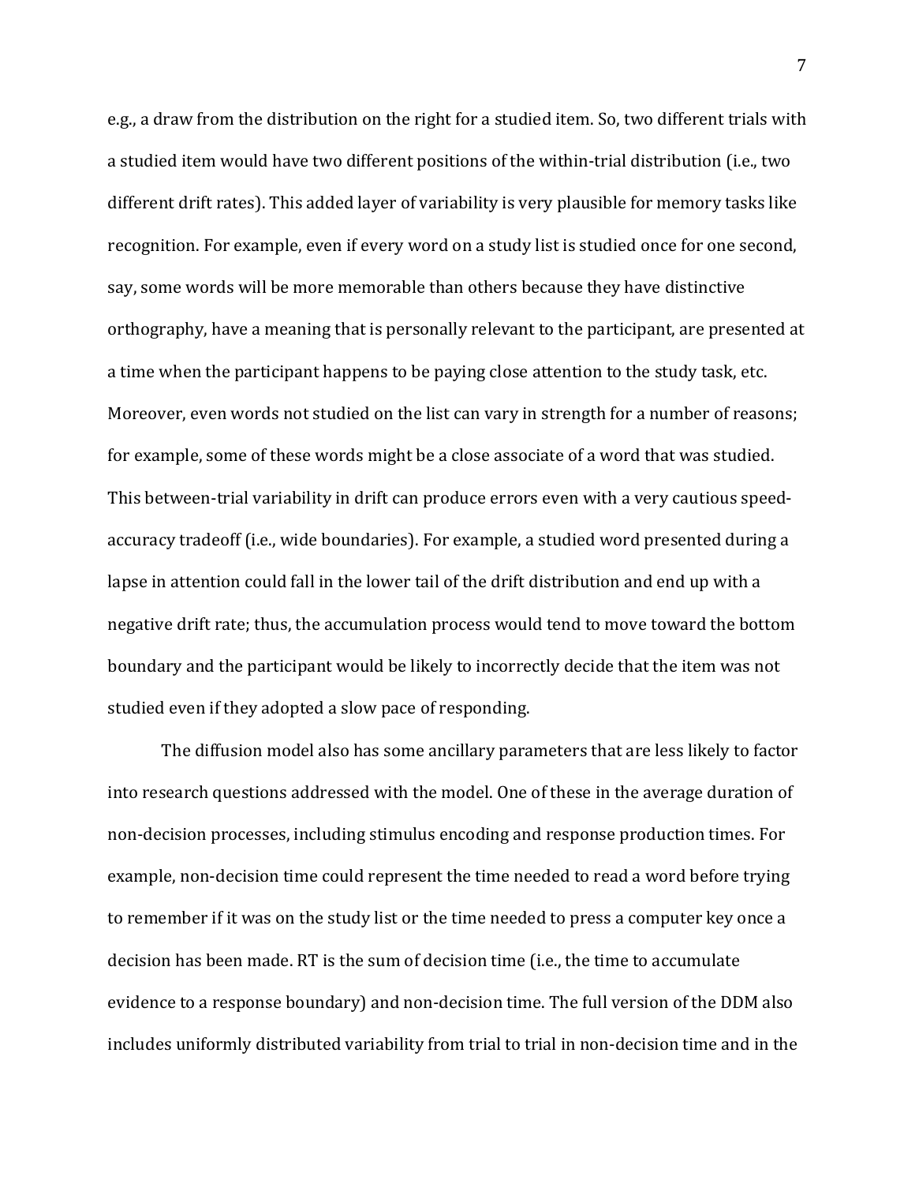e.g., a draw from the distribution on the right for a studied item. So, two different trials with a studied item would have two different positions of the within-trial distribution (i.e., two different drift rates). This added layer of variability is very plausible for memory tasks like recognition. For example, even if every word on a study list is studied once for one second, say, some words will be more memorable than others because they have distinctive orthography, have a meaning that is personally relevant to the participant, are presented at a time when the participant happens to be paying close attention to the study task, etc. Moreover, even words not studied on the list can vary in strength for a number of reasons; for example, some of these words might be a close associate of a word that was studied. This between-trial variability in drift can produce errors even with a very cautious speed-accuracy tradeoff (i.e., wide boundaries). For example, a studied word presented during a lapse in attention could fall in the lower tail of the drift distribution and end up with a negative drift rate; thus, the accumulation process would tend to move toward the bottom boundary and the participant would be likely to incorrectly decide that the item was not studied even if they adopted a slow pace of responding.

The diffusion model also has some ancillary parameters that are less likely to factor into research questions addressed with the model. One of these in the average duration of non-decision processes, including stimulus encoding and response production times. For example, non-decision time could represent the time needed to read a word before trying to remember if it was on the study list or the time needed to press a computer key once a decision has been made. RT is the sum of decision time (i.e., the time to accumulate evidence to a response boundary) and non-decision time. The full version of the DDM also includes uniformly distributed variability from trial to trial in non-decision time and in the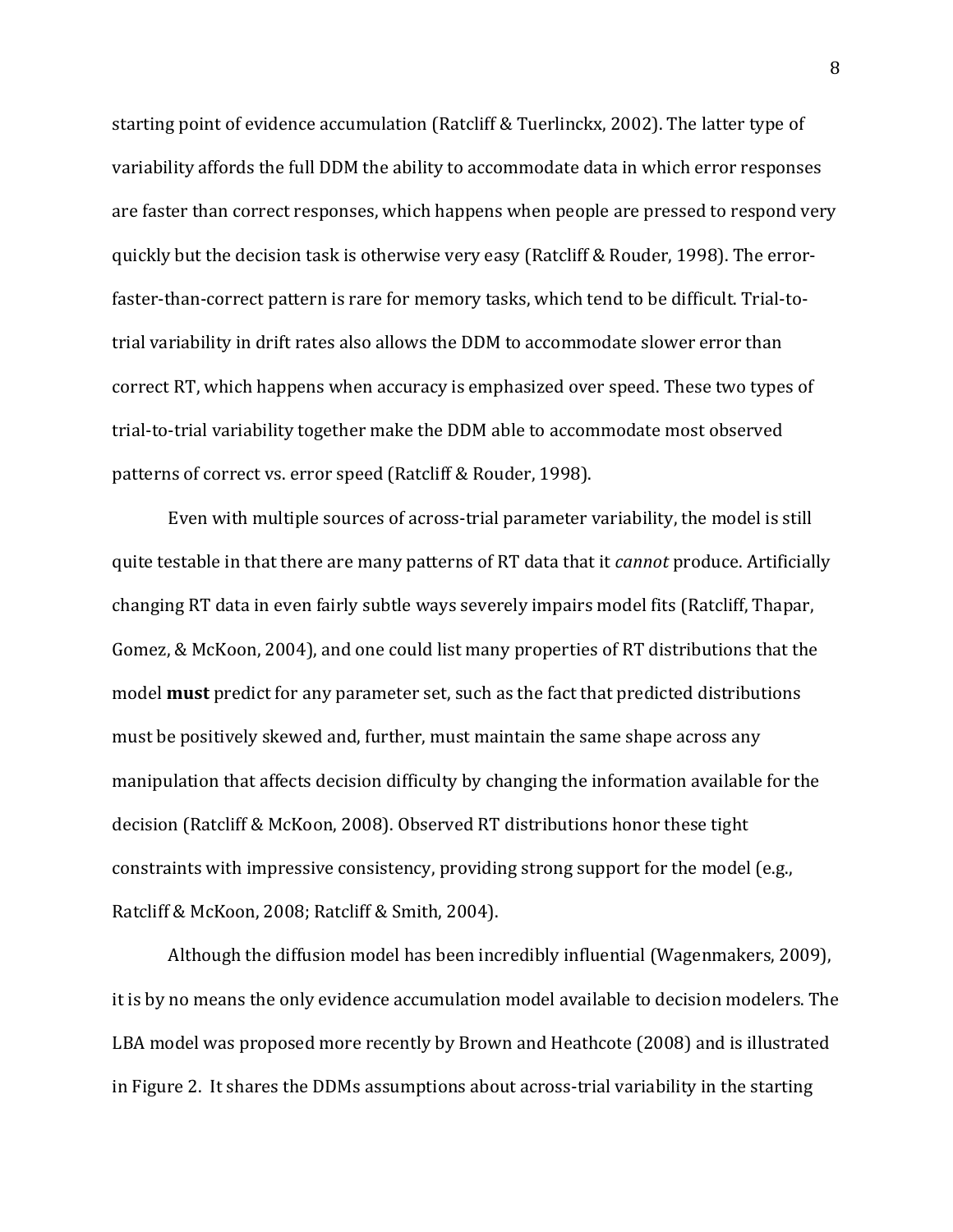starting point of evidence accumulation (Ratcliff & Tuerlinckx, 2002). The latter type of variability affords the full DDM the ability to accommodate data in which error responses are faster than correct responses, which happens when people are pressed to respond very quickly but the decision task is otherwise very easy (Ratcliff & Rouder, 1998). The error-faster-than-correct pattern is rare for memory tasks, which tend to be difficult. Trial-to-trial variability in drift rates also allows the DDM to accommodate slower error than correct RT, which happens when accuracy is emphasized over speed. These two types of trial-to-trial variability together make the DDM able to accommodate most observed patterns of correct vs. error speed (Ratcliff & Rouder, 1998).

Even with multiple sources of across-trial parameter variability, the model is still quite testable in that there are many patterns of RT data that it *cannot* produce. Artificially changing RT data in even fairly subtle ways severely impairs model fits (Ratcliff, Thapar, Gomez, & McKoon, 2004), and one could list many properties of RT distributions that the model **must** predict for any parameter set, such as the fact that predicted distributions must be positively skewed and, further, must maintain the same shape across any manipulation that affects decision difficulty by changing the information available for the decision (Ratcliff & McKoon, 2008). Observed RT distributions honor these tight constraints with impressive consistency, providing strong support for the model (e.g., Ratcliff & McKoon, 2008; Ratcliff & Smith, 2004).

Although the diffusion model has been incredibly influential (Wagenmakers, 2009), it is by no means the only evidence accumulation model available to decision modelers. The LBA model was proposed more recently by Brown and Heathcote (2008) and is illustrated in Figure 2. It shares the DDMs assumptions about across-trial variability in the starting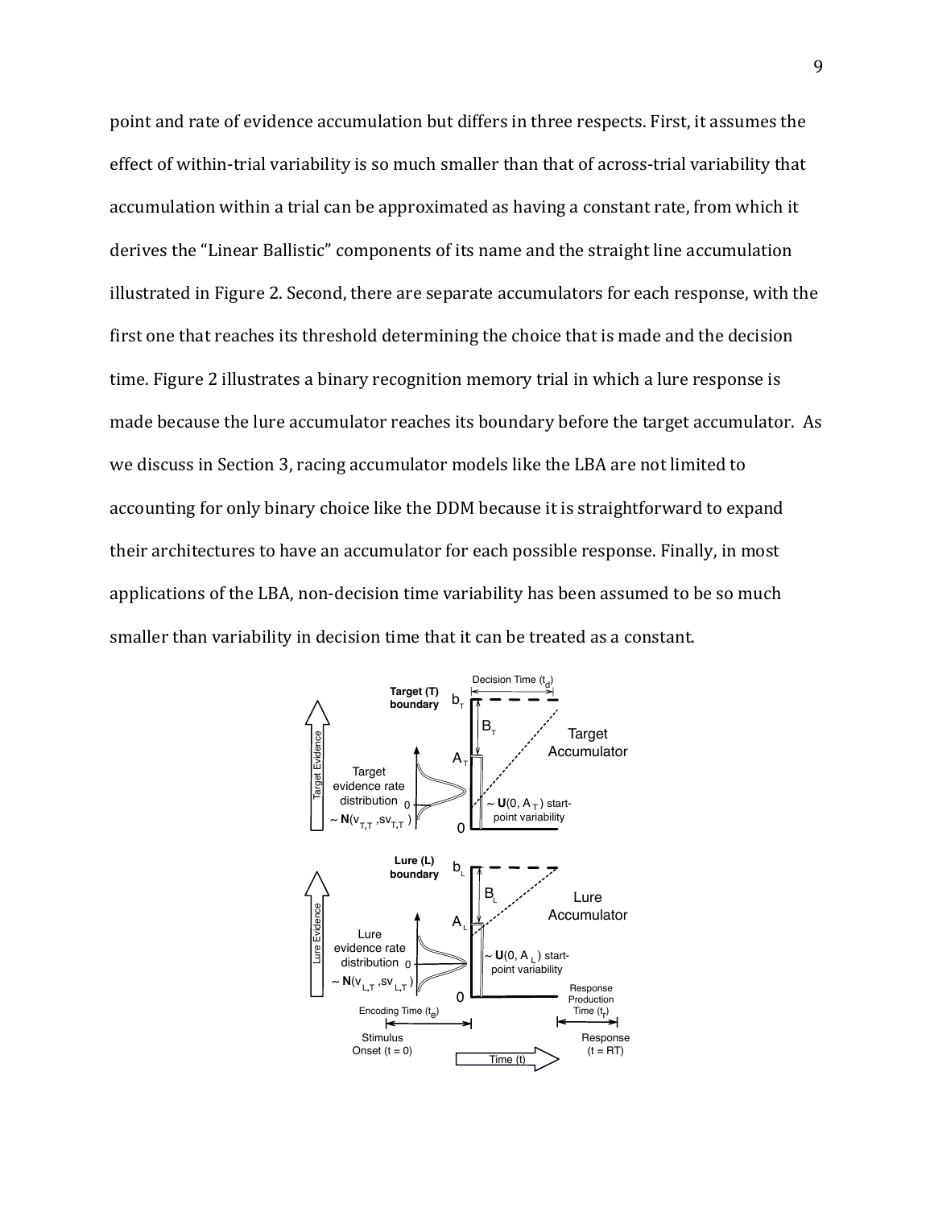point and rate of evidence accumulation but differs in three respects. First, it assumes the effect of within-trial variability is so much smaller than that of across-trial variability that accumulation within a trial can be approximated as having a constant rate, from which it derives the "Linear Ballistic" components of its name and the straight line accumulation illustrated in Figure 2. Second, there are separate accumulators for each response, with the first one that reaches its threshold determining the choice that is made and the decision time. Figure 2 illustrates a binary recognition memory trial in which a lure response is made because the lure accumulator reaches its boundary before the target accumulator. As we discuss in Section 3, racing accumulator models like the LBA are not limited to accounting for only binary choice like the DDM because it is straightforward to expand their architectures to have an accumulator for each possible response. Finally, in most applications of the LBA, non-decision time variability has been assumed to be so much smaller than variability in decision time that it can be treated as a constant.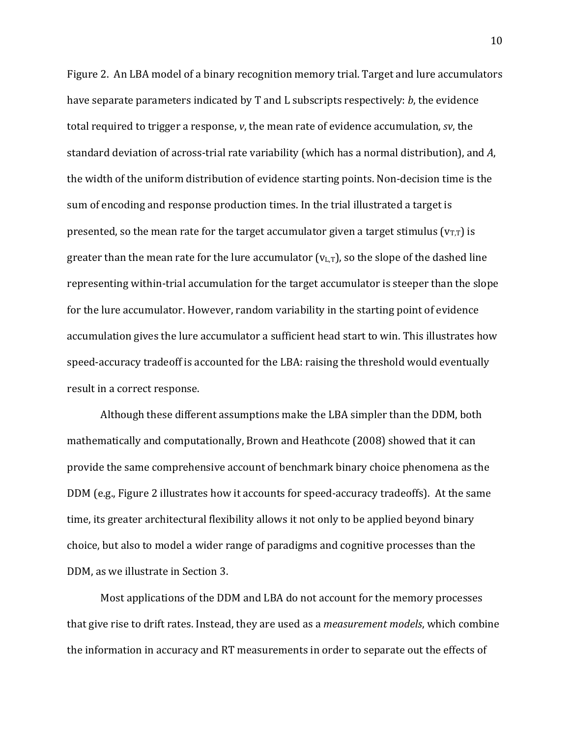Figure 2. An LBA model of a binary recognition memory trial. Target and lure accumulators have separate parameters indicated by T and L subscripts respectively: *b*, the evidence total required to trigger a response, *v*, the mean rate of evidence accumulation, *sv*, the standard deviation of across-trial rate variability (which has a normal distribution), and *A*, the width of the uniform distribution of evidence starting points. Non-decision time is the sum of encoding and response production times. In the trial illustrated a target is presented, so the mean rate for the target accumulator given a target stimulus ($v_{T,T}$) is greater than the mean rate for the lure accumulator ($v_{L,T}$), so the slope of the dashed line representing within-trial accumulation for the target accumulator is steeper than the slope for the lure accumulator. However, random variability in the starting point of evidence accumulation gives the lure accumulator a sufficient head start to win. This illustrates how speed-accuracy tradeoff is accounted for the LBA: raising the threshold would eventually result in a correct response.

Although these different assumptions make the LBA simpler than the DDM, both mathematically and computationally, Brown and Heathcote (2008) showed that it can provide the same comprehensive account of benchmark binary choice phenomena as the DDM (e.g., Figure 2 illustrates how it accounts for speed-accuracy tradeoffs). At the same time, its greater architectural flexibility allows it not only to be applied beyond binary choice, but also to model a wider range of paradigms and cognitive processes than the DDM, as we illustrate in Section 3.

Most applications of the DDM and LBA do not account for the memory processes that give rise to drift rates. Instead, they are used as a *measurement models*, which combine the information in accuracy and RT measurements in order to separate out the effects of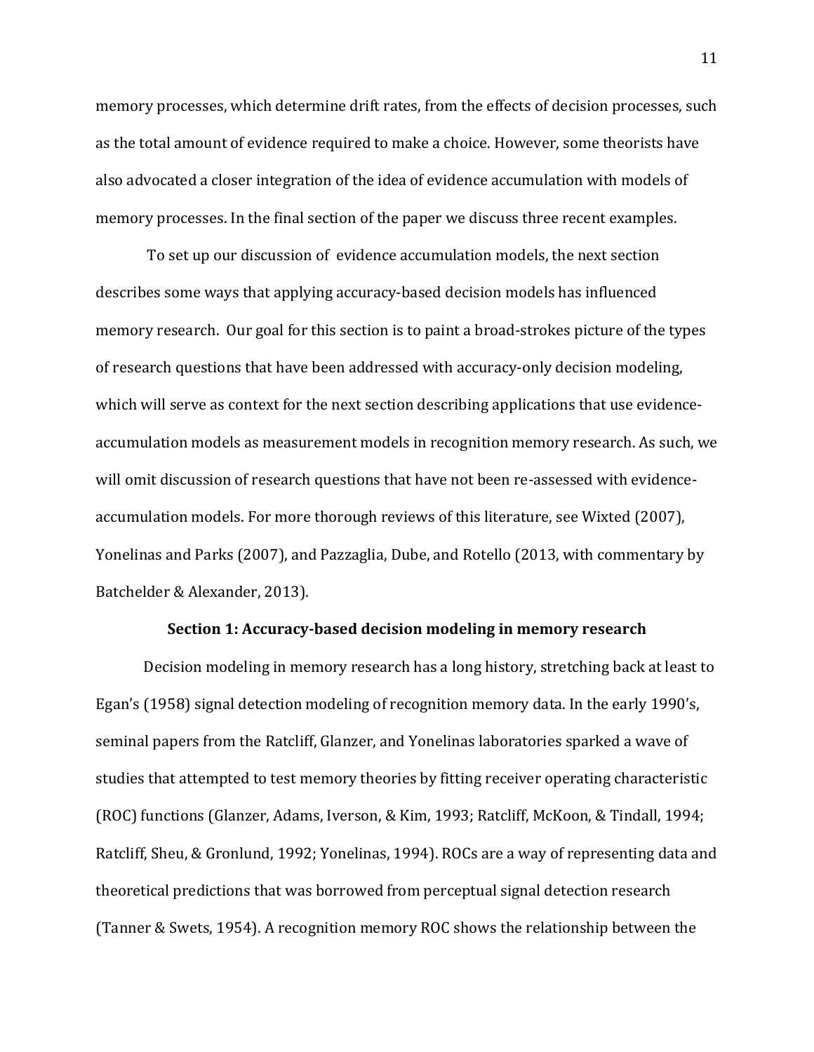memory processes, which determine drift rates, from the effects of decision processes, such as the total amount of evidence required to make a choice. However, some theorists have also advocated a closer integration of the idea of evidence accumulation with models of memory processes. In the final section of the paper we discuss three recent examples.

To set up our discussion of evidence accumulation models, the next section describes some ways that applying accuracy-based decision models has influenced memory research. Our goal for this section is to paint a broad-strokes picture of the types of research questions that have been addressed with accuracy-only decision modeling, which will serve as context for the next section describing applications that use evidence-accumulation models as measurement models in recognition memory research. As such, we will omit discussion of research questions that have not been re-assessed with evidence-accumulation models. For more thorough reviews of this literature, see Wixted (2007), Yonelinas and Parks (2007), and Pazzaglia, Dube, and Rotello (2013, with commentary by Batchelder & Alexander, 2013).

## Section 1: Accuracy-based decision modeling in memory research

Decision modeling in memory research has a long history, stretching back at least to Egan's (1958) signal detection modeling of recognition memory data. In the early 1990's, seminal papers from the Ratcliff, Glanzer, and Yonelinas laboratories sparked a wave of studies that attempted to test memory theories by fitting receiver operating characteristic (ROC) functions (Glanzer, Adams, Iverson, & Kim, 1993; Ratcliff, McKoon, & Tindall, 1994; Ratcliff, Sheu, & Gronlund, 1992; Yonelinas, 1994). ROCs are a way of representing data and theoretical predictions that was borrowed from perceptual signal detection research (Tanner & Swets, 1954). A recognition memory ROC shows the relationship between the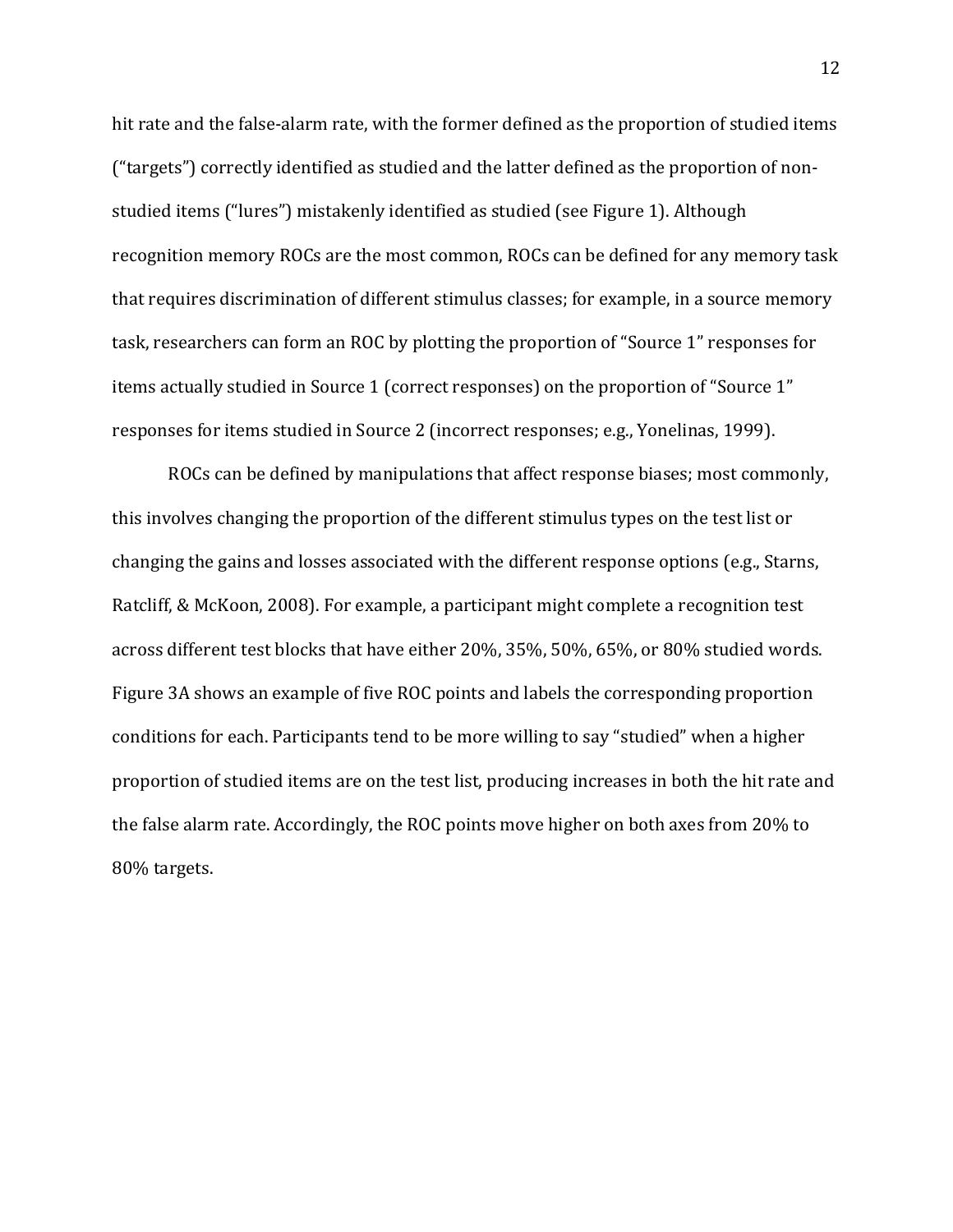hit rate and the false-alarm rate, with the former defined as the proportion of studied items ("targets") correctly identified as studied and the latter defined as the proportion of non-studied items ("lures") mistakenly identified as studied (see Figure 1). Although recognition memory ROCs are the most common, ROCs can be defined for any memory task that requires discrimination of different stimulus classes; for example, in a source memory task, researchers can form an ROC by plotting the proportion of "Source 1" responses for items actually studied in Source 1 (correct responses) on the proportion of "Source 1" responses for items studied in Source 2 (incorrect responses; e.g., Yonelinas, 1999).

ROCs can be defined by manipulations that affect response biases; most commonly, this involves changing the proportion of the different stimulus types on the test list or changing the gains and losses associated with the different response options (e.g., Starns, Ratcliff, & McKoon, 2008). For example, a participant might complete a recognition test across different test blocks that have either 20%, 35%, 50%, 65%, or 80% studied words. Figure 3A shows an example of five ROC points and labels the corresponding proportion conditions for each. Participants tend to be more willing to say "studied" when a higher proportion of studied items are on the test list, producing increases in both the hit rate and the false alarm rate. Accordingly, the ROC points move higher on both axes from 20% to 80% targets.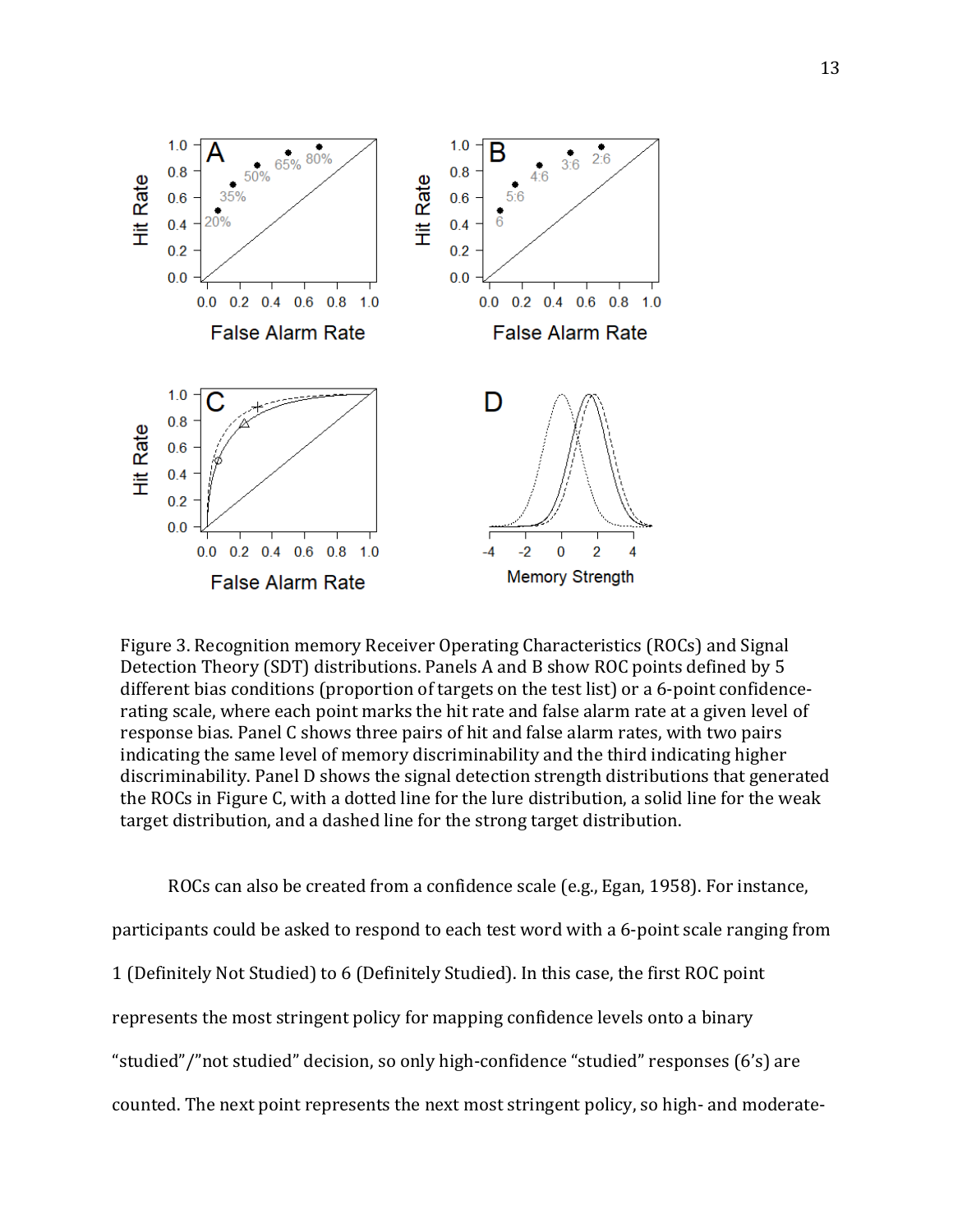Figure 3. Recognition memory Receiver Operating Characteristics (ROCs) and Signal Detection Theory (SDT) distributions. Panels A and B show ROC points defined by 5 different bias conditions (proportion of targets on the test list) or a 6-point confidence-rating scale, where each point marks the hit rate and false alarm rate at a given level of response bias. Panel C shows three pairs of hit and false alarm rates, with two pairs indicating the same level of memory discriminability and the third indicating higher discriminability. Panel D shows the signal detection strength distributions that generated the ROCs in Figure C, with a dotted line for the lure distribution, a solid line for the weak target distribution, and a dashed line for the strong target distribution.

ROCs can also be created from a confidence scale (e.g., Egan, 1958). For instance, participants could be asked to respond to each test word with a 6-point scale ranging from 1 (Definitely Not Studied) to 6 (Definitely Studied). In this case, the first ROC point represents the most stringent policy for mapping confidence levels onto a binary "studied"/"not studied" decision, so only high-confidence "studied" responses (6's) are counted. The next point represents the next most stringent policy, so high- and moderate-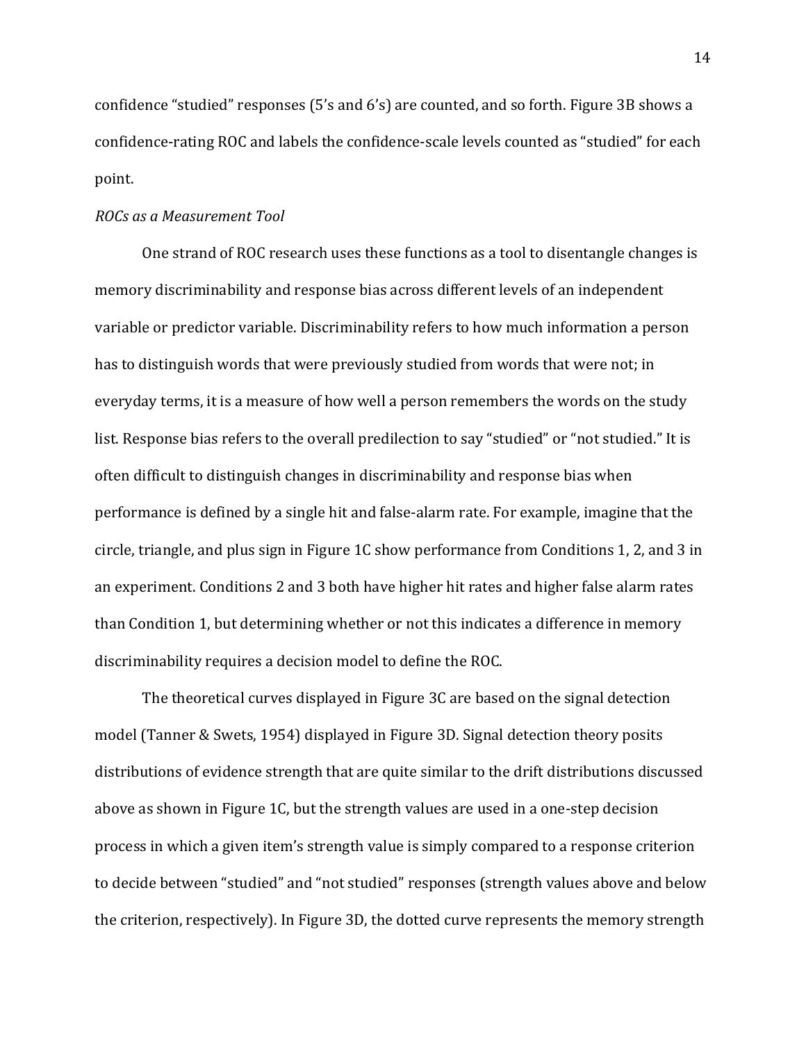confidence "studied" responses (5's and 6's) are counted, and so forth. Figure 3B shows a confidence-rating ROC and labels the confidence-scale levels counted as "studied" for each point.

*ROCs as a Measurement Tool*

One strand of ROC research uses these functions as a tool to disentangle changes is memory discriminability and response bias across different levels of an independent variable or predictor variable. Discriminability refers to how much information a person has to distinguish words that were previously studied from words that were not; in everyday terms, it is a measure of how well a person remembers the words on the study list. Response bias refers to the overall predilection to say "studied" or "not studied." It is often difficult to distinguish changes in discriminability and response bias when performance is defined by a single hit and false-alarm rate. For example, imagine that the circle, triangle, and plus sign in Figure 1C show performance from Conditions 1, 2, and 3 in an experiment. Conditions 2 and 3 both have higher hit rates and higher false alarm rates than Condition 1, but determining whether or not this indicates a difference in memory discriminability requires a decision model to define the ROC.

The theoretical curves displayed in Figure 3C are based on the signal detection model (Tanner & Swets, 1954) displayed in Figure 3D. Signal detection theory posits distributions of evidence strength that are quite similar to the drift distributions discussed above as shown in Figure 1C, but the strength values are used in a one-step decision process in which a given item's strength value is simply compared to a response criterion to decide between "studied" and "not studied" responses (strength values above and below the criterion, respectively). In Figure 3D, the dotted curve represents the memory strength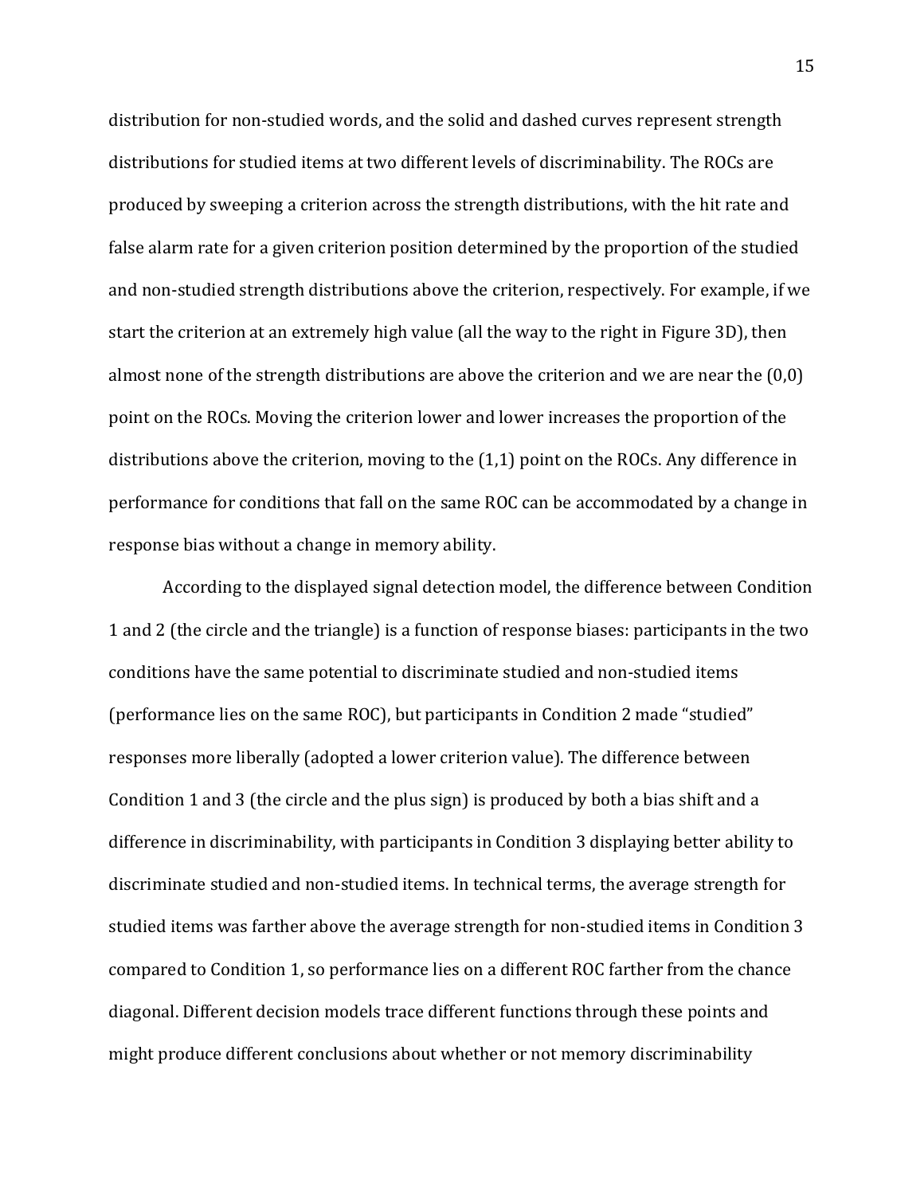distribution for non-studied words, and the solid and dashed curves represent strength distributions for studied items at two different levels of discriminability. The ROCs are produced by sweeping a criterion across the strength distributions, with the hit rate and false alarm rate for a given criterion position determined by the proportion of the studied and non-studied strength distributions above the criterion, respectively. For example, if we start the criterion at an extremely high value (all the way to the right in Figure 3D), then almost none of the strength distributions are above the criterion and we are near the (0,0) point on the ROCs. Moving the criterion lower and lower increases the proportion of the distributions above the criterion, moving to the (1,1) point on the ROCs. Any difference in performance for conditions that fall on the same ROC can be accommodated by a change in response bias without a change in memory ability.

According to the displayed signal detection model, the difference between Condition 1 and 2 (the circle and the triangle) is a function of response biases: participants in the two conditions have the same potential to discriminate studied and non-studied items (performance lies on the same ROC), but participants in Condition 2 made "studied" responses more liberally (adopted a lower criterion value). The difference between Condition 1 and 3 (the circle and the plus sign) is produced by both a bias shift and a difference in discriminability, with participants in Condition 3 displaying better ability to discriminate studied and non-studied items. In technical terms, the average strength for studied items was farther above the average strength for non-studied items in Condition 3 compared to Condition 1, so performance lies on a different ROC farther from the chance diagonal. Different decision models trace different functions through these points and might produce different conclusions about whether or not memory discriminability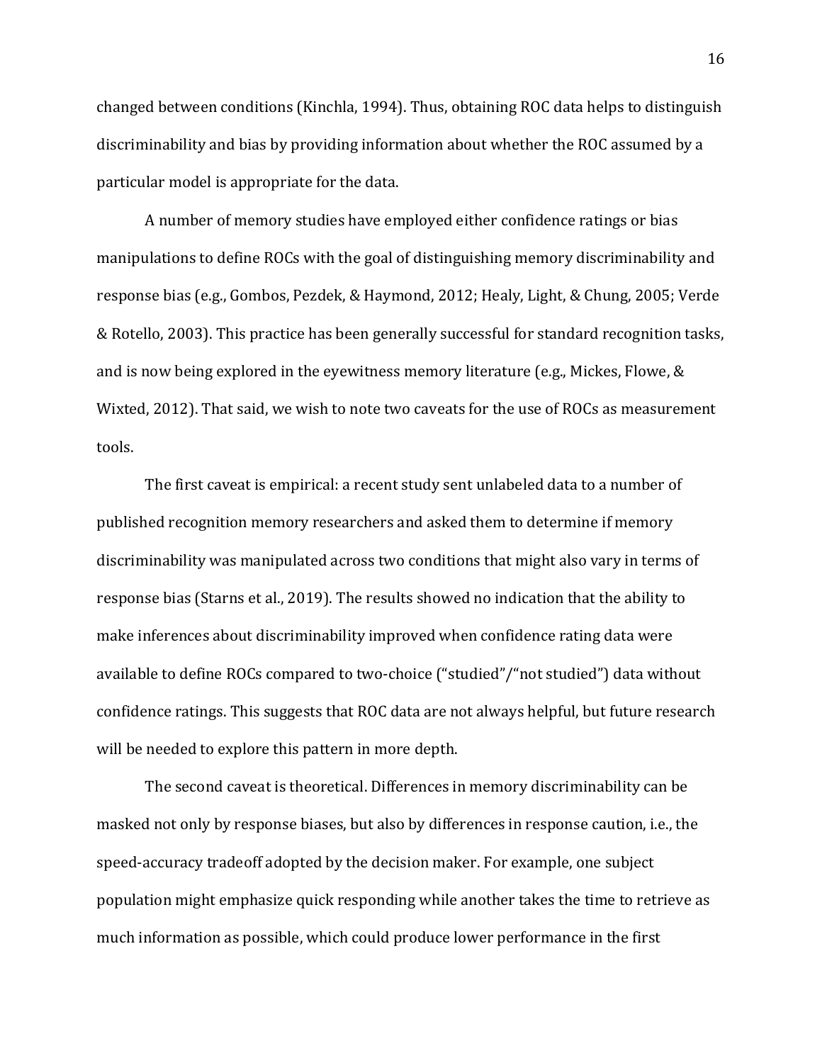changed between conditions (Kinchla, 1994). Thus, obtaining ROC data helps to distinguish discriminability and bias by providing information about whether the ROC assumed by a particular model is appropriate for the data.

A number of memory studies have employed either confidence ratings or bias manipulations to define ROCs with the goal of distinguishing memory discriminability and response bias (e.g., Gombos, Pezdek, & Haymond, 2012; Healy, Light, & Chung, 2005; Verde & Rotello, 2003). This practice has been generally successful for standard recognition tasks, and is now being explored in the eyewitness memory literature (e.g., Mickes, Flowe, & Wixted, 2012). That said, we wish to note two caveats for the use of ROCs as measurement tools.

The first caveat is empirical: a recent study sent unlabeled data to a number of published recognition memory researchers and asked them to determine if memory discriminability was manipulated across two conditions that might also vary in terms of response bias (Starns et al., 2019). The results showed no indication that the ability to make inferences about discriminability improved when confidence rating data were available to define ROCs compared to two-choice ("studied"/"not studied") data without confidence ratings. This suggests that ROC data are not always helpful, but future research will be needed to explore this pattern in more depth.

The second caveat is theoretical. Differences in memory discriminability can be masked not only by response biases, but also by differences in response caution, i.e., the speed-accuracy tradeoff adopted by the decision maker. For example, one subject population might emphasize quick responding while another takes the time to retrieve as much information as possible, which could produce lower performance in the first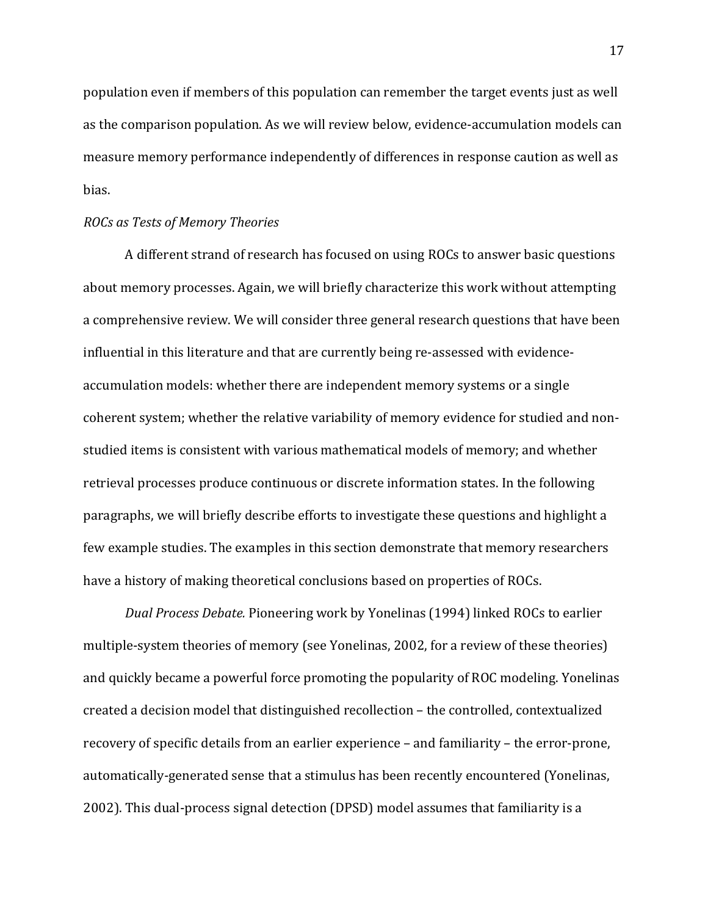population even if members of this population can remember the target events just as well as the comparison population. As we will review below, evidence-accumulation models can measure memory performance independently of differences in response caution as well as bias.

*ROCs as Tests of Memory Theories*

A different strand of research has focused on using ROCs to answer basic questions about memory processes. Again, we will briefly characterize this work without attempting a comprehensive review. We will consider three general research questions that have been influential in this literature and that are currently being re-assessed with evidence-accumulation models: whether there are independent memory systems or a single coherent system; whether the relative variability of memory evidence for studied and non-studied items is consistent with various mathematical models of memory; and whether retrieval processes produce continuous or discrete information states. In the following paragraphs, we will briefly describe efforts to investigate these questions and highlight a few example studies. The examples in this section demonstrate that memory researchers have a history of making theoretical conclusions based on properties of ROCs.

*Dual Process Debate.* Pioneering work by Yonelinas (1994) linked ROCs to earlier multiple-system theories of memory (see Yonelinas, 2002, for a review of these theories) and quickly became a powerful force promoting the popularity of ROC modeling. Yonelinas created a decision model that distinguished recollection – the controlled, contextualized recovery of specific details from an earlier experience – and familiarity – the error-prone, automatically-generated sense that a stimulus has been recently encountered (Yonelinas, 2002). This dual-process signal detection (DPSD) model assumes that familiarity is a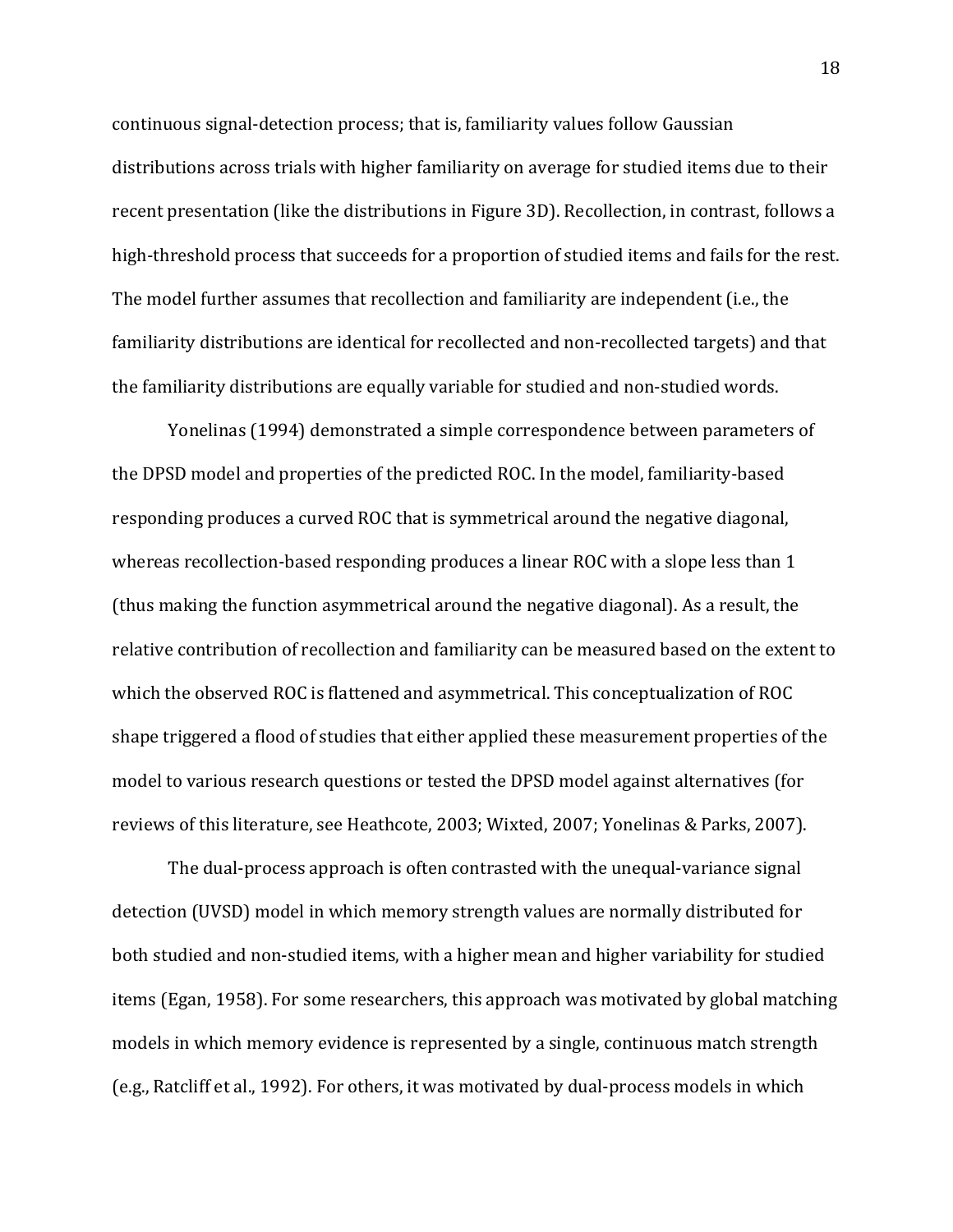continuous signal-detection process; that is, familiarity values follow Gaussian distributions across trials with higher familiarity on average for studied items due to their recent presentation (like the distributions in Figure 3D). Recollection, in contrast, follows a high-threshold process that succeeds for a proportion of studied items and fails for the rest. The model further assumes that recollection and familiarity are independent (i.e., the familiarity distributions are identical for recollected and non-recollected targets) and that the familiarity distributions are equally variable for studied and non-studied words.

Yonelinas (1994) demonstrated a simple correspondence between parameters of the DPSD model and properties of the predicted ROC. In the model, familiarity-based responding produces a curved ROC that is symmetrical around the negative diagonal, whereas recollection-based responding produces a linear ROC with a slope less than 1 (thus making the function asymmetrical around the negative diagonal). As a result, the relative contribution of recollection and familiarity can be measured based on the extent to which the observed ROC is flattened and asymmetrical. This conceptualization of ROC shape triggered a flood of studies that either applied these measurement properties of the model to various research questions or tested the DPSD model against alternatives (for reviews of this literature, see Heathcote, 2003; Wixted, 2007; Yonelinas & Parks, 2007).

The dual-process approach is often contrasted with the unequal-variance signal detection (UVSD) model in which memory strength values are normally distributed for both studied and non-studied items, with a higher mean and higher variability for studied items (Egan, 1958). For some researchers, this approach was motivated by global matching models in which memory evidence is represented by a single, continuous match strength (e.g., Ratcliff et al., 1992). For others, it was motivated by dual-process models in which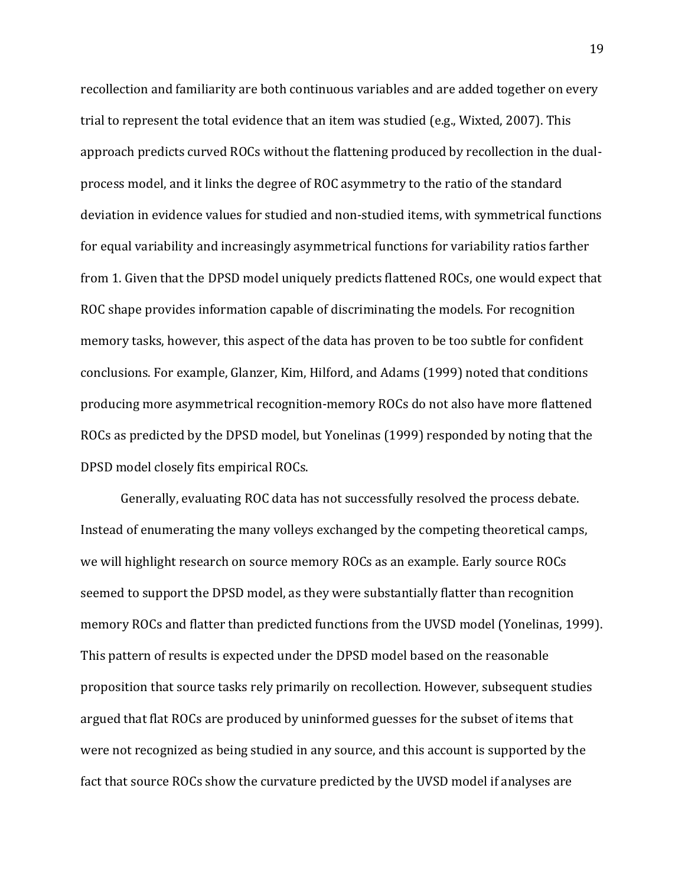recollection and familiarity are both continuous variables and are added together on every trial to represent the total evidence that an item was studied (e.g., Wixted, 2007). This approach predicts curved ROCs without the flattening produced by recollection in the dual-process model, and it links the degree of ROC asymmetry to the ratio of the standard deviation in evidence values for studied and non-studied items, with symmetrical functions for equal variability and increasingly asymmetrical functions for variability ratios farther from 1. Given that the DPSD model uniquely predicts flattened ROCs, one would expect that ROC shape provides information capable of discriminating the models. For recognition memory tasks, however, this aspect of the data has proven to be too subtle for confident conclusions. For example, Glanzer, Kim, Hilford, and Adams (1999) noted that conditions producing more asymmetrical recognition-memory ROCs do not also have more flattened ROCs as predicted by the DPSD model, but Yonelinas (1999) responded by noting that the DPSD model closely fits empirical ROCs.

Generally, evaluating ROC data has not successfully resolved the process debate. Instead of enumerating the many volleys exchanged by the competing theoretical camps, we will highlight research on source memory ROCs as an example. Early source ROCs seemed to support the DPSD model, as they were substantially flatter than recognition memory ROCs and flatter than predicted functions from the UVSD model (Yonelinas, 1999). This pattern of results is expected under the DPSD model based on the reasonable proposition that source tasks rely primarily on recollection. However, subsequent studies argued that flat ROCs are produced by uninformed guesses for the subset of items that were not recognized as being studied in any source, and this account is supported by the fact that source ROCs show the curvature predicted by the UVSD model if analyses are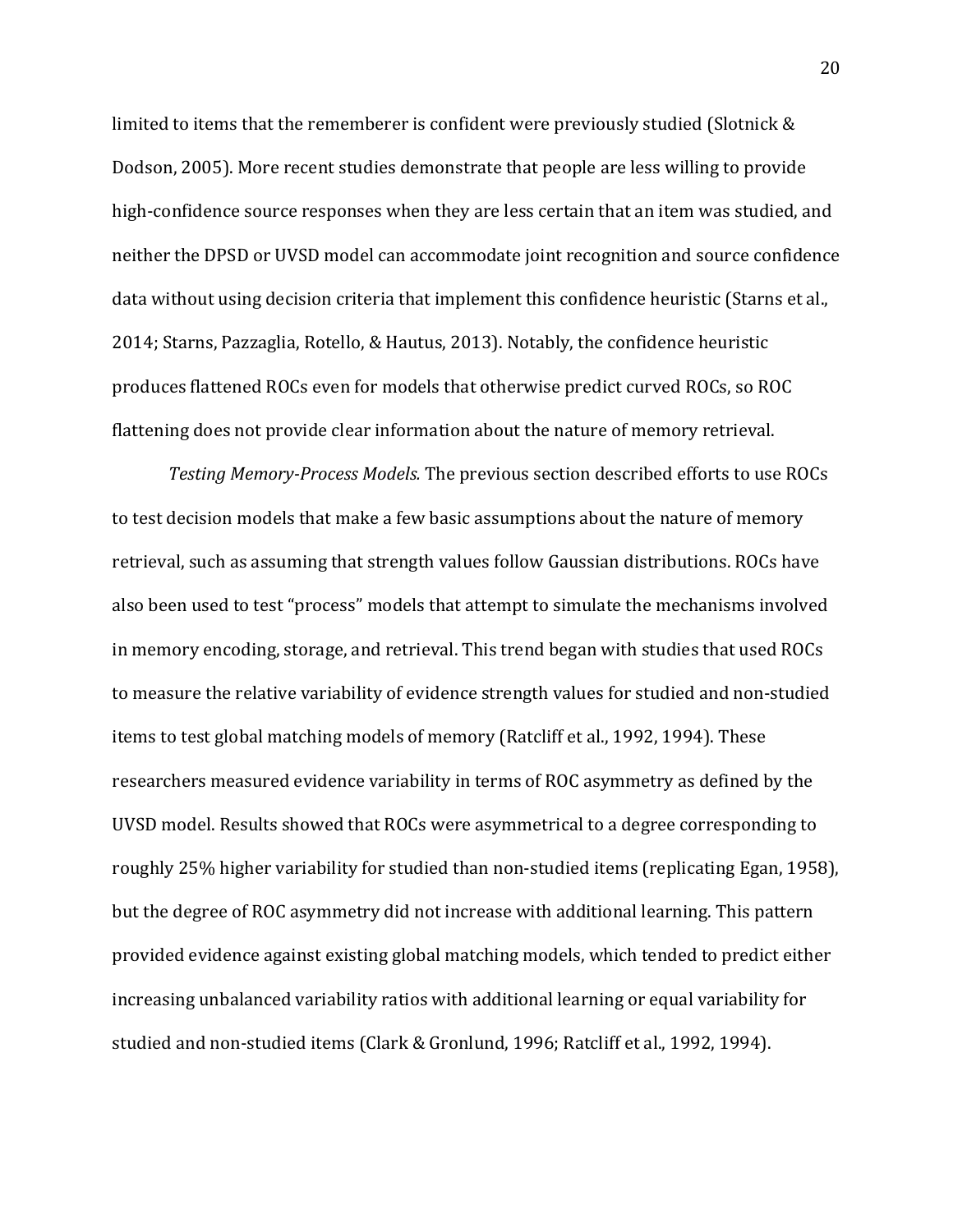limited to items that the rememberer is confident were previously studied (Slotnick & Dodson, 2005). More recent studies demonstrate that people are less willing to provide high-confidence source responses when they are less certain that an item was studied, and neither the DPSD or UVSD model can accommodate joint recognition and source confidence data without using decision criteria that implement this confidence heuristic (Starns et al., 2014; Starns, Pazzaglia, Rotello, & Hautus, 2013). Notably, the confidence heuristic produces flattened ROCs even for models that otherwise predict curved ROCs, so ROC flattening does not provide clear information about the nature of memory retrieval.

*Testing Memory-Process Models.* The previous section described efforts to use ROCs to test decision models that make a few basic assumptions about the nature of memory retrieval, such as assuming that strength values follow Gaussian distributions. ROCs have also been used to test "process" models that attempt to simulate the mechanisms involved in memory encoding, storage, and retrieval. This trend began with studies that used ROCs to measure the relative variability of evidence strength values for studied and non-studied items to test global matching models of memory (Ratcliff et al., 1992, 1994). These researchers measured evidence variability in terms of ROC asymmetry as defined by the UVSD model. Results showed that ROCs were asymmetrical to a degree corresponding to roughly 25% higher variability for studied than non-studied items (replicating Egan, 1958), but the degree of ROC asymmetry did not increase with additional learning. This pattern provided evidence against existing global matching models, which tended to predict either increasing unbalanced variability ratios with additional learning or equal variability for studied and non-studied items (Clark & Gronlund, 1996; Ratcliff et al., 1992, 1994).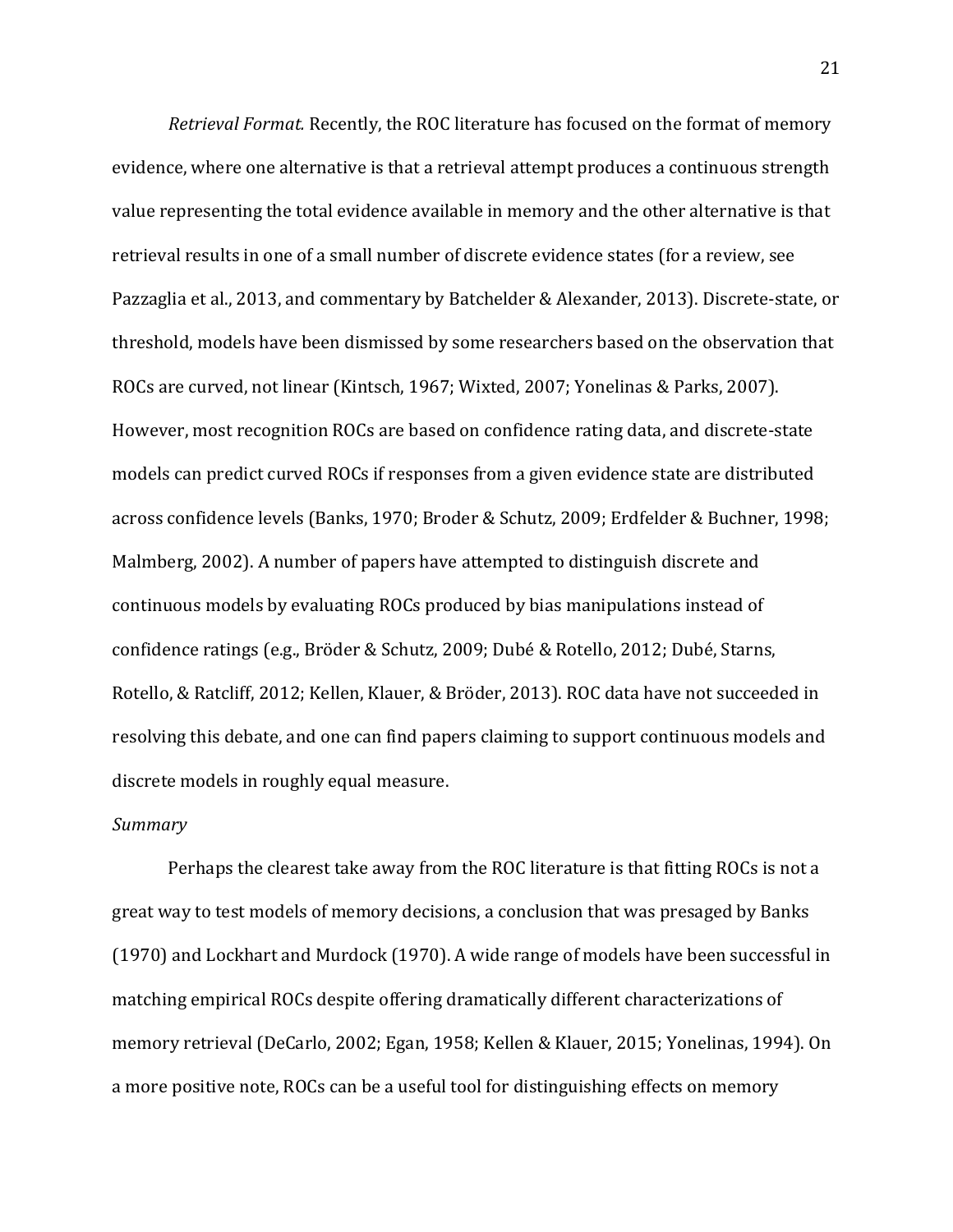*Retrieval Format.* Recently, the ROC literature has focused on the format of memory evidence, where one alternative is that a retrieval attempt produces a continuous strength value representing the total evidence available in memory and the other alternative is that retrieval results in one of a small number of discrete evidence states (for a review, see Pazzaglia et al., 2013, and commentary by Batchelder & Alexander, 2013). Discrete-state, or threshold, models have been dismissed by some researchers based on the observation that ROCs are curved, not linear (Kintsch, 1967; Wixted, 2007; Yonelinas & Parks, 2007). However, most recognition ROCs are based on confidence rating data, and discrete-state models can predict curved ROCs if responses from a given evidence state are distributed across confidence levels (Banks, 1970; Broder & Schutz, 2009; Erdfelder & Buchner, 1998; Malmberg, 2002). A number of papers have attempted to distinguish discrete and continuous models by evaluating ROCs produced by bias manipulations instead of confidence ratings (e.g., Bröder & Schutz, 2009; Dubé & Rotello, 2012; Dubé, Starns, Rotello, & Ratcliff, 2012; Kellen, Klauer, & Bröder, 2013). ROC data have not succeeded in resolving this debate, and one can find papers claiming to support continuous models and discrete models in roughly equal measure.

*Summary*

Perhaps the clearest take away from the ROC literature is that fitting ROCs is not a great way to test models of memory decisions, a conclusion that was presaged by Banks (1970) and Lockhart and Murdock (1970). A wide range of models have been successful in matching empirical ROCs despite offering dramatically different characterizations of memory retrieval (DeCarlo, 2002; Egan, 1958; Kellen & Klauer, 2015; Yonelinas, 1994). On a more positive note, ROCs can be a useful tool for distinguishing effects on memory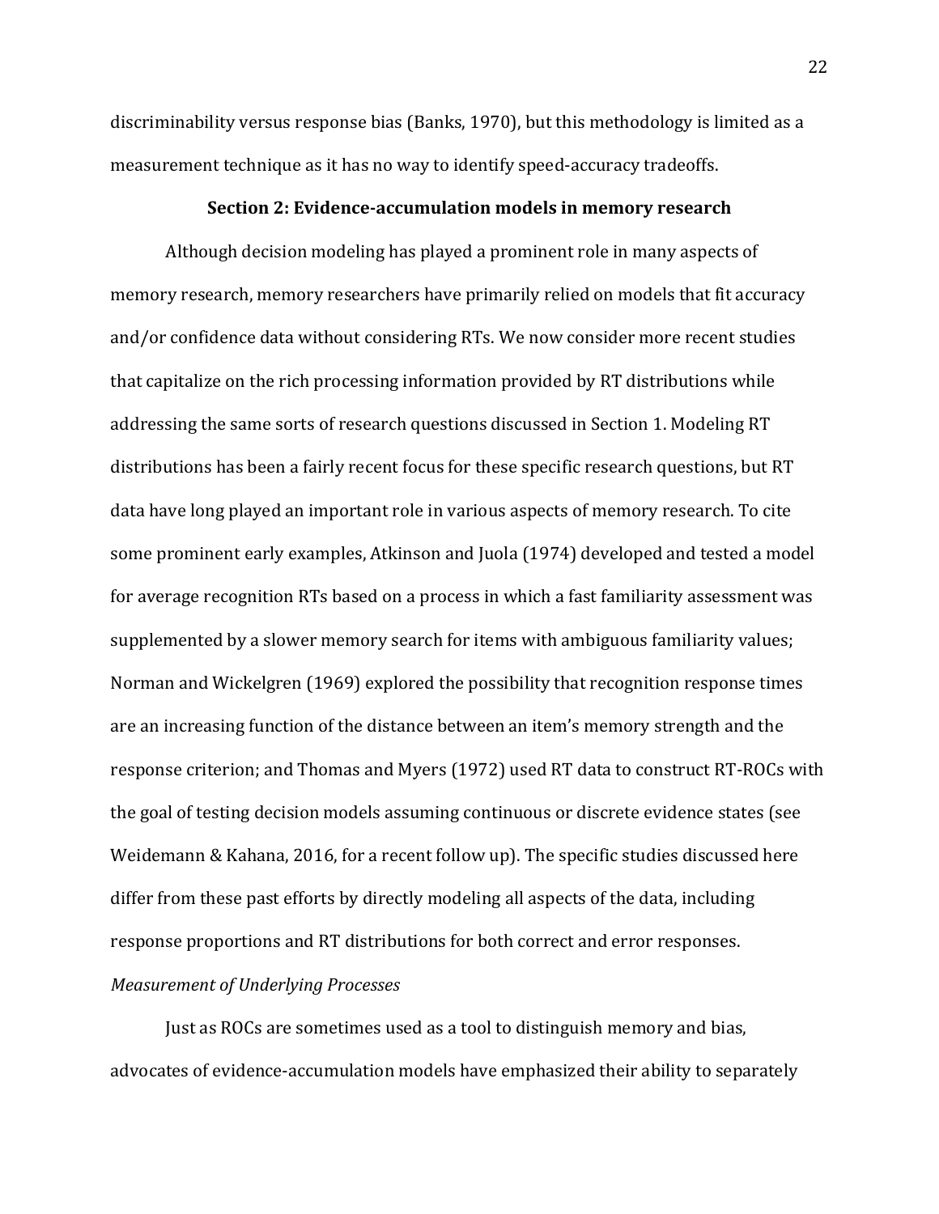discriminability versus response bias (Banks, 1970), but this methodology is limited as a measurement technique as it has no way to identify speed-accuracy tradeoffs.

## Section 2: Evidence-accumulation models in memory research

Although decision modeling has played a prominent role in many aspects of memory research, memory researchers have primarily relied on models that fit accuracy and/or confidence data without considering RTs. We now consider more recent studies that capitalize on the rich processing information provided by RT distributions while addressing the same sorts of research questions discussed in Section 1. Modeling RT distributions has been a fairly recent focus for these specific research questions, but RT data have long played an important role in various aspects of memory research. To cite some prominent early examples, Atkinson and Juola (1974) developed and tested a model for average recognition RTs based on a process in which a fast familiarity assessment was supplemented by a slower memory search for items with ambiguous familiarity values; Norman and Wickelgren (1969) explored the possibility that recognition response times are an increasing function of the distance between an item's memory strength and the response criterion; and Thomas and Myers (1972) used RT data to construct RT-ROCs with the goal of testing decision models assuming continuous or discrete evidence states (see Weidemann & Kahana, 2016, for a recent follow up). The specific studies discussed here differ from these past efforts by directly modeling all aspects of the data, including response proportions and RT distributions for both correct and error responses.

### *Measurement of Underlying Processes*

Just as ROCs are sometimes used as a tool to distinguish memory and bias, advocates of evidence-accumulation models have emphasized their ability to separately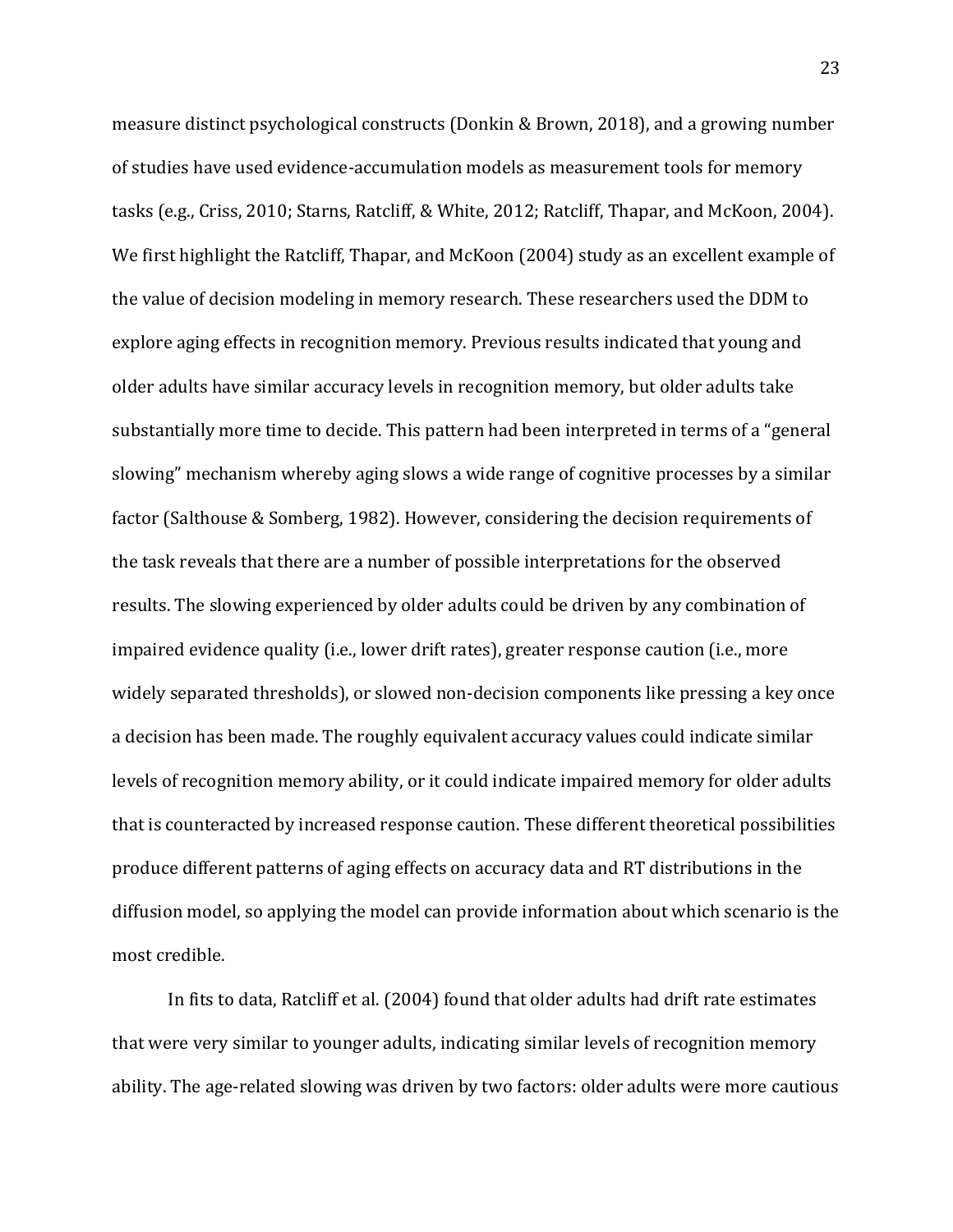measure distinct psychological constructs (Donkin & Brown, 2018), and a growing number of studies have used evidence-accumulation models as measurement tools for memory tasks (e.g., Criss, 2010; Starns, Ratcliff, & White, 2012; Ratcliff, Thapar, and McKoon, 2004). We first highlight the Ratcliff, Thapar, and McKoon (2004) study as an excellent example of the value of decision modeling in memory research. These researchers used the DDM to explore aging effects in recognition memory. Previous results indicated that young and older adults have similar accuracy levels in recognition memory, but older adults take substantially more time to decide. This pattern had been interpreted in terms of a "general slowing" mechanism whereby aging slows a wide range of cognitive processes by a similar factor (Salthouse & Somberg, 1982). However, considering the decision requirements of the task reveals that there are a number of possible interpretations for the observed results. The slowing experienced by older adults could be driven by any combination of impaired evidence quality (i.e., lower drift rates), greater response caution (i.e., more widely separated thresholds), or slowed non-decision components like pressing a key once a decision has been made. The roughly equivalent accuracy values could indicate similar levels of recognition memory ability, or it could indicate impaired memory for older adults that is counteracted by increased response caution. These different theoretical possibilities produce different patterns of aging effects on accuracy data and RT distributions in the diffusion model, so applying the model can provide information about which scenario is the most credible.

In fits to data, Ratcliff et al. (2004) found that older adults had drift rate estimates that were very similar to younger adults, indicating similar levels of recognition memory ability. The age-related slowing was driven by two factors: older adults were more cautious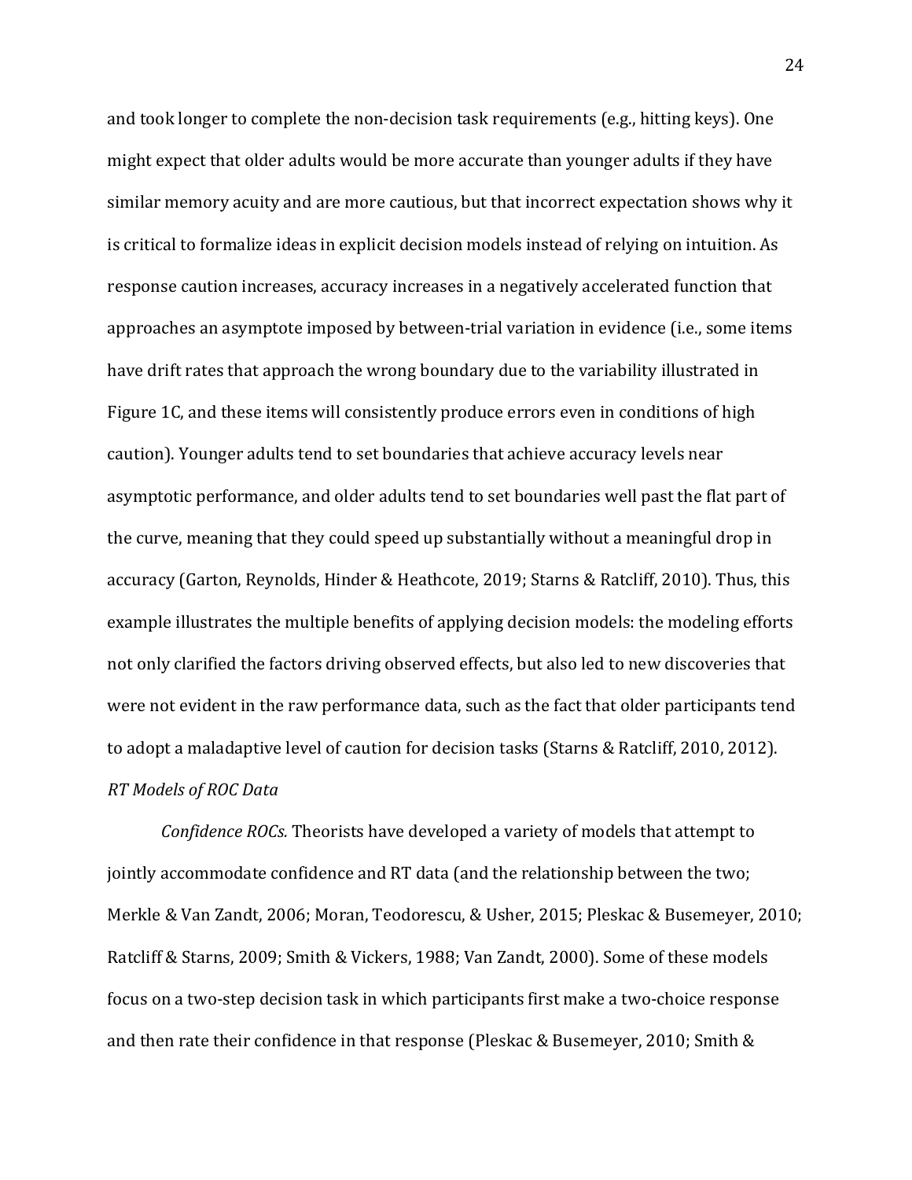and took longer to complete the non-decision task requirements (e.g., hitting keys). One might expect that older adults would be more accurate than younger adults if they have similar memory acuity and are more cautious, but that incorrect expectation shows why it is critical to formalize ideas in explicit decision models instead of relying on intuition. As response caution increases, accuracy increases in a negatively accelerated function that approaches an asymptote imposed by between-trial variation in evidence (i.e., some items have drift rates that approach the wrong boundary due to the variability illustrated in Figure 1C, and these items will consistently produce errors even in conditions of high caution). Younger adults tend to set boundaries that achieve accuracy levels near asymptotic performance, and older adults tend to set boundaries well past the flat part of the curve, meaning that they could speed up substantially without a meaningful drop in accuracy (Garton, Reynolds, Hinder & Heathcote, 2019; Starns & Ratcliff, 2010). Thus, this example illustrates the multiple benefits of applying decision models: the modeling efforts not only clarified the factors driving observed effects, but also led to new discoveries that were not evident in the raw performance data, such as the fact that older participants tend to adopt a maladaptive level of caution for decision tasks (Starns & Ratcliff, 2010, 2012).

*RT Models of ROC Data*

*Confidence ROCs.* Theorists have developed a variety of models that attempt to jointly accommodate confidence and RT data (and the relationship between the two; Merkle & Van Zandt, 2006; Moran, Teodorescu, & Usher, 2015; Pleskac & Busemeyer, 2010; Ratcliff & Starns, 2009; Smith & Vickers, 1988; Van Zandt, 2000). Some of these models focus on a two-step decision task in which participants first make a two-choice response and then rate their confidence in that response (Pleskac & Busemeyer, 2010; Smith &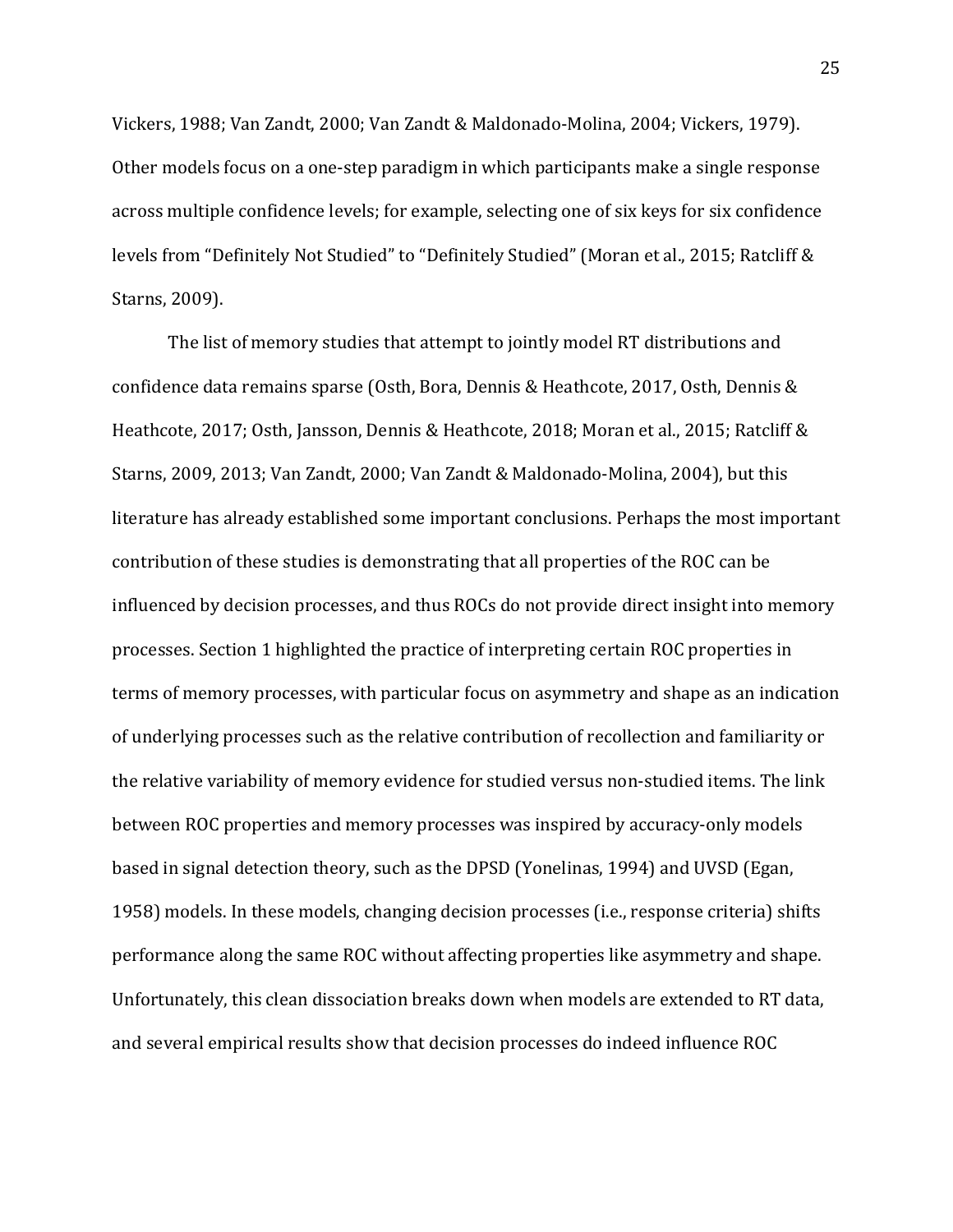Vickers, 1988; Van Zandt, 2000; Van Zandt & Maldonado-Molina, 2004; Vickers, 1979). Other models focus on a one-step paradigm in which participants make a single response across multiple confidence levels; for example, selecting one of six keys for six confidence levels from "Definitely Not Studied" to "Definitely Studied" (Moran et al., 2015; Ratcliff & Starns, 2009).

The list of memory studies that attempt to jointly model RT distributions and confidence data remains sparse (Osth, Bora, Dennis & Heathcote, 2017, Osth, Dennis & Heathcote, 2017; Osth, Jansson, Dennis & Heathcote, 2018; Moran et al., 2015; Ratcliff & Starns, 2009, 2013; Van Zandt, 2000; Van Zandt & Maldonado-Molina, 2004), but this literature has already established some important conclusions. Perhaps the most important contribution of these studies is demonstrating that all properties of the ROC can be influenced by decision processes, and thus ROCs do not provide direct insight into memory processes. Section 1 highlighted the practice of interpreting certain ROC properties in terms of memory processes, with particular focus on asymmetry and shape as an indication of underlying processes such as the relative contribution of recollection and familiarity or the relative variability of memory evidence for studied versus non-studied items. The link between ROC properties and memory processes was inspired by accuracy-only models based in signal detection theory, such as the DPSD (Yonelinas, 1994) and UVSD (Egan, 1958) models. In these models, changing decision processes (i.e., response criteria) shifts performance along the same ROC without affecting properties like asymmetry and shape. Unfortunately, this clean dissociation breaks down when models are extended to RT data, and several empirical results show that decision processes do indeed influence ROC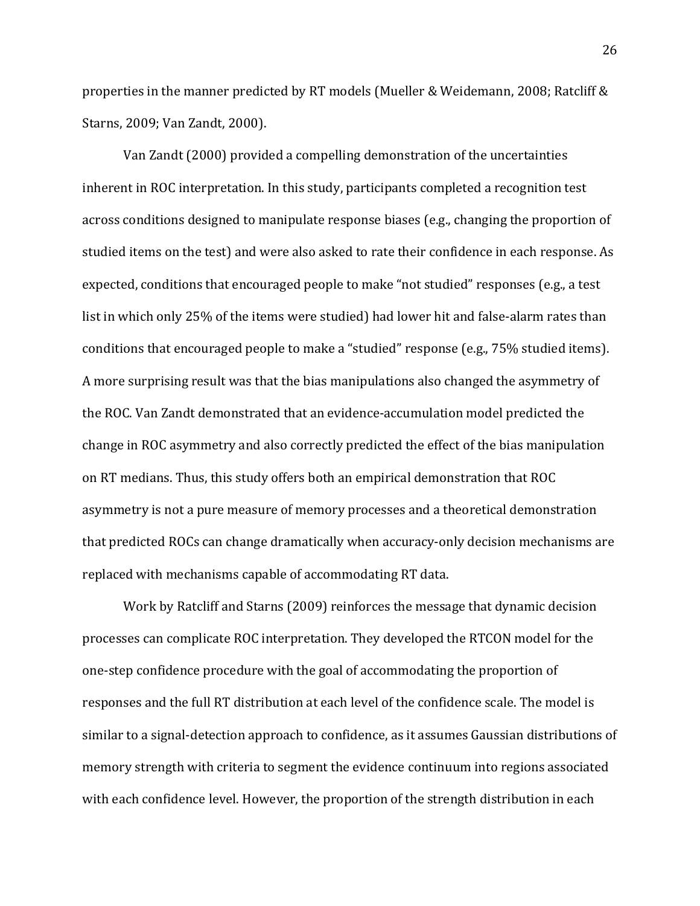properties in the manner predicted by RT models (Mueller & Weidemann, 2008; Ratcliff & Starns, 2009; Van Zandt, 2000).

Van Zandt (2000) provided a compelling demonstration of the uncertainties inherent in ROC interpretation. In this study, participants completed a recognition test across conditions designed to manipulate response biases (e.g., changing the proportion of studied items on the test) and were also asked to rate their confidence in each response. As expected, conditions that encouraged people to make "not studied" responses (e.g., a test list in which only 25% of the items were studied) had lower hit and false-alarm rates than conditions that encouraged people to make a "studied" response (e.g., 75% studied items). A more surprising result was that the bias manipulations also changed the asymmetry of the ROC. Van Zandt demonstrated that an evidence-accumulation model predicted the change in ROC asymmetry and also correctly predicted the effect of the bias manipulation on RT medians. Thus, this study offers both an empirical demonstration that ROC asymmetry is not a pure measure of memory processes and a theoretical demonstration that predicted ROCs can change dramatically when accuracy-only decision mechanisms are replaced with mechanisms capable of accommodating RT data.

Work by Ratcliff and Starns (2009) reinforces the message that dynamic decision processes can complicate ROC interpretation. They developed the RTCON model for the one-step confidence procedure with the goal of accommodating the proportion of responses and the full RT distribution at each level of the confidence scale. The model is similar to a signal-detection approach to confidence, as it assumes Gaussian distributions of memory strength with criteria to segment the evidence continuum into regions associated with each confidence level. However, the proportion of the strength distribution in each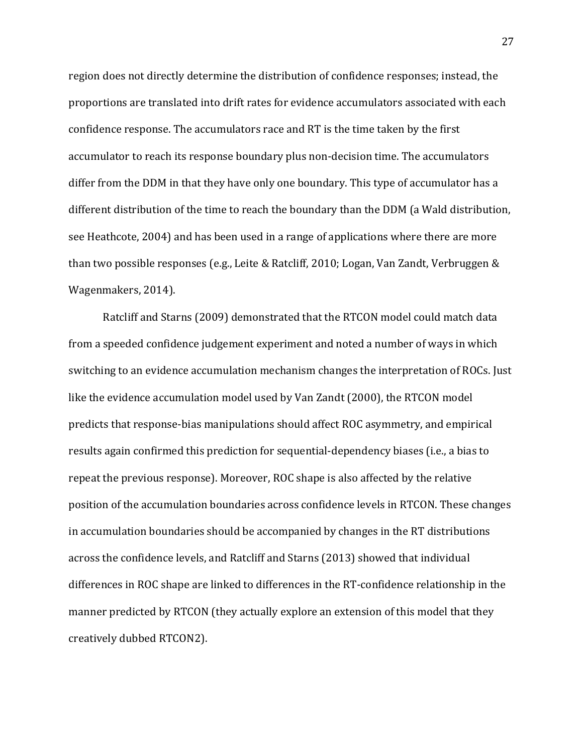region does not directly determine the distribution of confidence responses; instead, the proportions are translated into drift rates for evidence accumulators associated with each confidence response. The accumulators race and RT is the time taken by the first accumulator to reach its response boundary plus non-decision time. The accumulators differ from the DDM in that they have only one boundary. This type of accumulator has a different distribution of the time to reach the boundary than the DDM (a Wald distribution, see Heathcote, 2004) and has been used in a range of applications where there are more than two possible responses (e.g., Leite & Ratcliff, 2010; Logan, Van Zandt, Verbruggen & Wagenmakers, 2014).

Ratcliff and Starns (2009) demonstrated that the RTCON model could match data from a speeded confidence judgement experiment and noted a number of ways in which switching to an evidence accumulation mechanism changes the interpretation of ROCs. Just like the evidence accumulation model used by Van Zandt (2000), the RTCON model predicts that response-bias manipulations should affect ROC asymmetry, and empirical results again confirmed this prediction for sequential-dependency biases (i.e., a bias to repeat the previous response). Moreover, ROC shape is also affected by the relative position of the accumulation boundaries across confidence levels in RTCON. These changes in accumulation boundaries should be accompanied by changes in the RT distributions across the confidence levels, and Ratcliff and Starns (2013) showed that individual differences in ROC shape are linked to differences in the RT-confidence relationship in the manner predicted by RTCON (they actually explore an extension of this model that they creatively dubbed RTCON2).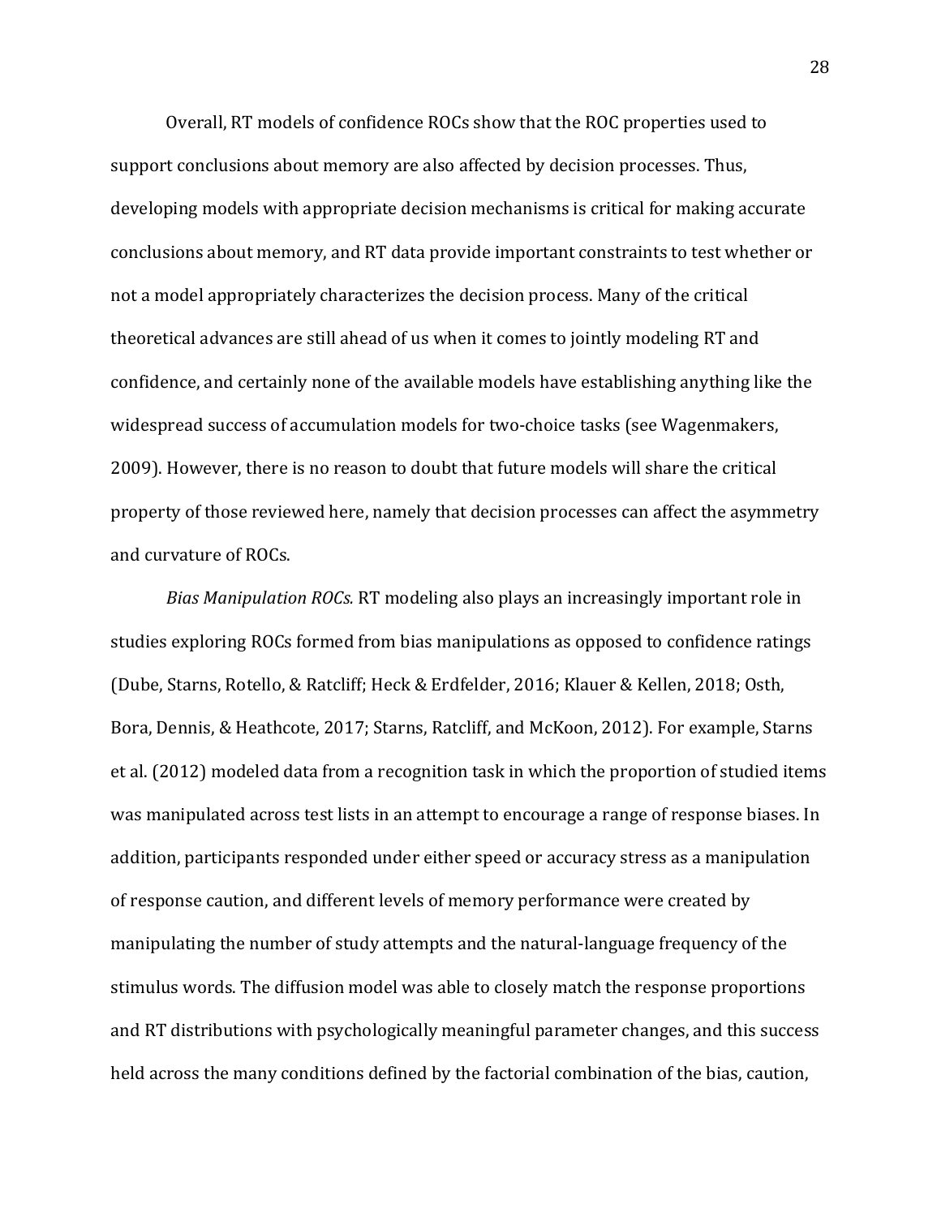Overall, RT models of confidence ROCs show that the ROC properties used to support conclusions about memory are also affected by decision processes. Thus, developing models with appropriate decision mechanisms is critical for making accurate conclusions about memory, and RT data provide important constraints to test whether or not a model appropriately characterizes the decision process. Many of the critical theoretical advances are still ahead of us when it comes to jointly modeling RT and confidence, and certainly none of the available models have establishing anything like the widespread success of accumulation models for two-choice tasks (see Wagenmakers, 2009). However, there is no reason to doubt that future models will share the critical property of those reviewed here, namely that decision processes can affect the asymmetry and curvature of ROCs.

*Bias Manipulation ROCs.* RT modeling also plays an increasingly important role in studies exploring ROCs formed from bias manipulations as opposed to confidence ratings (Dube, Starns, Rotello, & Ratcliff; Heck & Erdfelder, 2016; Klauer & Kellen, 2018; Osth, Bora, Dennis, & Heathcote, 2017; Starns, Ratcliff, and McKoon, 2012). For example, Starns et al. (2012) modeled data from a recognition task in which the proportion of studied items was manipulated across test lists in an attempt to encourage a range of response biases. In addition, participants responded under either speed or accuracy stress as a manipulation of response caution, and different levels of memory performance were created by manipulating the number of study attempts and the natural-language frequency of the stimulus words. The diffusion model was able to closely match the response proportions and RT distributions with psychologically meaningful parameter changes, and this success held across the many conditions defined by the factorial combination of the bias, caution,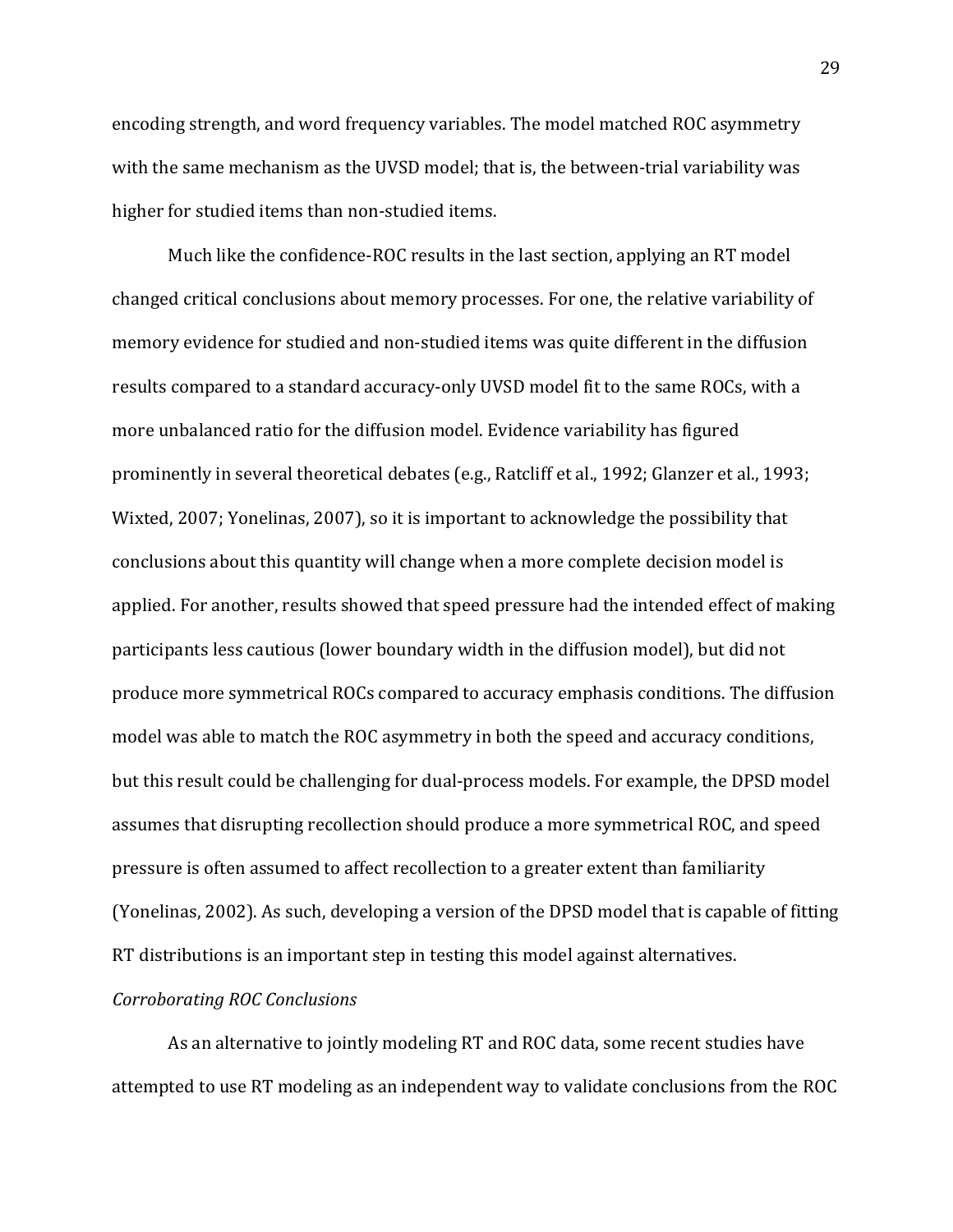encoding strength, and word frequency variables. The model matched ROC asymmetry with the same mechanism as the UVSD model; that is, the between-trial variability was higher for studied items than non-studied items.

Much like the confidence-ROC results in the last section, applying an RT model changed critical conclusions about memory processes. For one, the relative variability of memory evidence for studied and non-studied items was quite different in the diffusion results compared to a standard accuracy-only UVSD model fit to the same ROCs, with a more unbalanced ratio for the diffusion model. Evidence variability has figured prominently in several theoretical debates (e.g., Ratcliff et al., 1992; Glanzer et al., 1993; Wixted, 2007; Yonelinas, 2007), so it is important to acknowledge the possibility that conclusions about this quantity will change when a more complete decision model is applied. For another, results showed that speed pressure had the intended effect of making participants less cautious (lower boundary width in the diffusion model), but did not produce more symmetrical ROCs compared to accuracy emphasis conditions. The diffusion model was able to match the ROC asymmetry in both the speed and accuracy conditions, but this result could be challenging for dual-process models. For example, the DPSD model assumes that disrupting recollection should produce a more symmetrical ROC, and speed pressure is often assumed to affect recollection to a greater extent than familiarity (Yonelinas, 2002). As such, developing a version of the DPSD model that is capable of fitting RT distributions is an important step in testing this model against alternatives.

*Corroborating ROC Conclusions*

As an alternative to jointly modeling RT and ROC data, some recent studies have attempted to use RT modeling as an independent way to validate conclusions from the ROC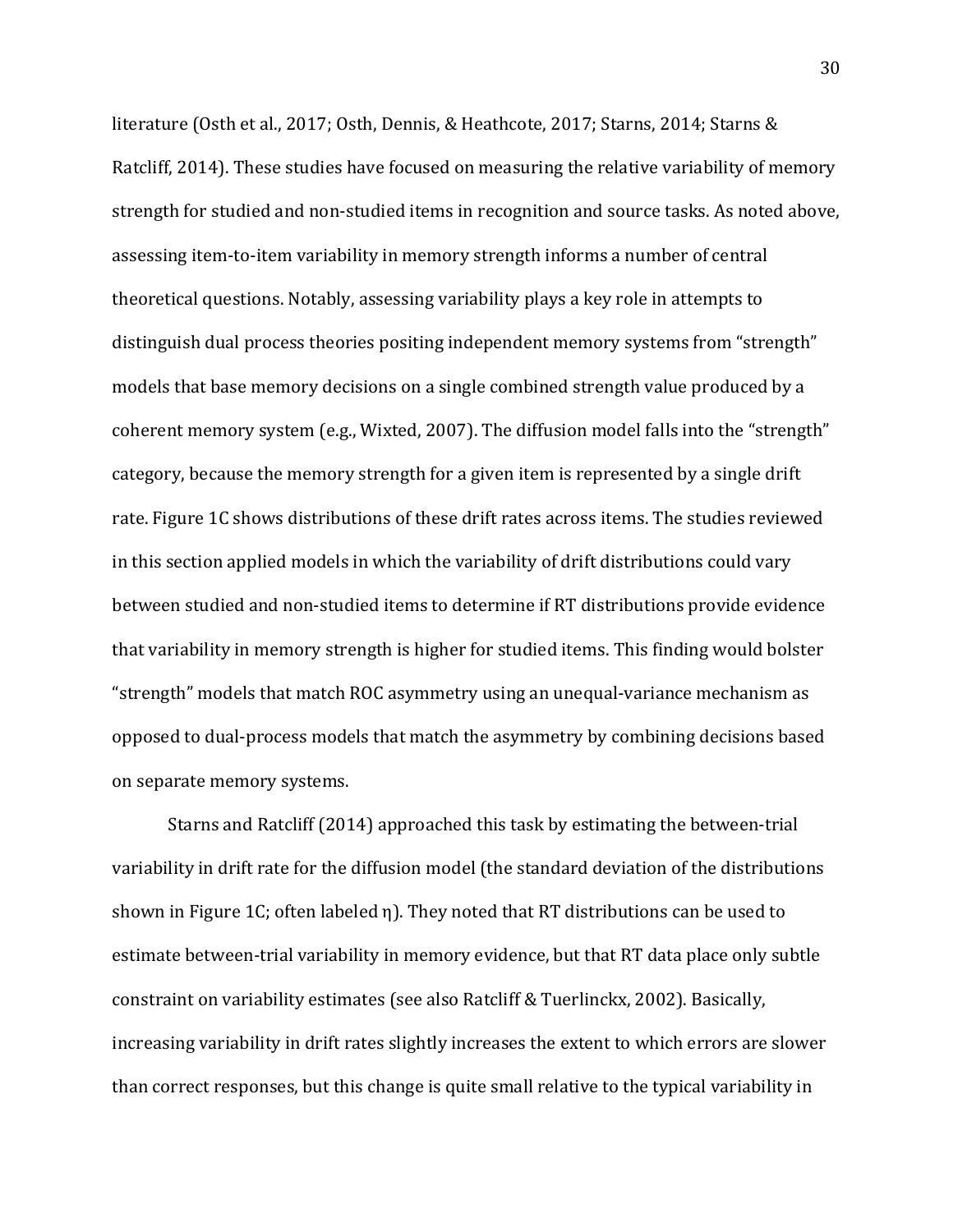literature (Osth et al., 2017; Osth, Dennis, & Heathcote, 2017; Starns, 2014; Starns & Ratcliff, 2014). These studies have focused on measuring the relative variability of memory strength for studied and non-studied items in recognition and source tasks. As noted above, assessing item-to-item variability in memory strength informs a number of central theoretical questions. Notably, assessing variability plays a key role in attempts to distinguish dual process theories positing independent memory systems from "strength" models that base memory decisions on a single combined strength value produced by a coherent memory system (e.g., Wixted, 2007). The diffusion model falls into the "strength" category, because the memory strength for a given item is represented by a single drift rate. Figure 1C shows distributions of these drift rates across items. The studies reviewed in this section applied models in which the variability of drift distributions could vary between studied and non-studied items to determine if RT distributions provide evidence that variability in memory strength is higher for studied items. This finding would bolster "strength" models that match ROC asymmetry using an unequal-variance mechanism as opposed to dual-process models that match the asymmetry by combining decisions based on separate memory systems.

Starns and Ratcliff (2014) approached this task by estimating the between-trial variability in drift rate for the diffusion model (the standard deviation of the distributions shown in Figure 1C; often labeled $\eta$). They noted that RT distributions can be used to estimate between-trial variability in memory evidence, but that RT data place only subtle constraint on variability estimates (see also Ratcliff & Tuerlinckx, 2002). Basically, increasing variability in drift rates slightly increases the extent to which errors are slower than correct responses, but this change is quite small relative to the typical variability in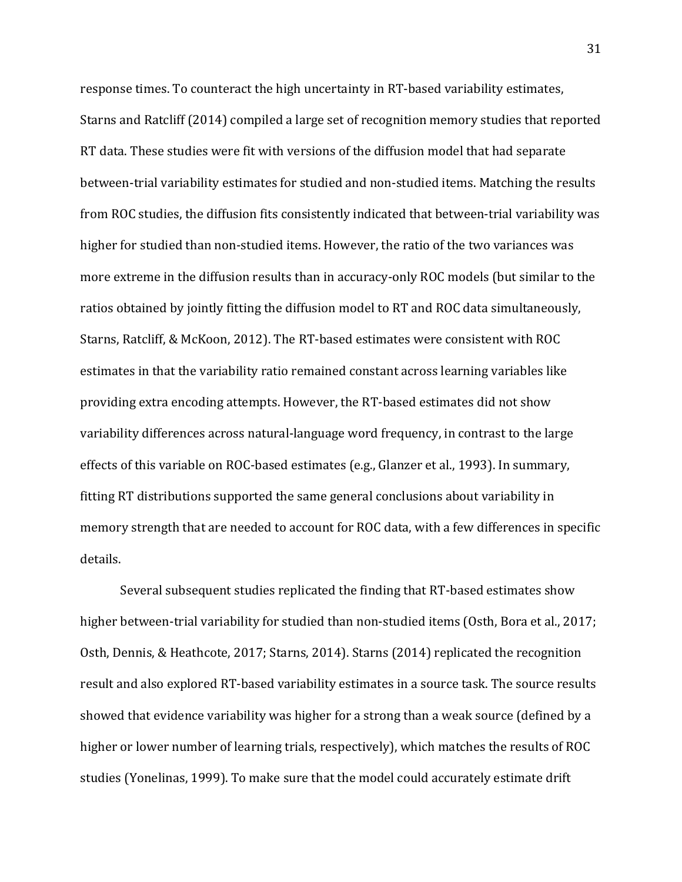response times. To counteract the high uncertainty in RT-based variability estimates, Starns and Ratcliff (2014) compiled a large set of recognition memory studies that reported RT data. These studies were fit with versions of the diffusion model that had separate between-trial variability estimates for studied and non-studied items. Matching the results from ROC studies, the diffusion fits consistently indicated that between-trial variability was higher for studied than non-studied items. However, the ratio of the two variances was more extreme in the diffusion results than in accuracy-only ROC models (but similar to the ratios obtained by jointly fitting the diffusion model to RT and ROC data simultaneously, Starns, Ratcliff, & McKoon, 2012). The RT-based estimates were consistent with ROC estimates in that the variability ratio remained constant across learning variables like providing extra encoding attempts. However, the RT-based estimates did not show variability differences across natural-language word frequency, in contrast to the large effects of this variable on ROC-based estimates (e.g., Glanzer et al., 1993). In summary, fitting RT distributions supported the same general conclusions about variability in memory strength that are needed to account for ROC data, with a few differences in specific details.

Several subsequent studies replicated the finding that RT-based estimates show higher between-trial variability for studied than non-studied items (Osth, Bora et al., 2017; Osth, Dennis, & Heathcote, 2017; Starns, 2014). Starns (2014) replicated the recognition result and also explored RT-based variability estimates in a source task. The source results showed that evidence variability was higher for a strong than a weak source (defined by a higher or lower number of learning trials, respectively), which matches the results of ROC studies (Yonelinas, 1999). To make sure that the model could accurately estimate drift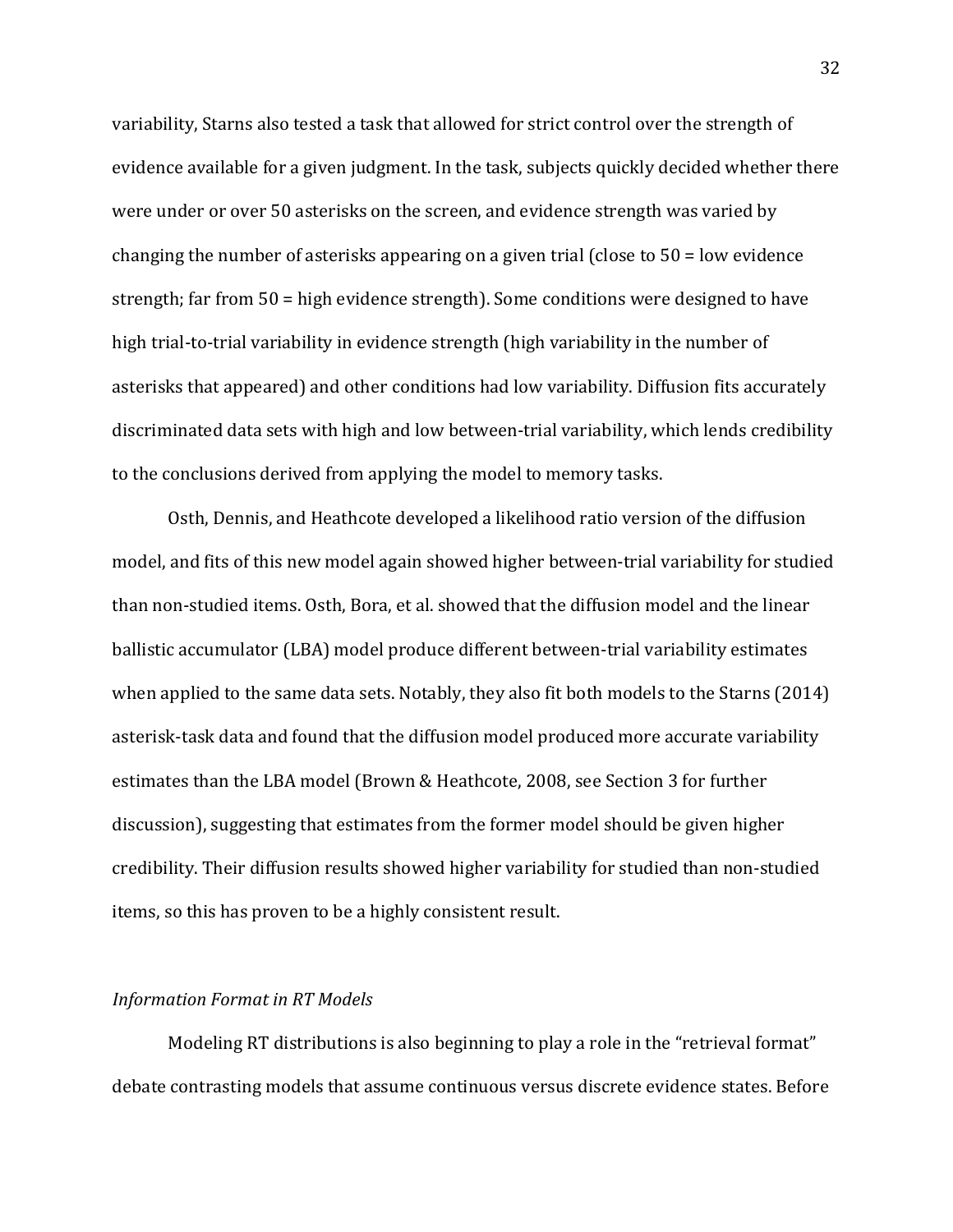variability, Starns also tested a task that allowed for strict control over the strength of evidence available for a given judgment. In the task, subjects quickly decided whether there were under or over 50 asterisks on the screen, and evidence strength was varied by changing the number of asterisks appearing on a given trial (close to 50 = low evidence strength; far from 50 = high evidence strength). Some conditions were designed to have high trial-to-trial variability in evidence strength (high variability in the number of asterisks that appeared) and other conditions had low variability. Diffusion fits accurately discriminated data sets with high and low between-trial variability, which lends credibility to the conclusions derived from applying the model to memory tasks.

Osth, Dennis, and Heathcote developed a likelihood ratio version of the diffusion model, and fits of this new model again showed higher between-trial variability for studied than non-studied items. Osth, Bora, et al. showed that the diffusion model and the linear ballistic accumulator (LBA) model produce different between-trial variability estimates when applied to the same data sets. Notably, they also fit both models to the Starns (2014) asterisk-task data and found that the diffusion model produced more accurate variability estimates than the LBA model (Brown & Heathcote, 2008, see Section 3 for further discussion), suggesting that estimates from the former model should be given higher credibility. Their diffusion results showed higher variability for studied than non-studied items, so this has proven to be a highly consistent result.

*Information Format in RT Models*

Modeling RT distributions is also beginning to play a role in the "retrieval format" debate contrasting models that assume continuous versus discrete evidence states. Before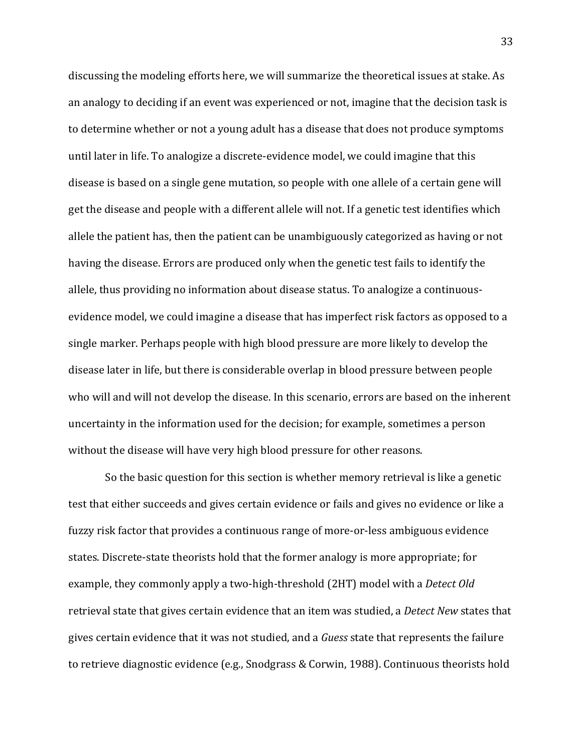discussing the modeling efforts here, we will summarize the theoretical issues at stake. As an analogy to deciding if an event was experienced or not, imagine that the decision task is to determine whether or not a young adult has a disease that does not produce symptoms until later in life. To analogize a discrete-evidence model, we could imagine that this disease is based on a single gene mutation, so people with one allele of a certain gene will get the disease and people with a different allele will not. If a genetic test identifies which allele the patient has, then the patient can be unambiguously categorized as having or not having the disease. Errors are produced only when the genetic test fails to identify the allele, thus providing no information about disease status. To analogize a continuous-evidence model, we could imagine a disease that has imperfect risk factors as opposed to a single marker. Perhaps people with high blood pressure are more likely to develop the disease later in life, but there is considerable overlap in blood pressure between people who will and will not develop the disease. In this scenario, errors are based on the inherent uncertainty in the information used for the decision; for example, sometimes a person without the disease will have very high blood pressure for other reasons.

So the basic question for this section is whether memory retrieval is like a genetic test that either succeeds and gives certain evidence or fails and gives no evidence or like a fuzzy risk factor that provides a continuous range of more-or-less ambiguous evidence states. Discrete-state theorists hold that the former analogy is more appropriate; for example, they commonly apply a two-high-threshold (2HT) model with a *Detect Old* retrieval state that gives certain evidence that an item was studied, a *Detect New* states that gives certain evidence that it was not studied, and a *Guess* state that represents the failure to retrieve diagnostic evidence (e.g., Snodgrass & Corwin, 1988). Continuous theorists hold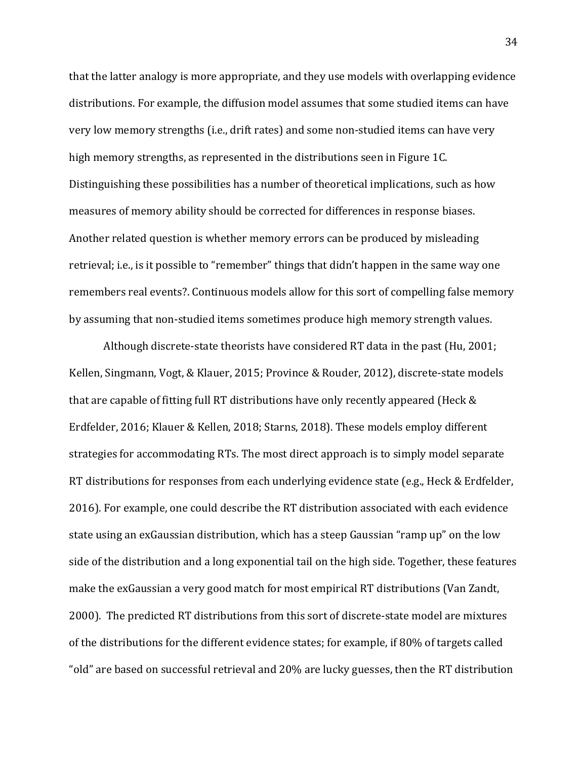that the latter analogy is more appropriate, and they use models with overlapping evidence distributions. For example, the diffusion model assumes that some studied items can have very low memory strengths (i.e., drift rates) and some non-studied items can have very high memory strengths, as represented in the distributions seen in Figure 1C. Distinguishing these possibilities has a number of theoretical implications, such as how measures of memory ability should be corrected for differences in response biases. Another related question is whether memory errors can be produced by misleading retrieval; i.e., is it possible to "remember" things that didn't happen in the same way one remembers real events?. Continuous models allow for this sort of compelling false memory by assuming that non-studied items sometimes produce high memory strength values.

Although discrete-state theorists have considered RT data in the past (Hu, 2001; Kellen, Singmann, Vogt, & Klauer, 2015; Province & Rouder, 2012), discrete-state models that are capable of fitting full RT distributions have only recently appeared (Heck & Erdfelder, 2016; Klauer & Kellen, 2018; Starns, 2018). These models employ different strategies for accommodating RTs. The most direct approach is to simply model separate RT distributions for responses from each underlying evidence state (e.g., Heck & Erdfelder, 2016). For example, one could describe the RT distribution associated with each evidence state using an exGaussian distribution, which has a steep Gaussian "ramp up" on the low side of the distribution and a long exponential tail on the high side. Together, these features make the exGaussian a very good match for most empirical RT distributions (Van Zandt, 2000). The predicted RT distributions from this sort of discrete-state model are mixtures of the distributions for the different evidence states; for example, if 80% of targets called "old" are based on successful retrieval and 20% are lucky guesses, then the RT distribution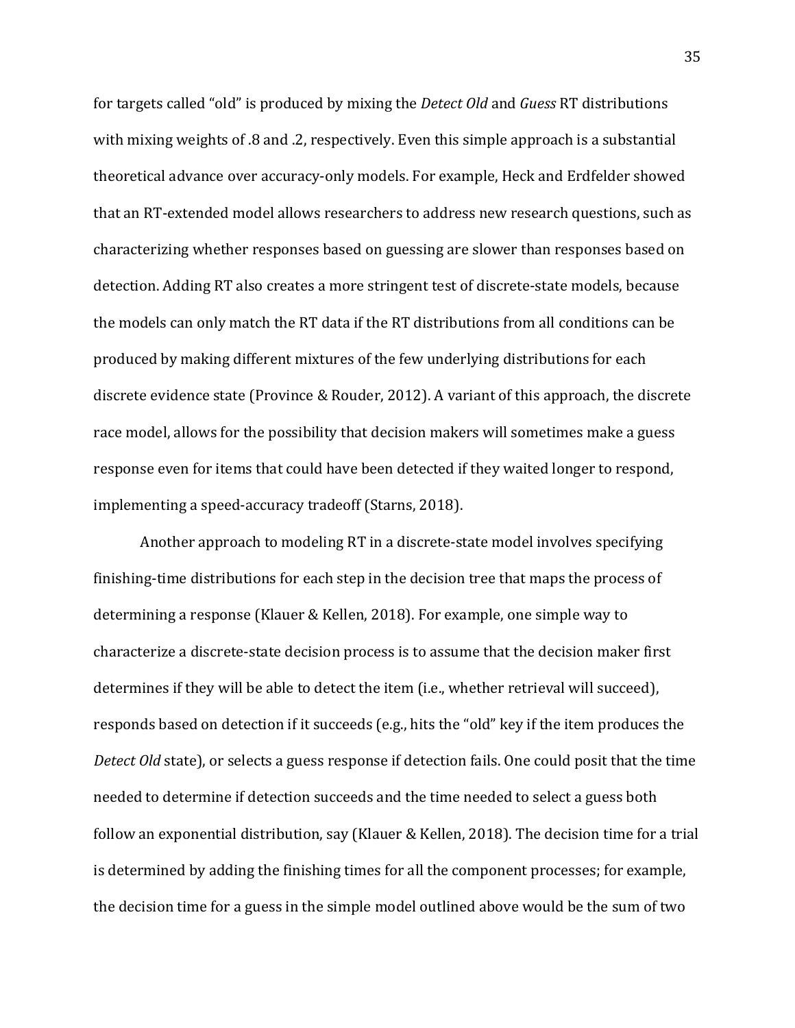for targets called "old" is produced by mixing the *Detect Old* and *Guess* RT distributions with mixing weights of .8 and .2, respectively. Even this simple approach is a substantial theoretical advance over accuracy-only models. For example, Heck and Erdfelder showed that an RT-extended model allows researchers to address new research questions, such as characterizing whether responses based on guessing are slower than responses based on detection. Adding RT also creates a more stringent test of discrete-state models, because the models can only match the RT data if the RT distributions from all conditions can be produced by making different mixtures of the few underlying distributions for each discrete evidence state (Province & Rouder, 2012). A variant of this approach, the discrete race model, allows for the possibility that decision makers will sometimes make a guess response even for items that could have been detected if they waited longer to respond, implementing a speed-accuracy tradeoff (Starns, 2018).

Another approach to modeling RT in a discrete-state model involves specifying finishing-time distributions for each step in the decision tree that maps the process of determining a response (Klauer & Kellen, 2018). For example, one simple way to characterize a discrete-state decision process is to assume that the decision maker first determines if they will be able to detect the item (i.e., whether retrieval will succeed), responds based on detection if it succeeds (e.g., hits the "old" key if the item produces the *Detect Old* state), or selects a guess response if detection fails. One could posit that the time needed to determine if detection succeeds and the time needed to select a guess both follow an exponential distribution, say (Klauer & Kellen, 2018). The decision time for a trial is determined by adding the finishing times for all the component processes; for example, the decision time for a guess in the simple model outlined above would be the sum of two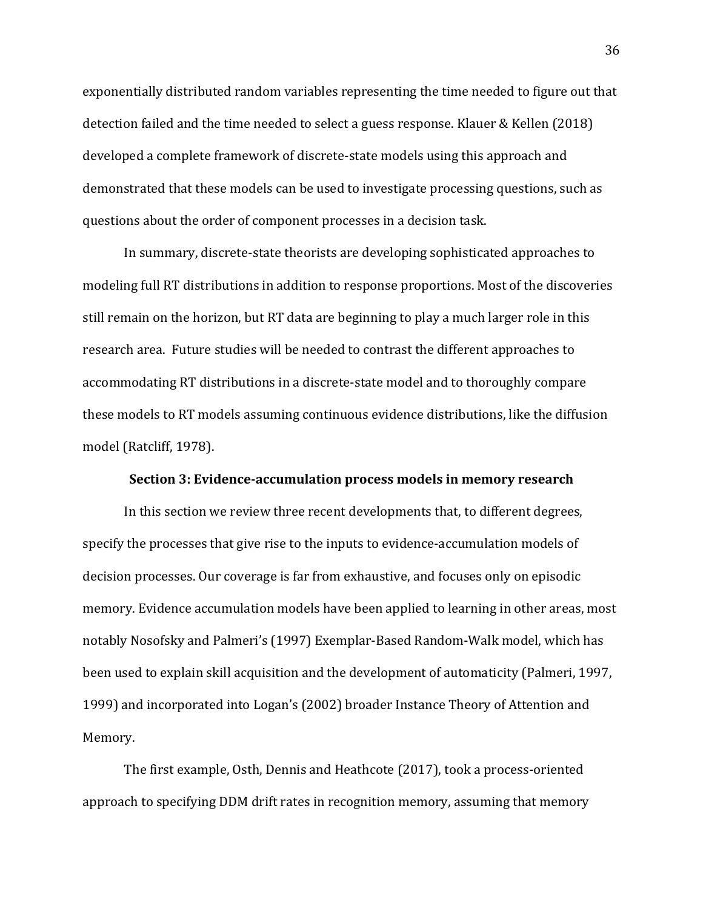exponentially distributed random variables representing the time needed to figure out that detection failed and the time needed to select a guess response. Klauer & Kellen (2018) developed a complete framework of discrete-state models using this approach and demonstrated that these models can be used to investigate processing questions, such as questions about the order of component processes in a decision task.

In summary, discrete-state theorists are developing sophisticated approaches to modeling full RT distributions in addition to response proportions. Most of the discoveries still remain on the horizon, but RT data are beginning to play a much larger role in this research area. Future studies will be needed to contrast the different approaches to accommodating RT distributions in a discrete-state model and to thoroughly compare these models to RT models assuming continuous evidence distributions, like the diffusion model (Ratcliff, 1978).

## Section 3: Evidence-accumulation process models in memory research

In this section we review three recent developments that, to different degrees, specify the processes that give rise to the inputs to evidence-accumulation models of decision processes. Our coverage is far from exhaustive, and focuses only on episodic memory. Evidence accumulation models have been applied to learning in other areas, most notably Nosofsky and Palmeri's (1997) Exemplar-Based Random-Walk model, which has been used to explain skill acquisition and the development of automaticity (Palmeri, 1997, 1999) and incorporated into Logan's (2002) broader Instance Theory of Attention and Memory.

The first example, Osth, Dennis and Heathcote (2017), took a process-oriented approach to specifying DDM drift rates in recognition memory, assuming that memory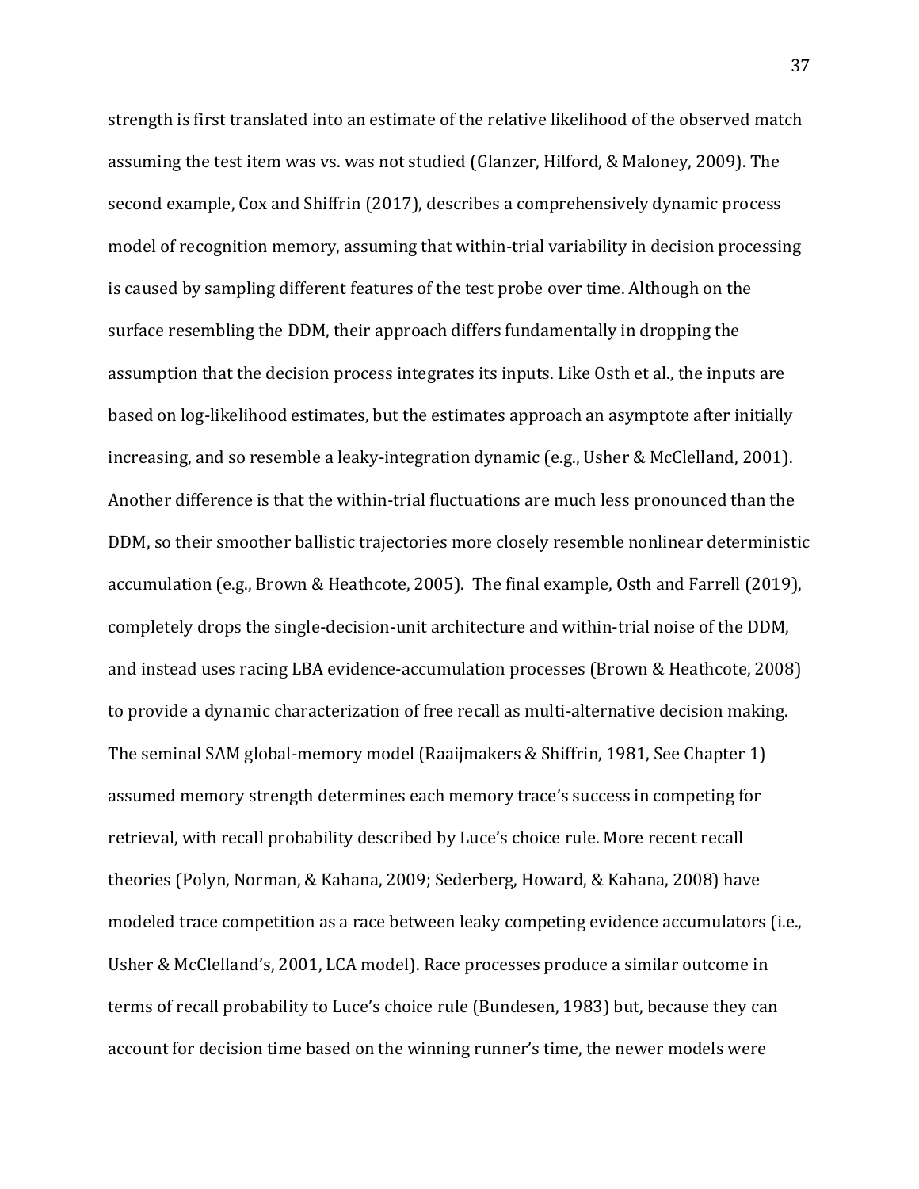strength is first translated into an estimate of the relative likelihood of the observed match assuming the test item was vs. was not studied (Glanzer, Hilford, & Maloney, 2009). The second example, Cox and Shiffrin (2017), describes a comprehensively dynamic process model of recognition memory, assuming that within-trial variability in decision processing is caused by sampling different features of the test probe over time. Although on the surface resembling the DDM, their approach differs fundamentally in dropping the assumption that the decision process integrates its inputs. Like Osth et al., the inputs are based on log-likelihood estimates, but the estimates approach an asymptote after initially increasing, and so resemble a leaky-integration dynamic (e.g., Usher & McClelland, 2001). Another difference is that the within-trial fluctuations are much less pronounced than the DDM, so their smoother ballistic trajectories more closely resemble nonlinear deterministic accumulation (e.g., Brown & Heathcote, 2005). The final example, Osth and Farrell (2019), completely drops the single-decision-unit architecture and within-trial noise of the DDM, and instead uses racing LBA evidence-accumulation processes (Brown & Heathcote, 2008) to provide a dynamic characterization of free recall as multi-alternative decision making. The seminal SAM global-memory model (Raaijmakers & Shiffrin, 1981, See Chapter 1) assumed memory strength determines each memory trace's success in competing for retrieval, with recall probability described by Luce's choice rule. More recent recall theories (Polyn, Norman, & Kahana, 2009; Sederberg, Howard, & Kahana, 2008) have modeled trace competition as a race between leaky competing evidence accumulators (i.e., Usher & McClelland's, 2001, LCA model). Race processes produce a similar outcome in terms of recall probability to Luce's choice rule (Bundesen, 1983) but, because they can account for decision time based on the winning runner's time, the newer models were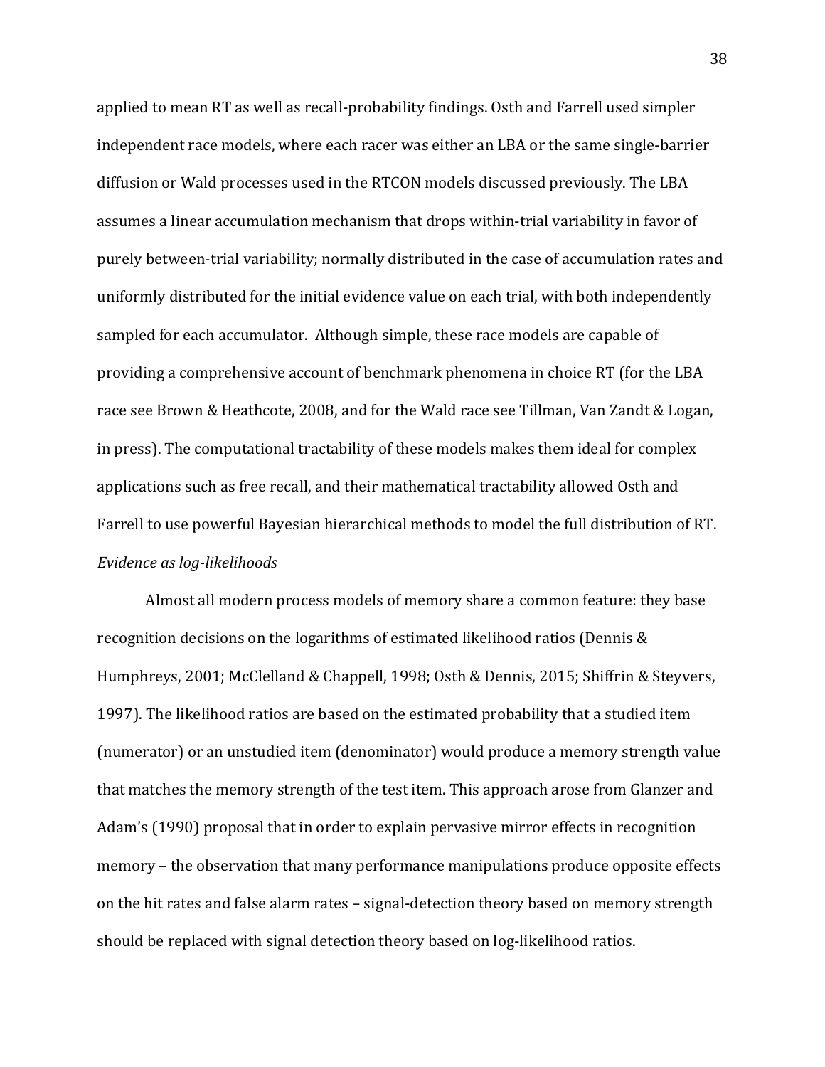applied to mean RT as well as recall-probability findings. Osth and Farrell used simpler independent race models, where each racer was either an LBA or the same single-barrier diffusion or Wald processes used in the RTCON models discussed previously. The LBA assumes a linear accumulation mechanism that drops within-trial variability in favor of purely between-trial variability; normally distributed in the case of accumulation rates and uniformly distributed for the initial evidence value on each trial, with both independently sampled for each accumulator. Although simple, these race models are capable of providing a comprehensive account of benchmark phenomena in choice RT (for the LBA race see Brown & Heathcote, 2008, and for the Wald race see Tillman, Van Zandt & Logan, in press). The computational tractability of these models makes them ideal for complex applications such as free recall, and their mathematical tractability allowed Osth and Farrell to use powerful Bayesian hierarchical methods to model the full distribution of RT.

*Evidence as log-likelihoods*

Almost all modern process models of memory share a common feature: they base recognition decisions on the logarithms of estimated likelihood ratios (Dennis & Humphreys, 2001; McClelland & Chappell, 1998; Osth & Dennis, 2015; Shiffrin & Steyvers, 1997). The likelihood ratios are based on the estimated probability that a studied item (numerator) or an unstudied item (denominator) would produce a memory strength value that matches the memory strength of the test item. This approach arose from Glanzer and Adam's (1990) proposal that in order to explain pervasive mirror effects in recognition memory – the observation that many performance manipulations produce opposite effects on the hit rates and false alarm rates – signal-detection theory based on memory strength should be replaced with signal detection theory based on log-likelihood ratios.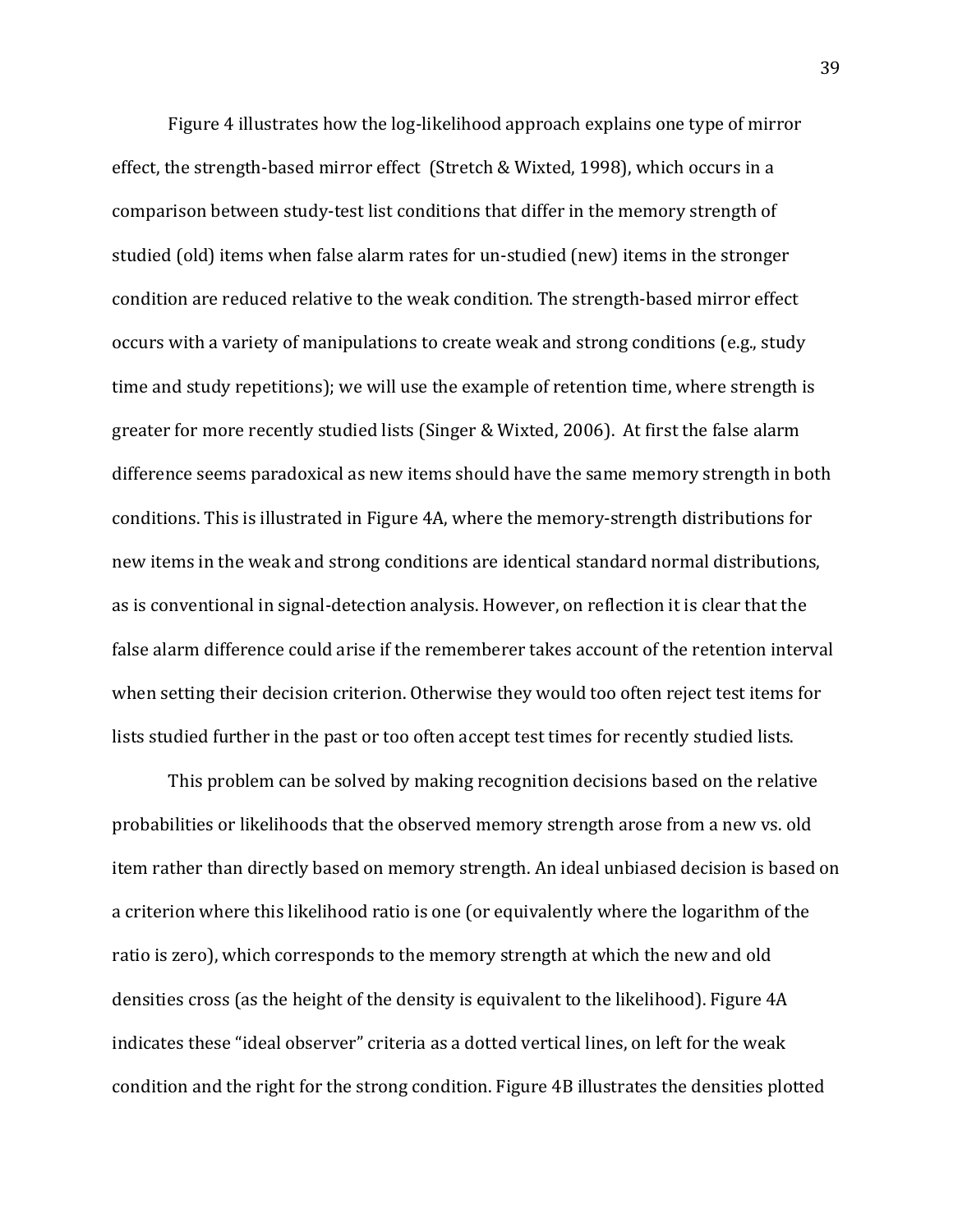Figure 4 illustrates how the log-likelihood approach explains one type of mirror effect, the strength-based mirror effect (Stretch & Wixted, 1998), which occurs in a comparison between study-test list conditions that differ in the memory strength of studied (old) items when false alarm rates for un-studied (new) items in the stronger condition are reduced relative to the weak condition. The strength-based mirror effect occurs with a variety of manipulations to create weak and strong conditions (e.g., study time and study repetitions); we will use the example of retention time, where strength is greater for more recently studied lists (Singer & Wixted, 2006). At first the false alarm difference seems paradoxical as new items should have the same memory strength in both conditions. This is illustrated in Figure 4A, where the memory-strength distributions for new items in the weak and strong conditions are identical standard normal distributions, as is conventional in signal-detection analysis. However, on reflection it is clear that the false alarm difference could arise if the rememberer takes account of the retention interval when setting their decision criterion. Otherwise they would too often reject test items for lists studied further in the past or too often accept test times for recently studied lists.

This problem can be solved by making recognition decisions based on the relative probabilities or likelihoods that the observed memory strength arose from a new vs. old item rather than directly based on memory strength. An ideal unbiased decision is based on a criterion where this likelihood ratio is one (or equivalently where the logarithm of the ratio is zero), which corresponds to the memory strength at which the new and old densities cross (as the height of the density is equivalent to the likelihood). Figure 4A indicates these "ideal observer" criteria as a dotted vertical lines, on left for the weak condition and the right for the strong condition. Figure 4B illustrates the densities plotted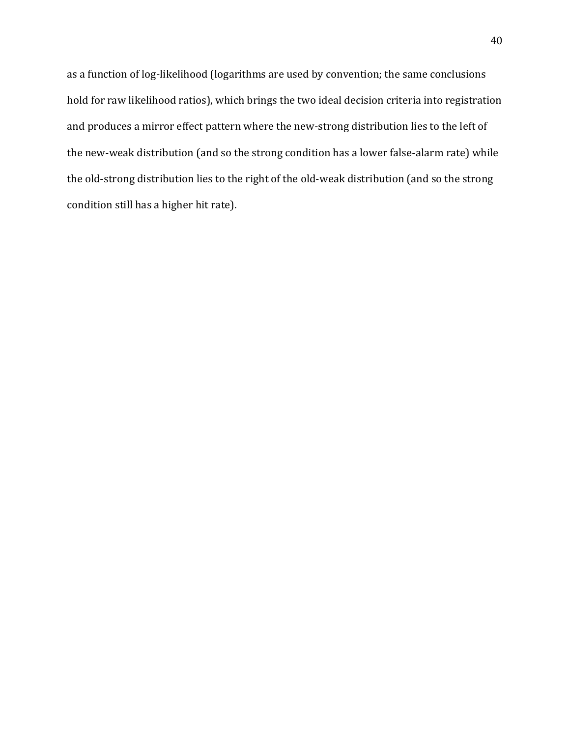as a function of log-likelihood (logarithms are used by convention; the same conclusions hold for raw likelihood ratios), which brings the two ideal decision criteria into registration and produces a mirror effect pattern where the new-strong distribution lies to the left of the new-weak distribution (and so the strong condition has a lower false-alarm rate) while the old-strong distribution lies to the right of the old-weak distribution (and so the strong condition still has a higher hit rate).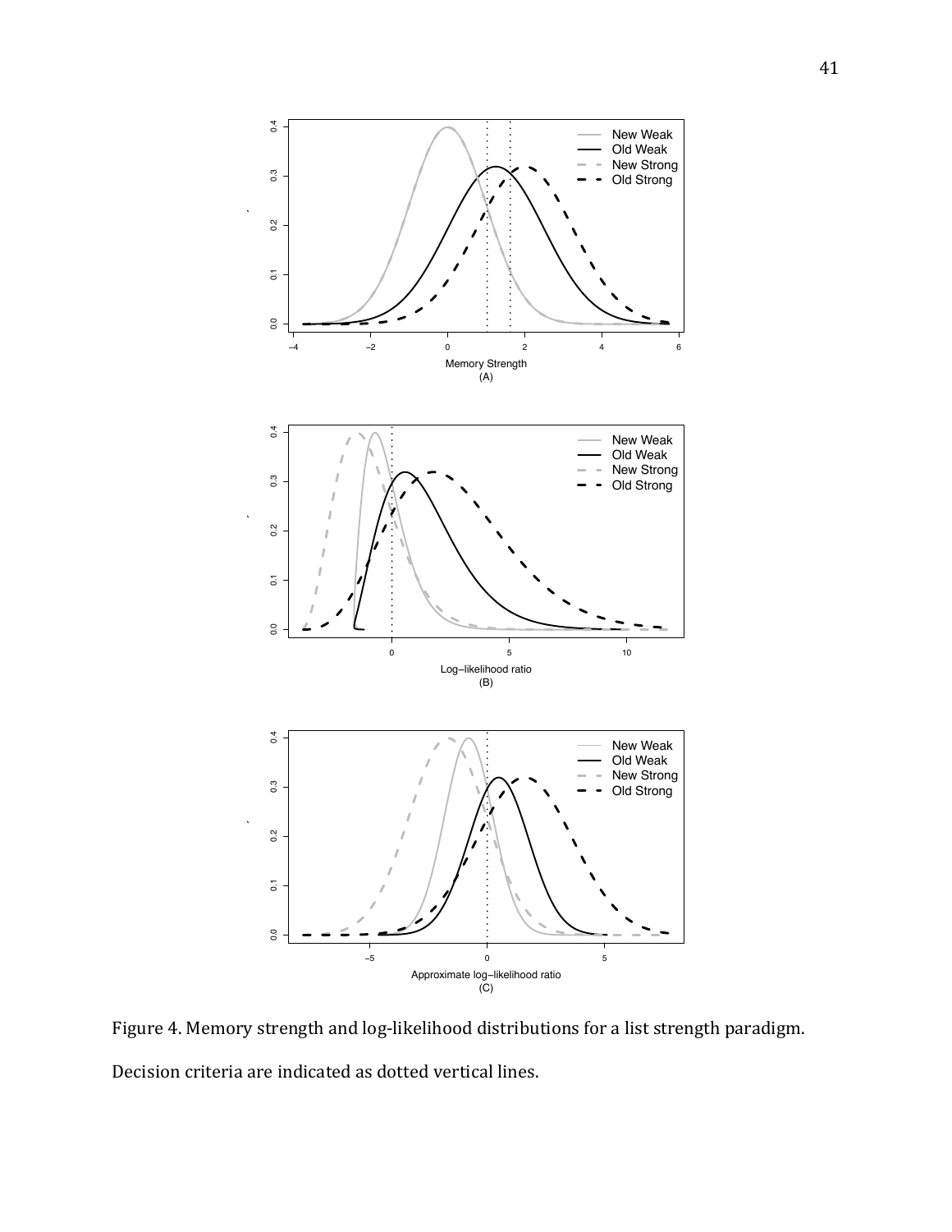Figure 4. Memory strength and log-likelihood distributions for a list strength paradigm. Decision criteria are indicated as dotted vertical lines.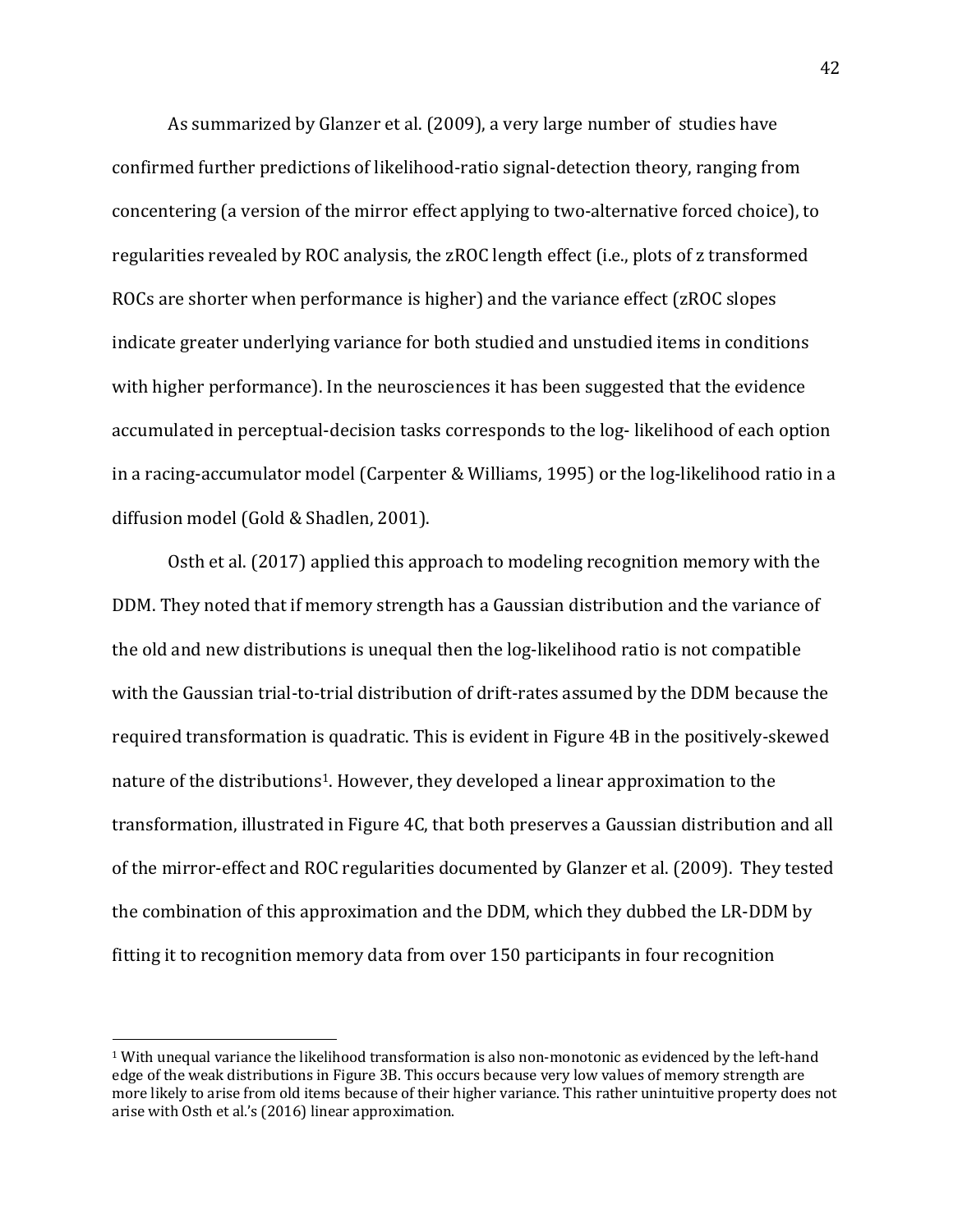As summarized by Glanzer et al. (2009), a very large number of studies have confirmed further predictions of likelihood-ratio signal-detection theory, ranging from concentering (a version of the mirror effect applying to two-alternative forced choice), to regularities revealed by ROC analysis, the zROC length effect (i.e., plots of z transformed ROCs are shorter when performance is higher) and the variance effect (zROC slopes indicate greater underlying variance for both studied and unstudied items in conditions with higher performance). In the neurosciences it has been suggested that the evidence accumulated in perceptual-decision tasks corresponds to the log- likelihood of each option in a racing-accumulator model (Carpenter & Williams, 1995) or the log-likelihood ratio in a diffusion model (Gold & Shadlen, 2001).

Osth et al. (2017) applied this approach to modeling recognition memory with the DDM. They noted that if memory strength has a Gaussian distribution and the variance of the old and new distributions is unequal then the log-likelihood ratio is not compatible with the Gaussian trial-to-trial distribution of drift-rates assumed by the DDM because the required transformation is quadratic. This is evident in Figure 4B in the positively-skewed nature of the distributions[1]. However, they developed a linear approximation to the transformation, illustrated in Figure 4C, that both preserves a Gaussian distribution and all of the mirror-effect and ROC regularities documented by Glanzer et al. (2009). They tested the combination of this approximation and the DDM, which they dubbed the LR-DDM by fitting it to recognition memory data from over 150 participants in four recognition

[1] With unequal variance the likelihood transformation is also non-monotonic as evidenced by the left-hand edge of the weak distributions in Figure 3B. This occurs because very low values of memory strength are more likely to arise from old items because of their higher variance. This rather unintuitive property does not arise with Osth et al.'s (2016) linear approximation.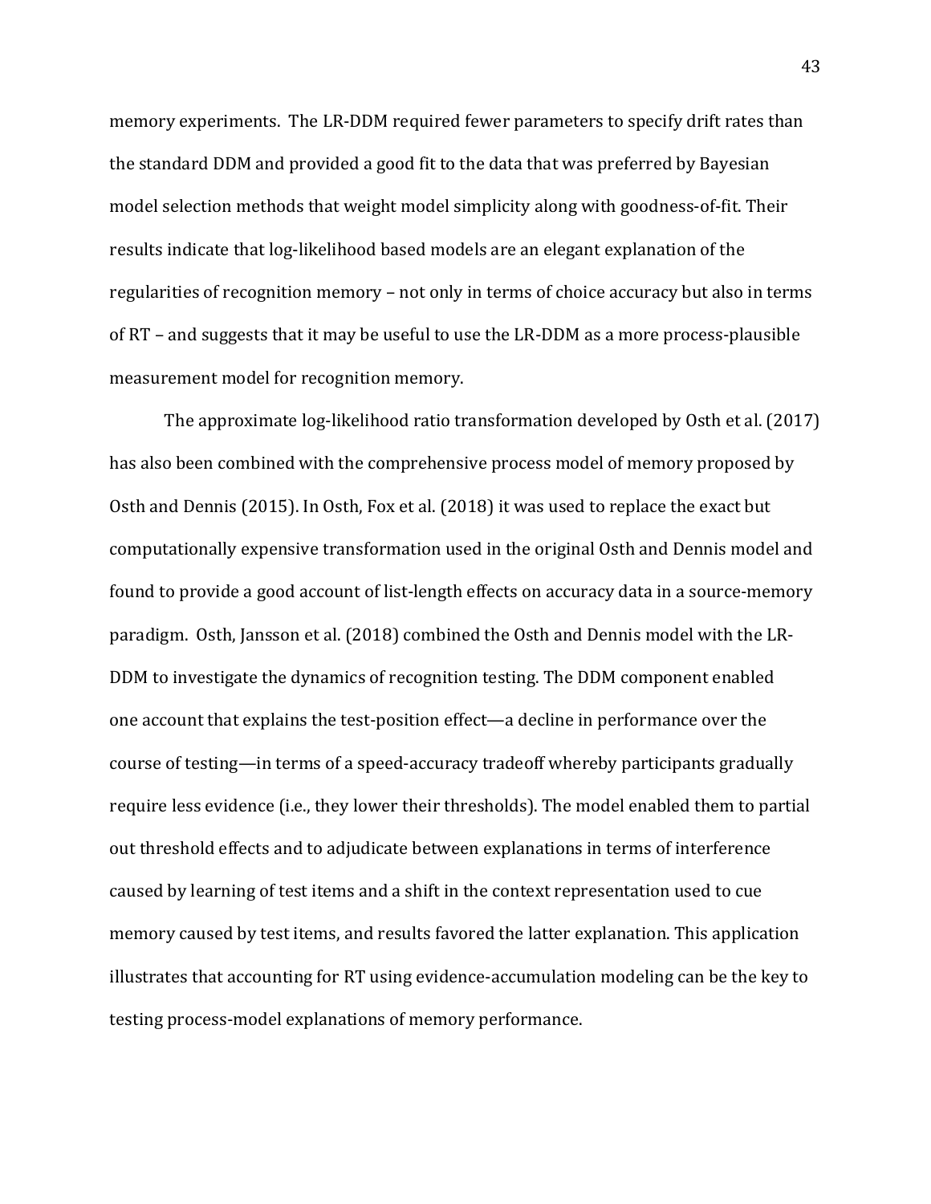memory experiments. The LR-DDM required fewer parameters to specify drift rates than the standard DDM and provided a good fit to the data that was preferred by Bayesian model selection methods that weight model simplicity along with goodness-of-fit. Their results indicate that log-likelihood based models are an elegant explanation of the regularities of recognition memory – not only in terms of choice accuracy but also in terms of RT – and suggests that it may be useful to use the LR-DDM as a more process-plausible measurement model for recognition memory.

The approximate log-likelihood ratio transformation developed by Osth et al. (2017) has also been combined with the comprehensive process model of memory proposed by Osth and Dennis (2015). In Osth, Fox et al. (2018) it was used to replace the exact but computationally expensive transformation used in the original Osth and Dennis model and found to provide a good account of list-length effects on accuracy data in a source-memory paradigm. Osth, Jansson et al. (2018) combined the Osth and Dennis model with the LR-DDM to investigate the dynamics of recognition testing. The DDM component enabled one account that explains the test-position effect—a decline in performance over the course of testing—in terms of a speed-accuracy tradeoff whereby participants gradually require less evidence (i.e., they lower their thresholds). The model enabled them to partial out threshold effects and to adjudicate between explanations in terms of interference caused by learning of test items and a shift in the context representation used to cue memory caused by test items, and results favored the latter explanation. This application illustrates that accounting for RT using evidence-accumulation modeling can be the key to testing process-model explanations of memory performance.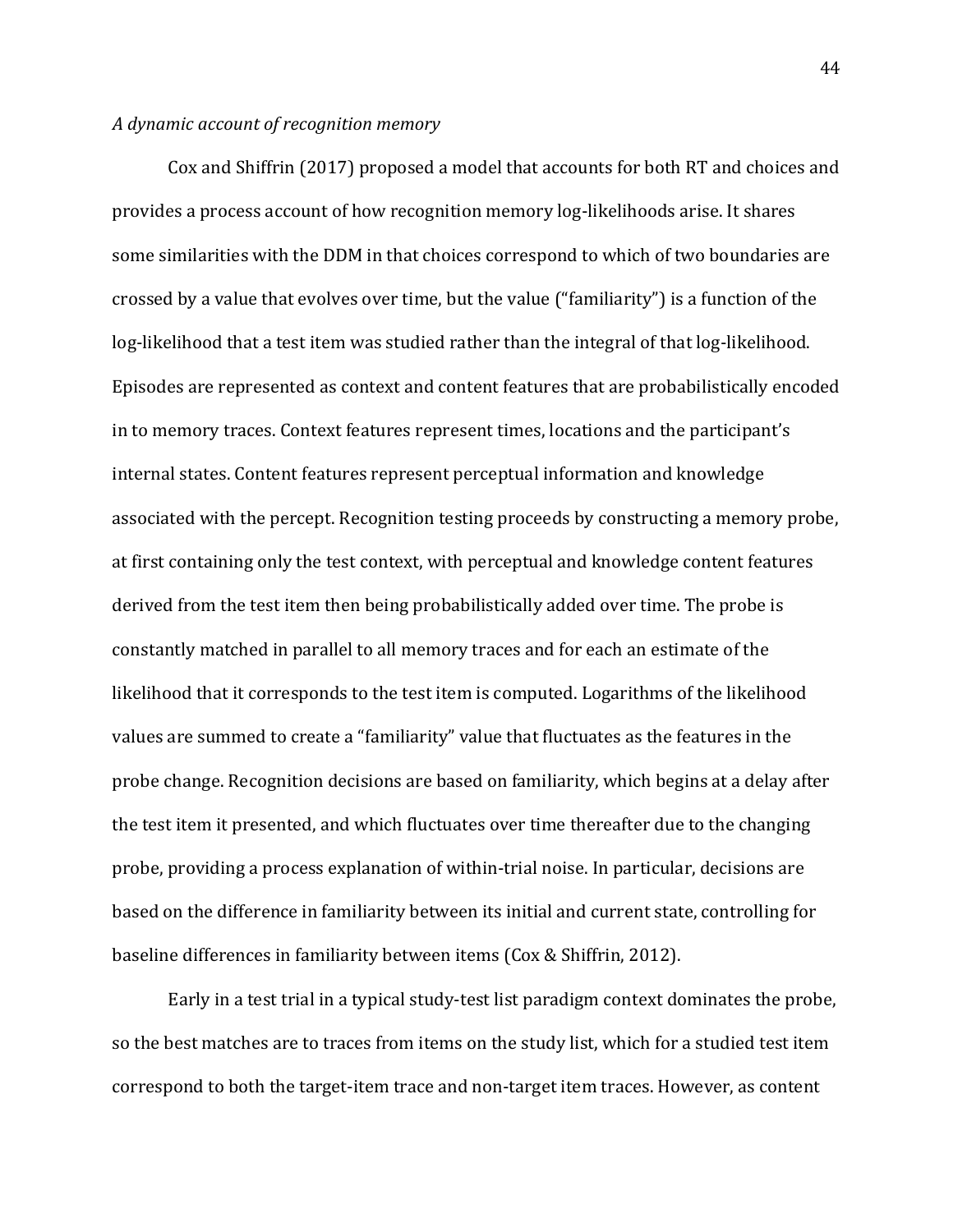*A dynamic account of recognition memory*

Cox and Shiffrin (2017) proposed a model that accounts for both RT and choices and provides a process account of how recognition memory log-likelihoods arise. It shares some similarities with the DDM in that choices correspond to which of two boundaries are crossed by a value that evolves over time, but the value ("familiarity") is a function of the log-likelihood that a test item was studied rather than the integral of that log-likelihood. Episodes are represented as context and content features that are probabilistically encoded in to memory traces. Context features represent times, locations and the participant's internal states. Content features represent perceptual information and knowledge associated with the percept. Recognition testing proceeds by constructing a memory probe, at first containing only the test context, with perceptual and knowledge content features derived from the test item then being probabilistically added over time. The probe is constantly matched in parallel to all memory traces and for each an estimate of the likelihood that it corresponds to the test item is computed. Logarithms of the likelihood values are summed to create a "familiarity" value that fluctuates as the features in the probe change. Recognition decisions are based on familiarity, which begins at a delay after the test item it presented, and which fluctuates over time thereafter due to the changing probe, providing a process explanation of within-trial noise. In particular, decisions are based on the difference in familiarity between its initial and current state, controlling for baseline differences in familiarity between items (Cox & Shiffrin, 2012).

Early in a test trial in a typical study-test list paradigm context dominates the probe, so the best matches are to traces from items on the study list, which for a studied test item correspond to both the target-item trace and non-target item traces. However, as content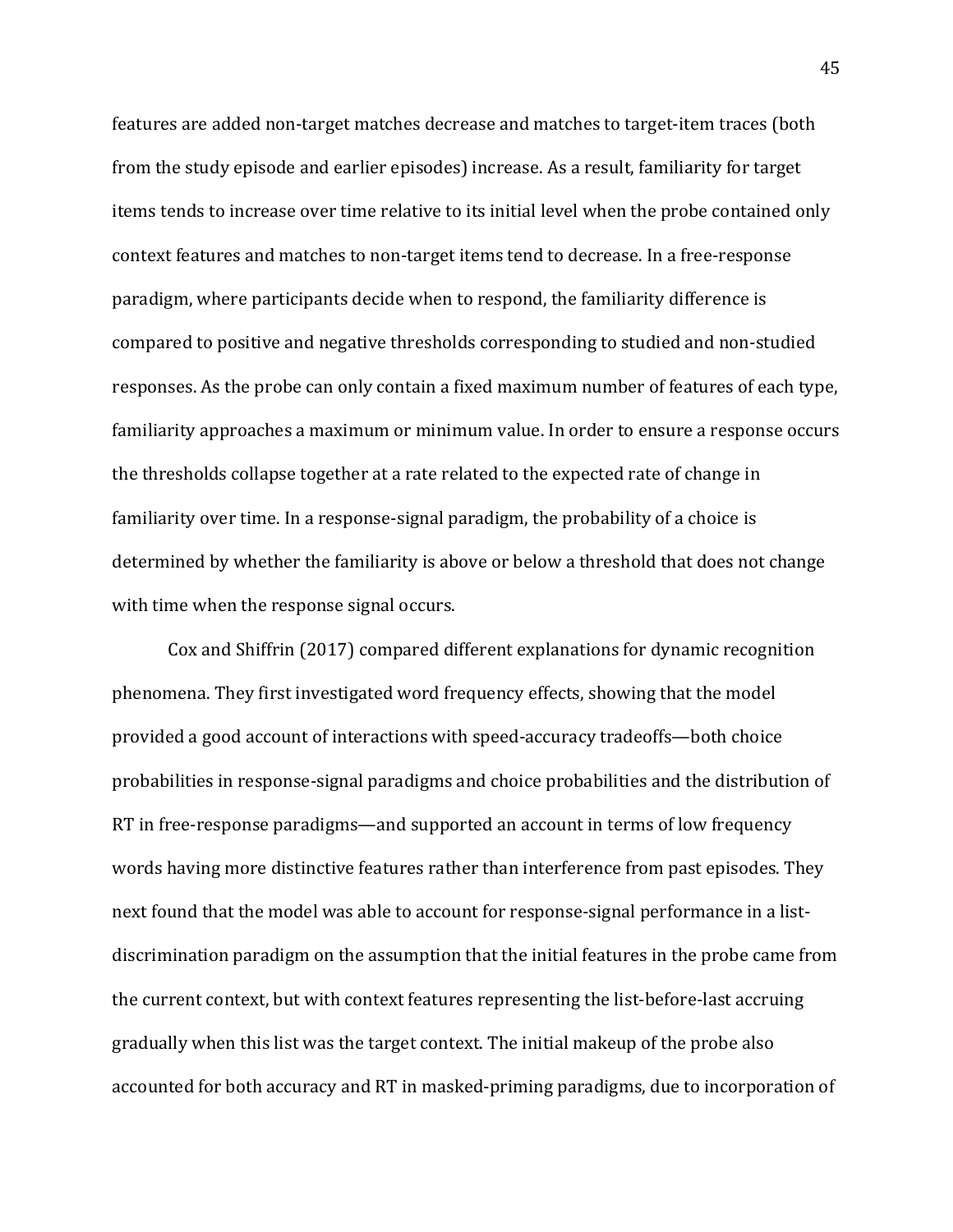features are added non-target matches decrease and matches to target-item traces (both from the study episode and earlier episodes) increase. As a result, familiarity for target items tends to increase over time relative to its initial level when the probe contained only context features and matches to non-target items tend to decrease. In a free-response paradigm, where participants decide when to respond, the familiarity difference is compared to positive and negative thresholds corresponding to studied and non-studied responses. As the probe can only contain a fixed maximum number of features of each type, familiarity approaches a maximum or minimum value. In order to ensure a response occurs the thresholds collapse together at a rate related to the expected rate of change in familiarity over time. In a response-signal paradigm, the probability of a choice is determined by whether the familiarity is above or below a threshold that does not change with time when the response signal occurs.

Cox and Shiffrin (2017) compared different explanations for dynamic recognition phenomena. They first investigated word frequency effects, showing that the model provided a good account of interactions with speed-accuracy tradeoffs—both choice probabilities in response-signal paradigms and choice probabilities and the distribution of RT in free-response paradigms—and supported an account in terms of low frequency words having more distinctive features rather than interference from past episodes. They next found that the model was able to account for response-signal performance in a list-discrimination paradigm on the assumption that the initial features in the probe came from the current context, but with context features representing the list-before-last accruing gradually when this list was the target context. The initial makeup of the probe also accounted for both accuracy and RT in masked-priming paradigms, due to incorporation of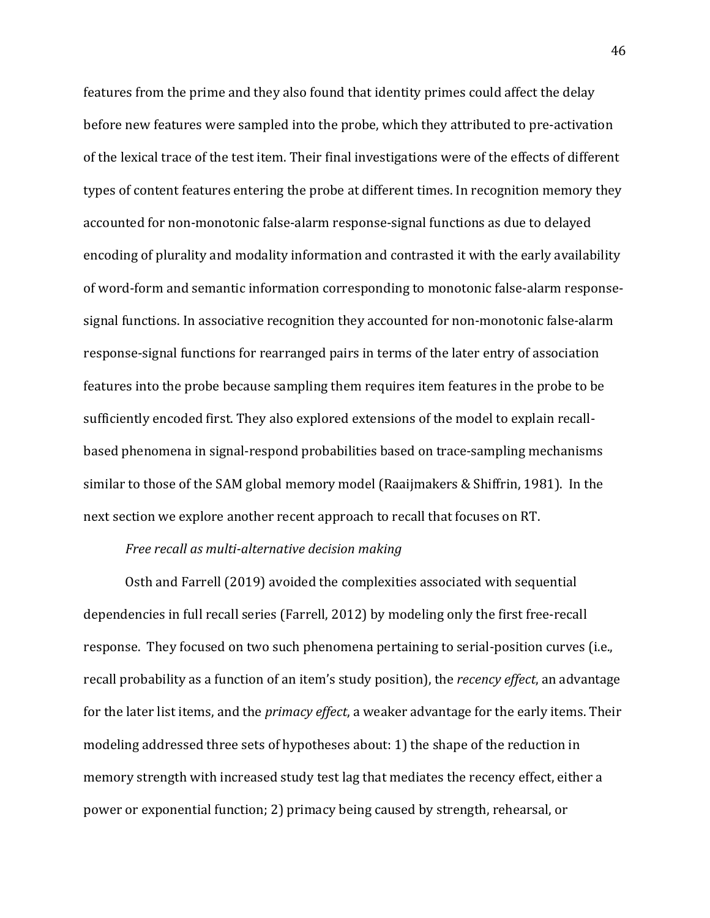features from the prime and they also found that identity primes could affect the delay before new features were sampled into the probe, which they attributed to pre-activation of the lexical trace of the test item. Their final investigations were of the effects of different types of content features entering the probe at different times. In recognition memory they accounted for non-monotonic false-alarm response-signal functions as due to delayed encoding of plurality and modality information and contrasted it with the early availability of word-form and semantic information corresponding to monotonic false-alarm response-signal functions. In associative recognition they accounted for non-monotonic false-alarm response-signal functions for rearranged pairs in terms of the later entry of association features into the probe because sampling them requires item features in the probe to be sufficiently encoded first. They also explored extensions of the model to explain recall-based phenomena in signal-respond probabilities based on trace-sampling mechanisms similar to those of the SAM global memory model (Raaijmakers & Shiffrin, 1981). In the next section we explore another recent approach to recall that focuses on RT.

*Free recall as multi-alternative decision making*

Osth and Farrell (2019) avoided the complexities associated with sequential dependencies in full recall series (Farrell, 2012) by modeling only the first free-recall response. They focused on two such phenomena pertaining to serial-position curves (i.e., recall probability as a function of an item's study position), the *recency effect*, an advantage for the later list items, and the *primacy effect*, a weaker advantage for the early items. Their modeling addressed three sets of hypotheses about: 1) the shape of the reduction in memory strength with increased study test lag that mediates the recency effect, either a power or exponential function; 2) primacy being caused by strength, rehearsal, or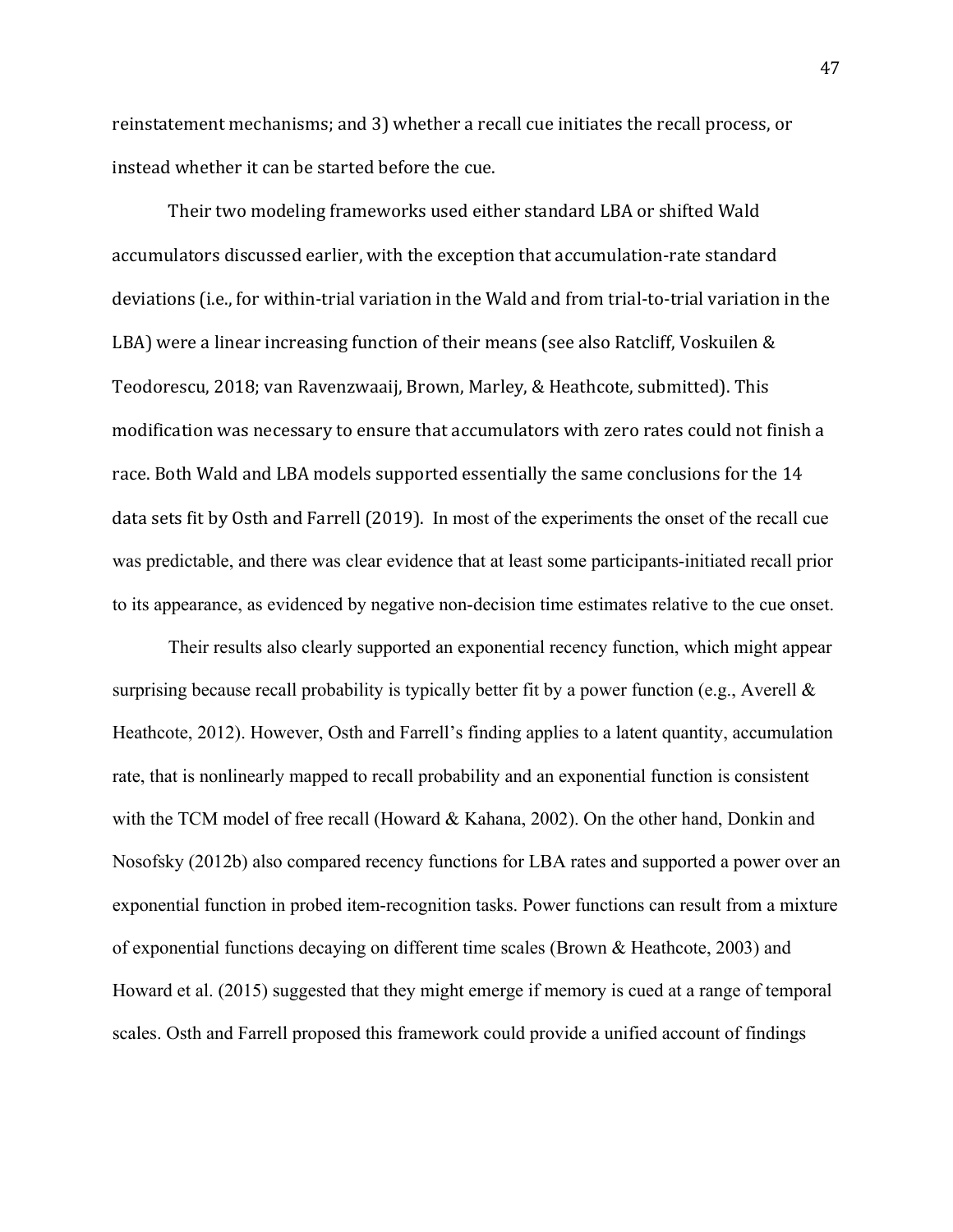reinstatement mechanisms; and 3) whether a recall cue initiates the recall process, or instead whether it can be started before the cue.

Their two modeling frameworks used either standard LBA or shifted Wald accumulators discussed earlier, with the exception that accumulation-rate standard deviations (i.e., for within-trial variation in the Wald and from trial-to-trial variation in the LBA) were a linear increasing function of their means (see also Ratcliff, Voskuilen & Teodorescu, 2018; van Ravenzwaaij, Brown, Marley, & Heathcote, submitted). This modification was necessary to ensure that accumulators with zero rates could not finish a race. Both Wald and LBA models supported essentially the same conclusions for the 14 data sets fit by Osth and Farrell (2019). In most of the experiments the onset of the recall cue was predictable, and there was clear evidence that at least some participants-initiated recall prior to its appearance, as evidenced by negative non-decision time estimates relative to the cue onset.

Their results also clearly supported an exponential recency function, which might appear surprising because recall probability is typically better fit by a power function (e.g., Averell & Heathcote, 2012). However, Osth and Farrell's finding applies to a latent quantity, accumulation rate, that is nonlinearly mapped to recall probability and an exponential function is consistent with the TCM model of free recall (Howard & Kahana, 2002). On the other hand, Donkin and Nosofsky (2012b) also compared recency functions for LBA rates and supported a power over an exponential function in probed item-recognition tasks. Power functions can result from a mixture of exponential functions decaying on different time scales (Brown & Heathcote, 2003) and Howard et al. (2015) suggested that they might emerge if memory is cued at a range of temporal scales. Osth and Farrell proposed this framework could provide a unified account of findings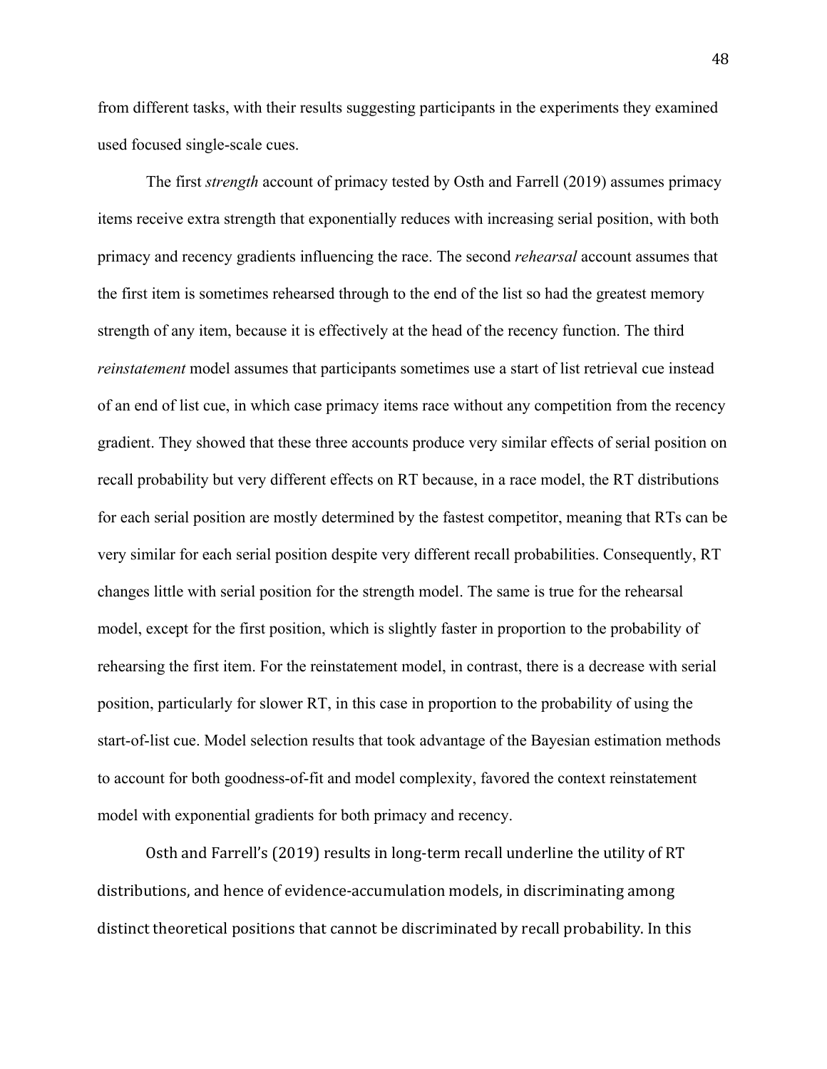from different tasks, with their results suggesting participants in the experiments they examined used focused single-scale cues.

The first *strength* account of primacy tested by Osth and Farrell (2019) assumes primacy items receive extra strength that exponentially reduces with increasing serial position, with both primacy and recency gradients influencing the race. The second *rehearsal* account assumes that the first item is sometimes rehearsed through to the end of the list so had the greatest memory strength of any item, because it is effectively at the head of the recency function. The third *reinstatement* model assumes that participants sometimes use a start of list retrieval cue instead of an end of list cue, in which case primacy items race without any competition from the recency gradient. They showed that these three accounts produce very similar effects of serial position on recall probability but very different effects on RT because, in a race model, the RT distributions for each serial position are mostly determined by the fastest competitor, meaning that RTs can be very similar for each serial position despite very different recall probabilities. Consequently, RT changes little with serial position for the strength model. The same is true for the rehearsal model, except for the first position, which is slightly faster in proportion to the probability of rehearsing the first item. For the reinstatement model, in contrast, there is a decrease with serial position, particularly for slower RT, in this case in proportion to the probability of using the start-of-list cue. Model selection results that took advantage of the Bayesian estimation methods to account for both goodness-of-fit and model complexity, favored the context reinstatement model with exponential gradients for both primacy and recency.

Osth and Farrell's (2019) results in long-term recall underline the utility of RT distributions, and hence of evidence-accumulation models, in discriminating among distinct theoretical positions that cannot be discriminated by recall probability. In this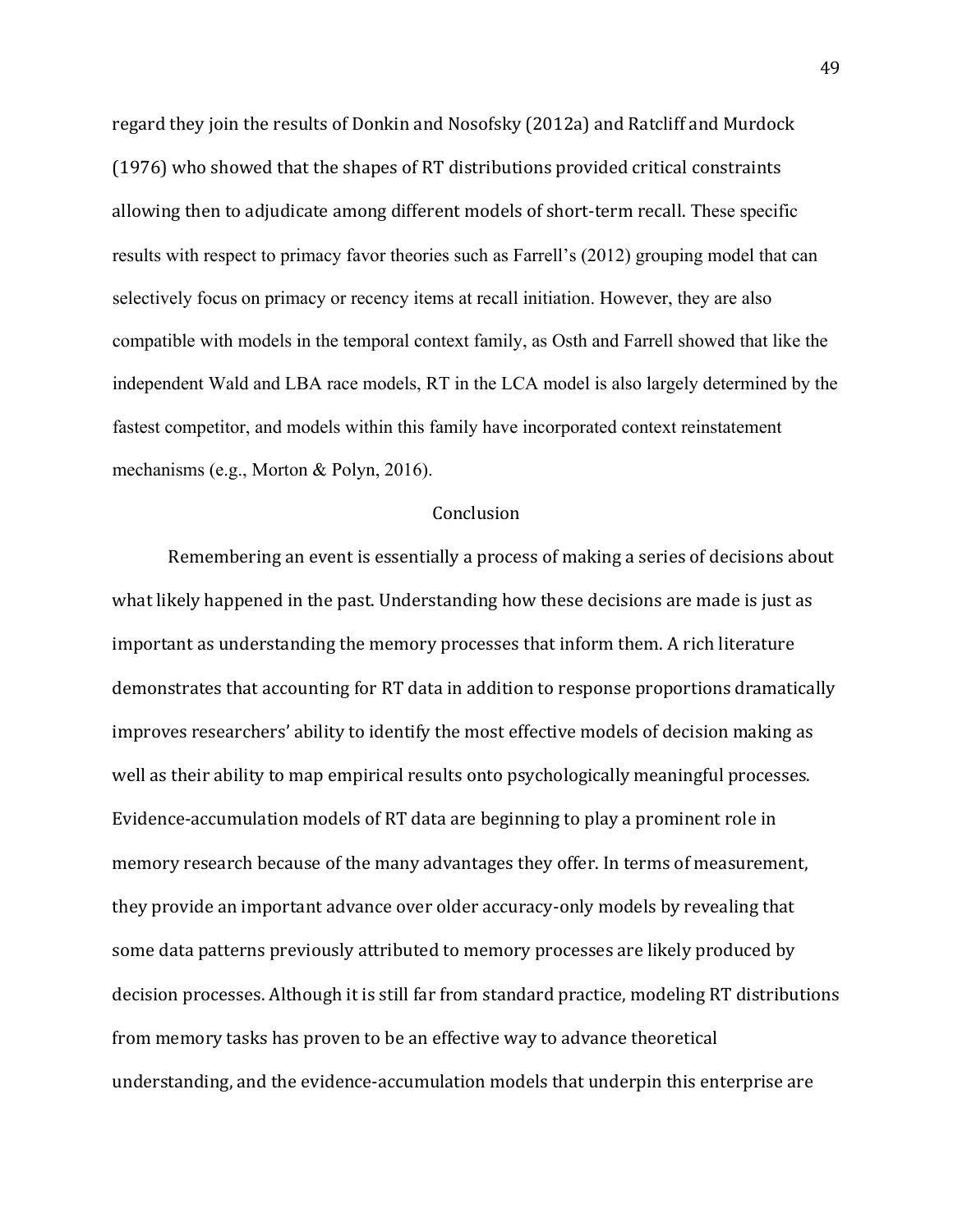regard they join the results of Donkin and Nosofsky (2012a) and Ratcliff and Murdock (1976) who showed that the shapes of RT distributions provided critical constraints allowing then to adjudicate among different models of short-term recall. These specific results with respect to primacy favor theories such as Farrell's (2012) grouping model that can selectively focus on primacy or recency items at recall initiation. However, they are also compatible with models in the temporal context family, as Osth and Farrell showed that like the independent Wald and LBA race models, RT in the LCA model is also largely determined by the fastest competitor, and models within this family have incorporated context reinstatement mechanisms (e.g., Morton & Polyn, 2016).

## Conclusion

Remembering an event is essentially a process of making a series of decisions about what likely happened in the past. Understanding how these decisions are made is just as important as understanding the memory processes that inform them. A rich literature demonstrates that accounting for RT data in addition to response proportions dramatically improves researchers' ability to identify the most effective models of decision making as well as their ability to map empirical results onto psychologically meaningful processes. Evidence-accumulation models of RT data are beginning to play a prominent role in memory research because of the many advantages they offer. In terms of measurement, they provide an important advance over older accuracy-only models by revealing that some data patterns previously attributed to memory processes are likely produced by decision processes. Although it is still far from standard practice, modeling RT distributions from memory tasks has proven to be an effective way to advance theoretical understanding, and the evidence-accumulation models that underpin this enterprise are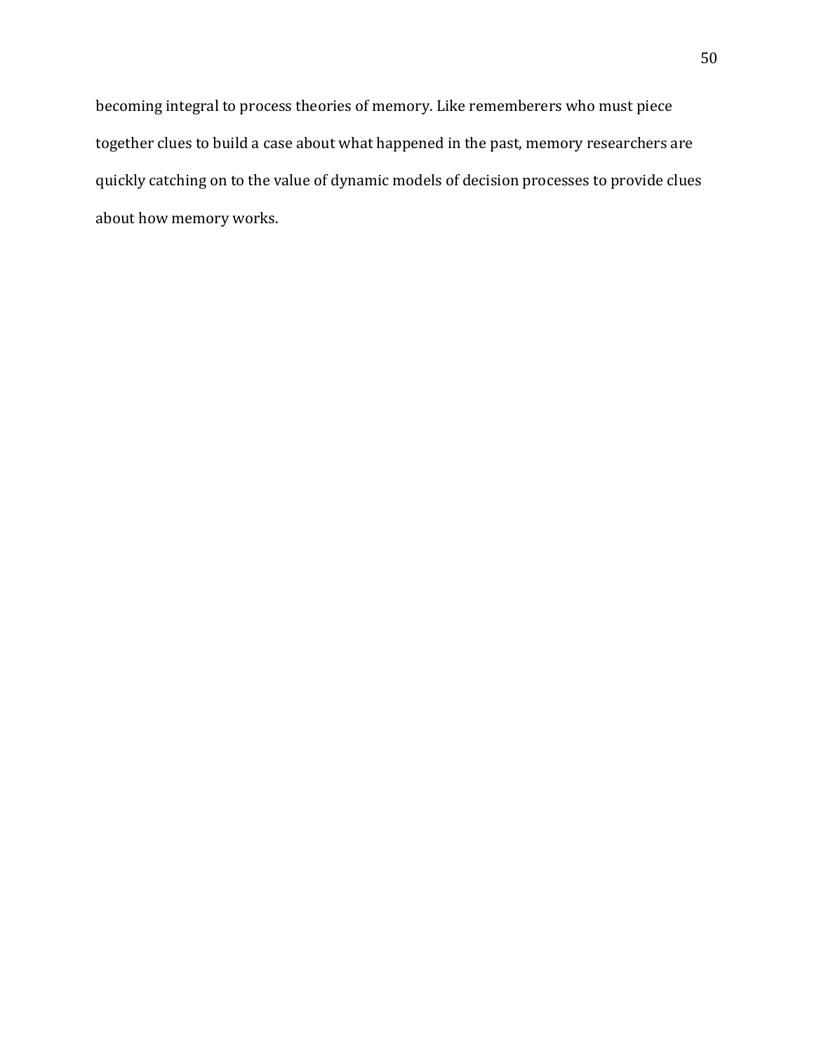becoming integral to process theories of memory. Like rememberers who must piece together clues to build a case about what happened in the past, memory researchers are quickly catching on to the value of dynamic models of decision processes to provide clues about how memory works.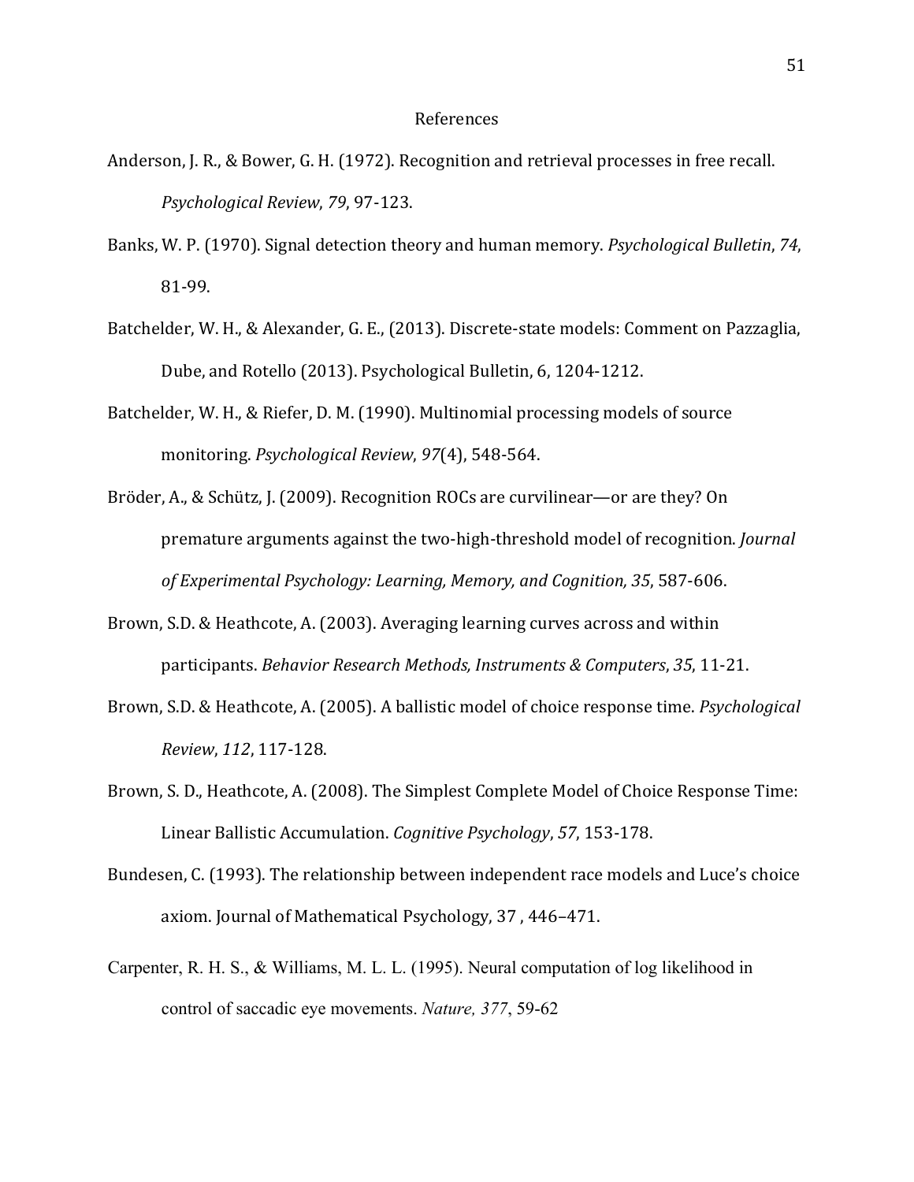# References

Anderson, J. R., & Bower, G. H. (1972). Recognition and retrieval processes in free recall. *Psychological Review*, *79*, 97-123.

Banks, W. P. (1970). Signal detection theory and human memory. *Psychological Bulletin*, *74*, 81-99.

Batchelder, W. H., & Alexander, G. E., (2013). Discrete-state models: Comment on Pazzaglia, Dube, and Rotello (2013). Psychological Bulletin, 6, 1204-1212.

Batchelder, W. H., & Riefer, D. M. (1990). Multinomial processing models of source monitoring. *Psychological Review*, *97*(4), 548-564.

Bröder, A., & Schütz, J. (2009). Recognition ROCs are curvilinear—or are they? On premature arguments against the two-high-threshold model of recognition. *Journal of Experimental Psychology: Learning, Memory, and Cognition, 35*, 587-606.

Brown, S.D. & Heathcote, A. (2003). Averaging learning curves across and within participants. *Behavior Research Methods, Instruments & Computers*, *35*, 11-21.

Brown, S.D. & Heathcote, A. (2005). A ballistic model of choice response time. *Psychological Review*, *112*, 117-128.

Brown, S. D., Heathcote, A. (2008). The Simplest Complete Model of Choice Response Time: Linear Ballistic Accumulation. *Cognitive Psychology*, *57*, 153-178.

Bundesen, C. (1993). The relationship between independent race models and Luce's choice axiom. Journal of Mathematical Psychology, 37 , 446–471.

Carpenter, R. H. S., & Williams, M. L. L. (1995). Neural computation of log likelihood in control of saccadic eye movements. *Nature, 377*, 59-62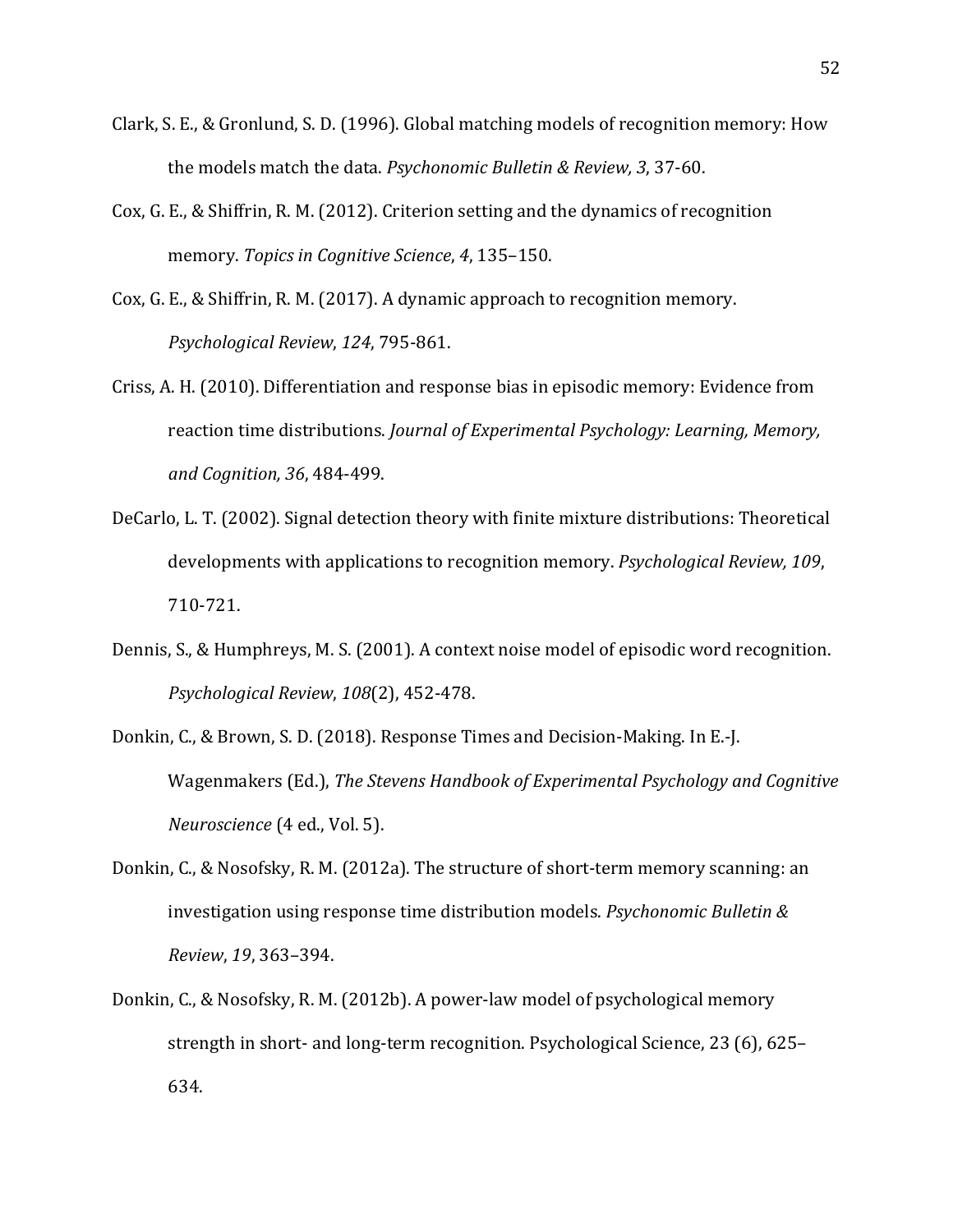Clark, S. E., & Gronlund, S. D. (1996). Global matching models of recognition memory: How the models match the data. *Psychonomic Bulletin & Review, 3*, 37-60.

Cox, G. E., & Shiffrin, R. M. (2012). Criterion setting and the dynamics of recognition memory. *Topics in Cognitive Science*, *4*, 135–150.

Cox, G. E., & Shiffrin, R. M. (2017). A dynamic approach to recognition memory. *Psychological Review*, *124*, 795-861.

Criss, A. H. (2010). Differentiation and response bias in episodic memory: Evidence from reaction time distributions. *Journal of Experimental Psychology: Learning, Memory, and Cognition, 36*, 484-499.

DeCarlo, L. T. (2002). Signal detection theory with finite mixture distributions: Theoretical developments with applications to recognition memory. *Psychological Review, 109*, 710-721.

Dennis, S., & Humphreys, M. S. (2001). A context noise model of episodic word recognition. *Psychological Review*, *108*(2), 452-478.

Donkin, C., & Brown, S. D. (2018). Response Times and Decision-Making. In E.-J. Wagenmakers (Ed.), *The Stevens Handbook of Experimental Psychology and Cognitive Neuroscience* (4 ed., Vol. 5).

Donkin, C., & Nosofsky, R. M. (2012a). The structure of short-term memory scanning: an investigation using response time distribution models. *Psychonomic Bulletin & Review*, *19*, 363–394.

Donkin, C., & Nosofsky, R. M. (2012b). A power-law model of psychological memory strength in short- and long-term recognition. Psychological Science, 23 (6), 625–634.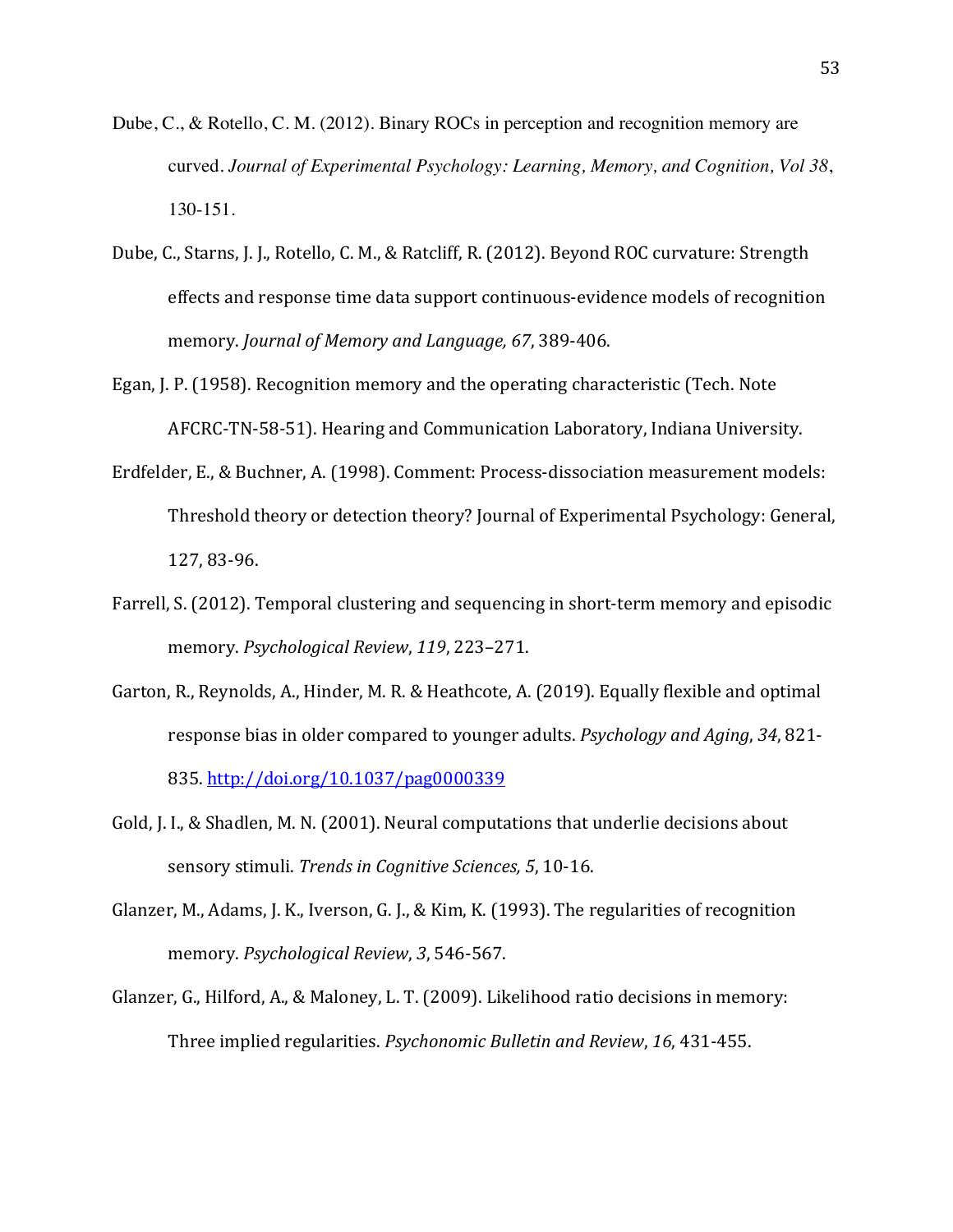Dube, C., & Rotello, C. M. (2012). Binary ROCs in perception and recognition memory are curved. *Journal of Experimental Psychology: Learning, Memory, and Cognition, Vol 38*, 130-151.

Dube, C., Starns, J. J., Rotello, C. M., & Ratcliff, R. (2012). Beyond ROC curvature: Strength effects and response time data support continuous-evidence models of recognition memory. *Journal of Memory and Language, 67*, 389-406.

Egan, J. P. (1958). Recognition memory and the operating characteristic (Tech. Note AFCRC-TN-58-51). Hearing and Communication Laboratory, Indiana University.

Erdfelder, E., & Buchner, A. (1998). Comment: Process-dissociation measurement models: Threshold theory or detection theory? Journal of Experimental Psychology: General, 127, 83-96.

Farrell, S. (2012). Temporal clustering and sequencing in short-term memory and episodic memory. *Psychological Review*, *119*, 223–271.

Garton, R., Reynolds, A., Hinder, M. R. & Heathcote, A. (2019). Equally flexible and optimal response bias in older compared to younger adults. *Psychology and Aging*, *34*, 821-835. http://doi.org/10.1037/pag0000339

Gold, J. I., & Shadlen, M. N. (2001). Neural computations that underlie decisions about sensory stimuli. *Trends in Cognitive Sciences, 5*, 10-16.

Glanzer, M., Adams, J. K., Iverson, G. J., & Kim, K. (1993). The regularities of recognition memory. *Psychological Review*, *3*, 546-567.

Glanzer, G., Hilford, A., & Maloney, L. T. (2009). Likelihood ratio decisions in memory: Three implied regularities. *Psychonomic Bulletin and Review*, *16*, 431-455.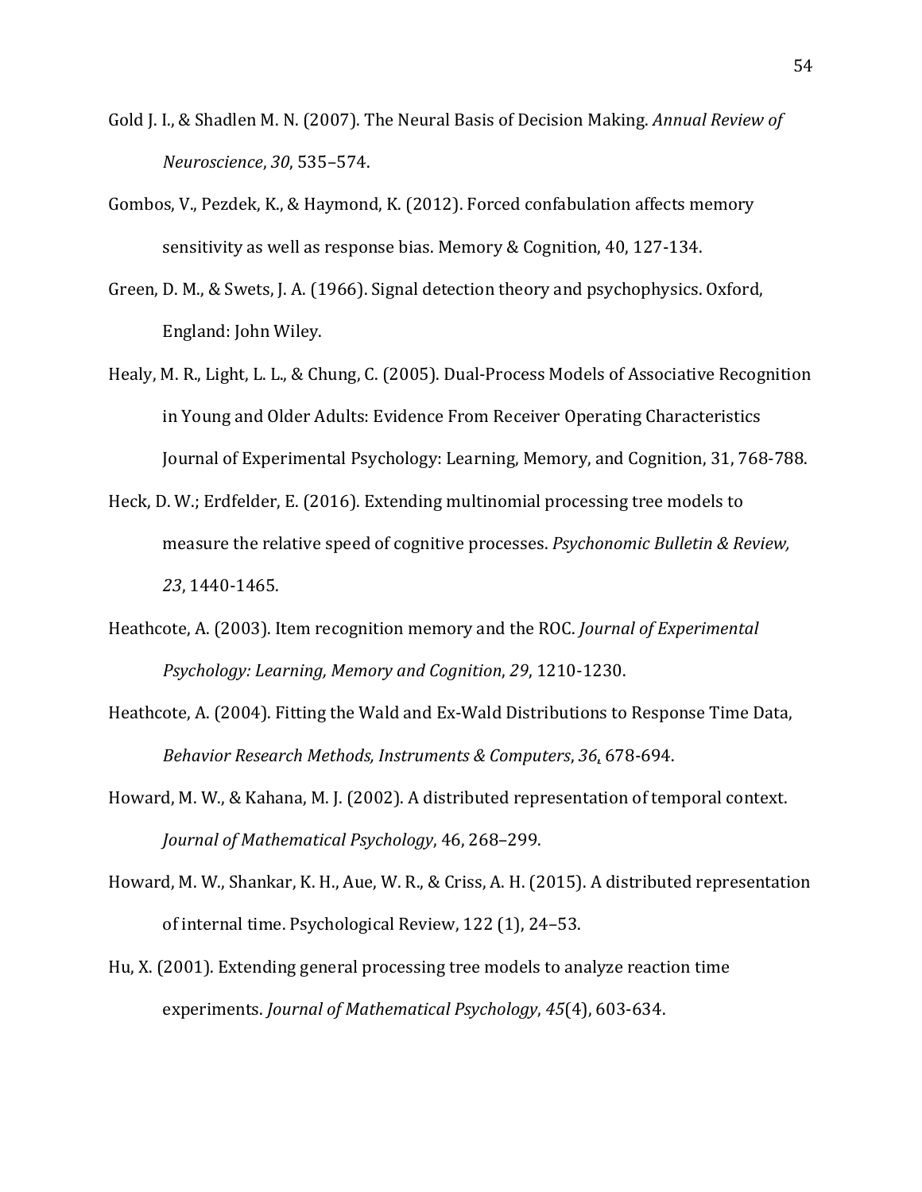Gold J. I., & Shadlen M. N. (2007). The Neural Basis of Decision Making. *Annual Review of Neuroscience*, *30*, 535–574.

Gombos, V., Pezdek, K., & Haymond, K. (2012). Forced confabulation affects memory sensitivity as well as response bias. Memory & Cognition, 40, 127-134.

Green, D. M., & Swets, J. A. (1966). Signal detection theory and psychophysics. Oxford, England: John Wiley.

Healy, M. R., Light, L. L., & Chung, C. (2005). Dual-Process Models of Associative Recognition in Young and Older Adults: Evidence From Receiver Operating Characteristics Journal of Experimental Psychology: Learning, Memory, and Cognition, 31, 768-788.

Heck, D. W.; Erdfelder, E. (2016). Extending multinomial processing tree models to measure the relative speed of cognitive processes. *Psychonomic Bulletin & Review, 23*, 1440-1465.

Heathcote, A. (2003). Item recognition memory and the ROC. *Journal of Experimental Psychology: Learning, Memory and Cognition*, *29*, 1210-1230.

Heathcote, A. (2004). Fitting the Wald and Ex-Wald Distributions to Response Time Data, *Behavior Research Methods, Instruments & Computers*, *36*, 678-694.

Howard, M. W., & Kahana, M. J. (2002). A distributed representation of temporal context. *Journal of Mathematical Psychology*, 46, 268–299.

Howard, M. W., Shankar, K. H., Aue, W. R., & Criss, A. H. (2015). A distributed representation of internal time. Psychological Review, 122 (1), 24–53.

Hu, X. (2001). Extending general processing tree models to analyze reaction time experiments. *Journal of Mathematical Psychology*, *45*(4), 603-634.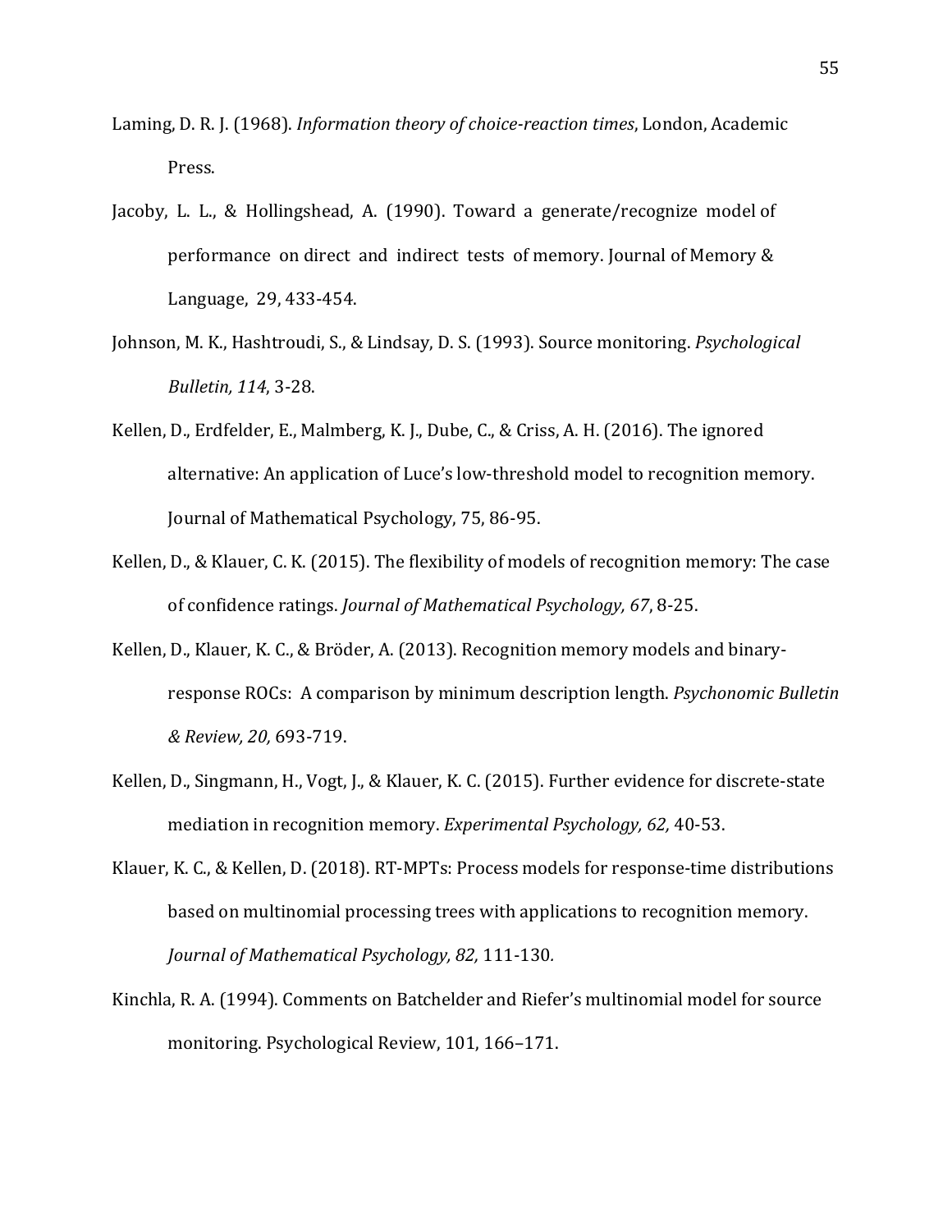Laming, D. R. J. (1968). *Information theory of choice-reaction times*, London, Academic Press.

Jacoby, L. L., & Hollingshead, A. (1990). Toward a generate/recognize model of performance on direct and indirect tests of memory. Journal of Memory & Language, 29, 433-454.

Johnson, M. K., Hashtroudi, S., & Lindsay, D. S. (1993). Source monitoring. *Psychological Bulletin, 114*, 3-28.

Kellen, D., Erdfelder, E., Malmberg, K. J., Dube, C., & Criss, A. H. (2016). The ignored alternative: An application of Luce's low-threshold model to recognition memory. Journal of Mathematical Psychology, 75, 86-95.

Kellen, D., & Klauer, C. K. (2015). The flexibility of models of recognition memory: The case of confidence ratings. *Journal of Mathematical Psychology, 67*, 8-25.

Kellen, D., Klauer, K. C., & Bröder, A. (2013). Recognition memory models and binary-response ROCs: A comparison by minimum description length. *Psychonomic Bulletin & Review, 20,* 693-719.

Kellen, D., Singmann, H., Vogt, J., & Klauer, K. C. (2015). Further evidence for discrete-state mediation in recognition memory. *Experimental Psychology, 62,* 40-53.

Klauer, K. C., & Kellen, D. (2018). RT-MPTs: Process models for response-time distributions based on multinomial processing trees with applications to recognition memory. *Journal of Mathematical Psychology, 82,* 111-130.

Kinchla, R. A. (1994). Comments on Batchelder and Riefer's multinomial model for source monitoring. Psychological Review, 101, 166–171.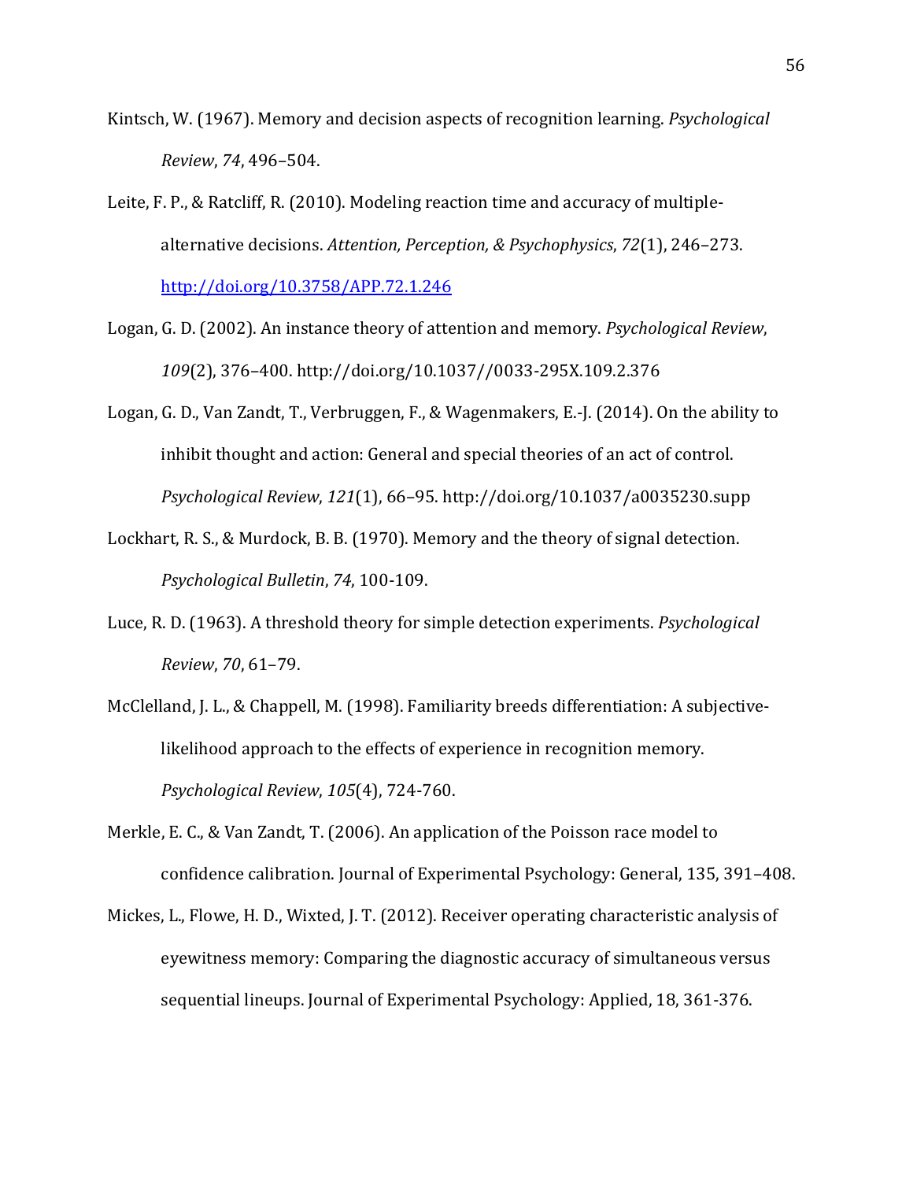Kintsch, W. (1967). Memory and decision aspects of recognition learning. *Psychological Review*, *74*, 496–504.

Leite, F. P., & Ratcliff, R. (2010). Modeling reaction time and accuracy of multiple-alternative decisions. *Attention, Perception, & Psychophysics*, *72*(1), 246–273. http://doi.org/10.3758/APP.72.1.246

Logan, G. D. (2002). An instance theory of attention and memory. *Psychological Review*, *109*(2), 376–400. http://doi.org/10.1037//0033-295X.109.2.376

Logan, G. D., Van Zandt, T., Verbruggen, F., & Wagenmakers, E.-J. (2014). On the ability to inhibit thought and action: General and special theories of an act of control. *Psychological Review*, *121*(1), 66–95. http://doi.org/10.1037/a0035230.supp

Lockhart, R. S., & Murdock, B. B. (1970). Memory and the theory of signal detection. *Psychological Bulletin*, *74*, 100-109.

Luce, R. D. (1963). A threshold theory for simple detection experiments. *Psychological Review*, *70*, 61–79.

McClelland, J. L., & Chappell, M. (1998). Familiarity breeds differentiation: A subjective-likelihood approach to the effects of experience in recognition memory. *Psychological Review*, *105*(4), 724-760.

Merkle, E. C., & Van Zandt, T. (2006). An application of the Poisson race model to confidence calibration. Journal of Experimental Psychology: General, 135, 391–408.

Mickes, L., Flowe, H. D., Wixted, J. T. (2012). Receiver operating characteristic analysis of eyewitness memory: Comparing the diagnostic accuracy of simultaneous versus sequential lineups. Journal of Experimental Psychology: Applied, 18, 361-376.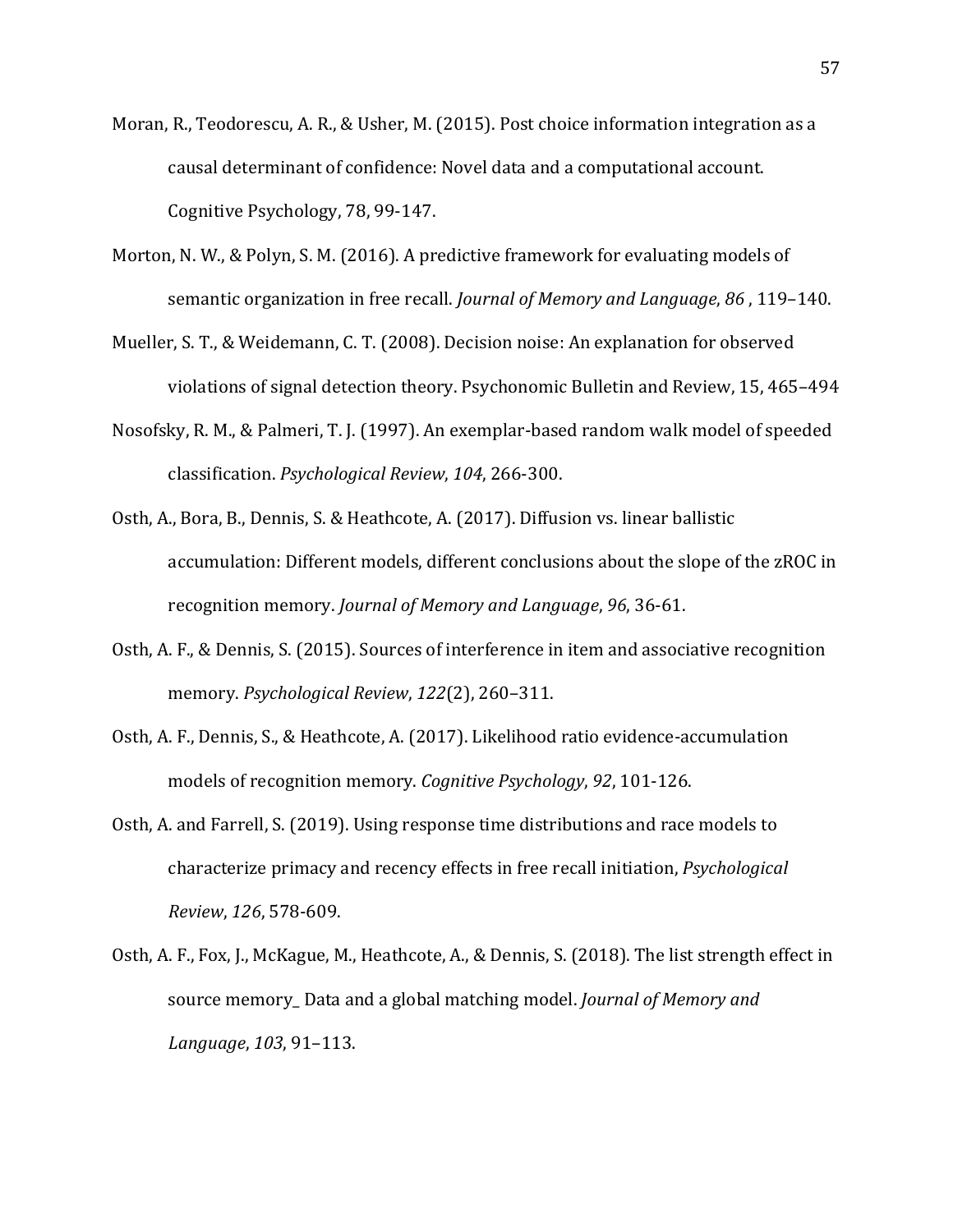Moran, R., Teodorescu, A. R., & Usher, M. (2015). Post choice information integration as a causal determinant of confidence: Novel data and a computational account. Cognitive Psychology, 78, 99-147.

Morton, N. W., & Polyn, S. M. (2016). A predictive framework for evaluating models of semantic organization in free recall. *Journal of Memory and Language*, *86* , 119–140.

Mueller, S. T., & Weidemann, C. T. (2008). Decision noise: An explanation for observed violations of signal detection theory. Psychonomic Bulletin and Review, 15, 465–494

Nosofsky, R. M., & Palmeri, T. J. (1997). An exemplar-based random walk model of speeded classification. *Psychological Review*, *104*, 266-300.

Osth, A., Bora, B., Dennis, S. & Heathcote, A. (2017). Diffusion vs. linear ballistic accumulation: Different models, different conclusions about the slope of the zROC in recognition memory. *Journal of Memory and Language*, *96*, 36-61.

Osth, A. F., & Dennis, S. (2015). Sources of interference in item and associative recognition memory. *Psychological Review*, *122*(2), 260–311.

Osth, A. F., Dennis, S., & Heathcote, A. (2017). Likelihood ratio evidence-accumulation models of recognition memory. *Cognitive Psychology*, *92*, 101-126.

Osth, A. and Farrell, S. (2019). Using response time distributions and race models to characterize primacy and recency effects in free recall initiation, *Psychological Review*, *126*, 578-609.

Osth, A. F., Fox, J., McKague, M., Heathcote, A., & Dennis, S. (2018). The list strength effect in source memory_ Data and a global matching model. *Journal of Memory and Language*, *103*, 91–113.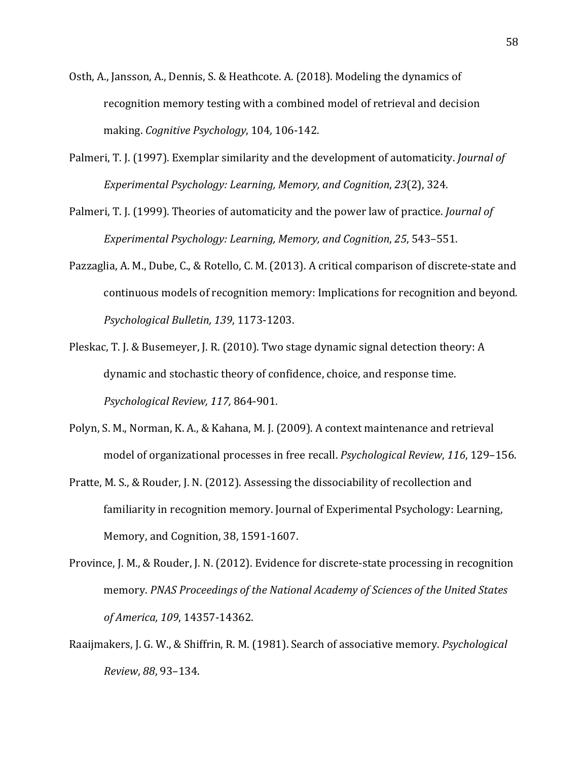Osth, A., Jansson, A., Dennis, S. & Heathcote. A. (2018). Modeling the dynamics of recognition memory testing with a combined model of retrieval and decision making. *Cognitive Psychology*, 104*,* 106-142.

Palmeri, T. J. (1997). Exemplar similarity and the development of automaticity. *Journal of Experimental Psychology: Learning, Memory, and Cognition*, *23*(2), 324.

Palmeri, T. J. (1999). Theories of automaticity and the power law of practice. *Journal of Experimental Psychology: Learning, Memory, and Cognition*, *25*, 543–551.

Pazzaglia, A. M., Dube, C., & Rotello, C. M. (2013). A critical comparison of discrete-state and continuous models of recognition memory: Implications for recognition and beyond. *Psychological Bulletin, 139*, 1173-1203.

Pleskac, T. J. & Busemeyer, J. R. (2010). Two stage dynamic signal detection theory: A dynamic and stochastic theory of confidence, choice, and response time. *Psychological Review, 117,* 864-901.

Polyn, S. M., Norman, K. A., & Kahana, M. J. (2009). A context maintenance and retrieval model of organizational processes in free recall. *Psychological Review*, *116*, 129–156.

Pratte, M. S., & Rouder, J. N. (2012). Assessing the dissociability of recollection and familiarity in recognition memory. Journal of Experimental Psychology: Learning, Memory, and Cognition, 38, 1591-1607.

Province, J. M., & Rouder, J. N. (2012). Evidence for discrete-state processing in recognition memory. *PNAS Proceedings of the National Academy of Sciences of the United States of America, 109*, 14357-14362.

Raaijmakers, J. G. W., & Shiffrin, R. M. (1981). Search of associative memory. *Psychological Review*, *88*, 93–134.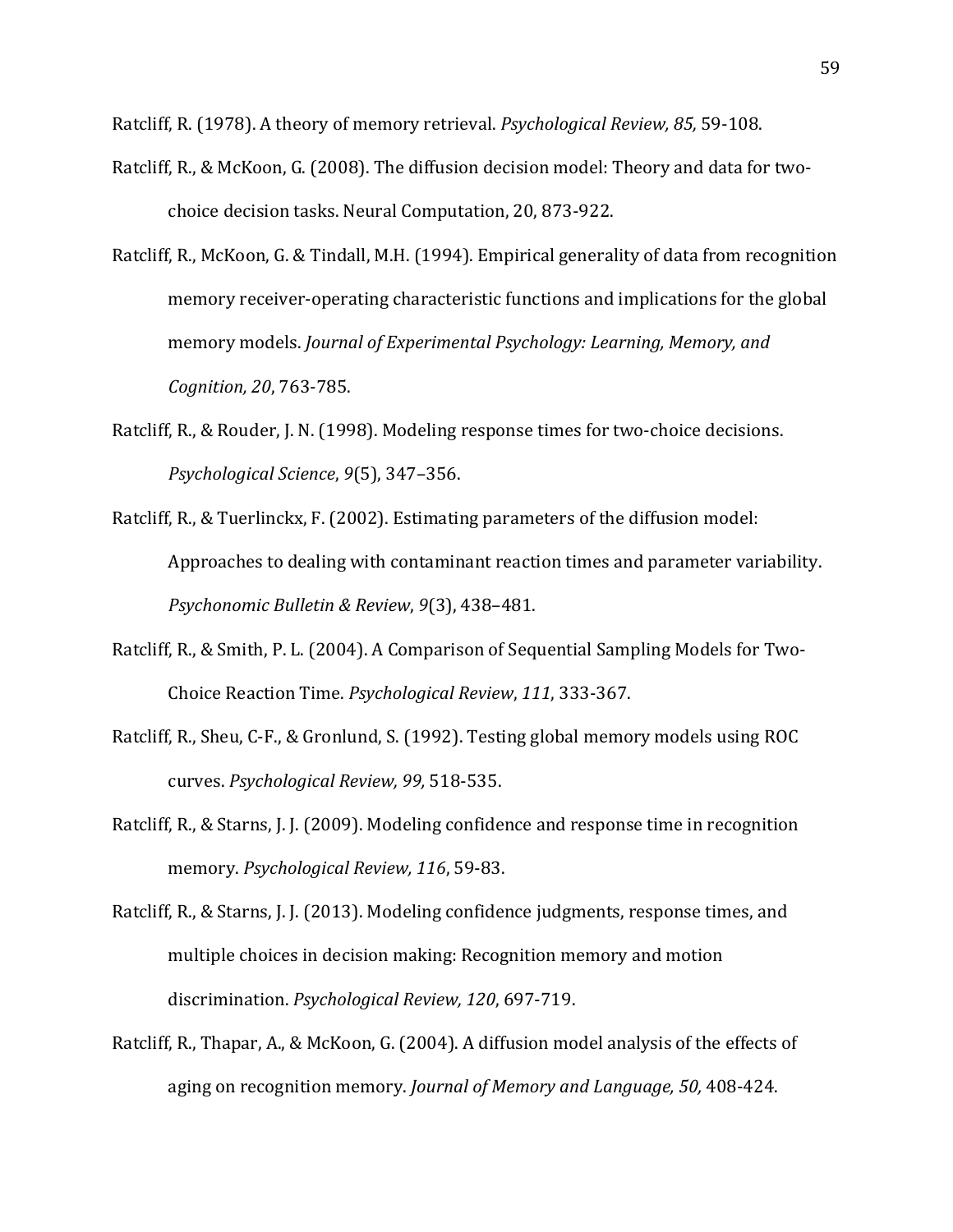Ratcliff, R. (1978). A theory of memory retrieval. *Psychological Review, 85,* 59-108.

Ratcliff, R., & McKoon, G. (2008). The diffusion decision model: Theory and data for two-choice decision tasks. Neural Computation, 20, 873-922.

Ratcliff, R., McKoon, G. & Tindall, M.H. (1994). Empirical generality of data from recognition memory receiver-operating characteristic functions and implications for the global memory models. *Journal of Experimental Psychology: Learning, Memory, and Cognition, 20*, 763-785.

Ratcliff, R., & Rouder, J. N. (1998). Modeling response times for two-choice decisions. *Psychological Science*, *9*(5), 347–356.

Ratcliff, R., & Tuerlinckx, F. (2002). Estimating parameters of the diffusion model: Approaches to dealing with contaminant reaction times and parameter variability. *Psychonomic Bulletin & Review*, *9*(3), 438–481.

Ratcliff, R., & Smith, P. L. (2004). A Comparison of Sequential Sampling Models for Two-Choice Reaction Time. *Psychological Review*, *111*, 333-367.

Ratcliff, R., Sheu, C-F., & Gronlund, S. (1992). Testing global memory models using ROC curves. *Psychological Review, 99,* 518-535.

Ratcliff, R., & Starns, J. J. (2009). Modeling confidence and response time in recognition memory. *Psychological Review, 116*, 59-83.

Ratcliff, R., & Starns, J. J. (2013). Modeling confidence judgments, response times, and multiple choices in decision making: Recognition memory and motion discrimination. *Psychological Review, 120*, 697-719.

Ratcliff, R., Thapar, A., & McKoon, G. (2004). A diffusion model analysis of the effects of aging on recognition memory. *Journal of Memory and Language, 50,* 408-424.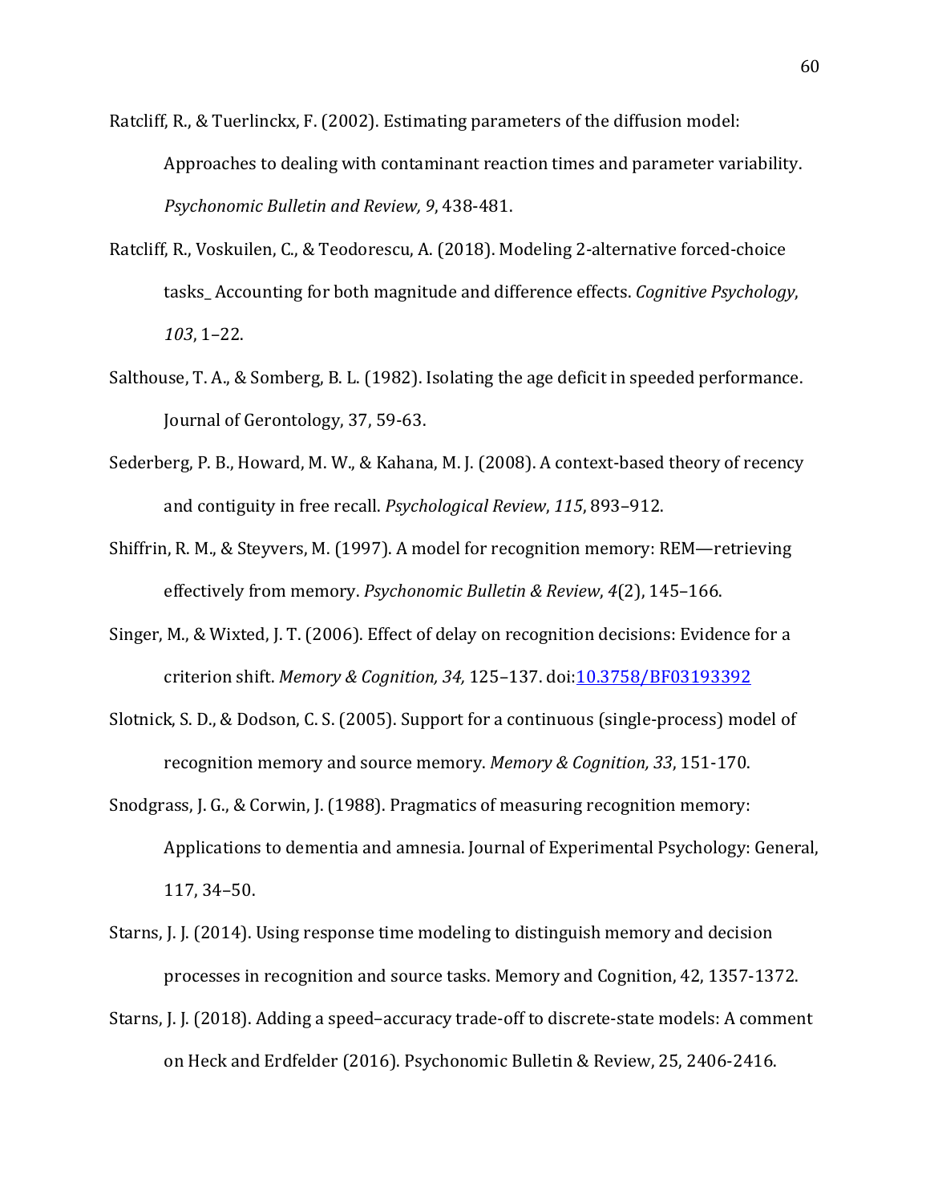Ratcliff, R., & Tuerlinckx, F. (2002). Estimating parameters of the diffusion model: Approaches to dealing with contaminant reaction times and parameter variability. *Psychonomic Bulletin and Review, 9*, 438-481.

Ratcliff, R., Voskuilen, C., & Teodorescu, A. (2018). Modeling 2-alternative forced-choice tasks_ Accounting for both magnitude and difference effects. *Cognitive Psychology*, *103*, 1–22.

Salthouse, T. A., & Somberg, B. L. (1982). Isolating the age deficit in speeded performance. Journal of Gerontology, 37, 59-63.

Sederberg, P. B., Howard, M. W., & Kahana, M. J. (2008). A context-based theory of recency and contiguity in free recall. *Psychological Review*, *115*, 893–912.

Shiffrin, R. M., & Steyvers, M. (1997). A model for recognition memory: REM—retrieving effectively from memory. *Psychonomic Bulletin & Review*, *4*(2), 145–166.

Singer, M., & Wixted, J. T. (2006). Effect of delay on recognition decisions: Evidence for a criterion shift. *Memory & Cognition, 34,* 125–137. doi:10.3758/BF03193392

Slotnick, S. D., & Dodson, C. S. (2005). Support for a continuous (single-process) model of recognition memory and source memory. *Memory & Cognition, 33*, 151-170.

Snodgrass, J. G., & Corwin, J. (1988). Pragmatics of measuring recognition memory: Applications to dementia and amnesia. Journal of Experimental Psychology: General, 117, 34–50.

Starns, J. J. (2014). Using response time modeling to distinguish memory and decision processes in recognition and source tasks. Memory and Cognition, 42, 1357-1372.

Starns, J. J. (2018). Adding a speed–accuracy trade-off to discrete-state models: A comment on Heck and Erdfelder (2016). Psychonomic Bulletin & Review, 25, 2406-2416.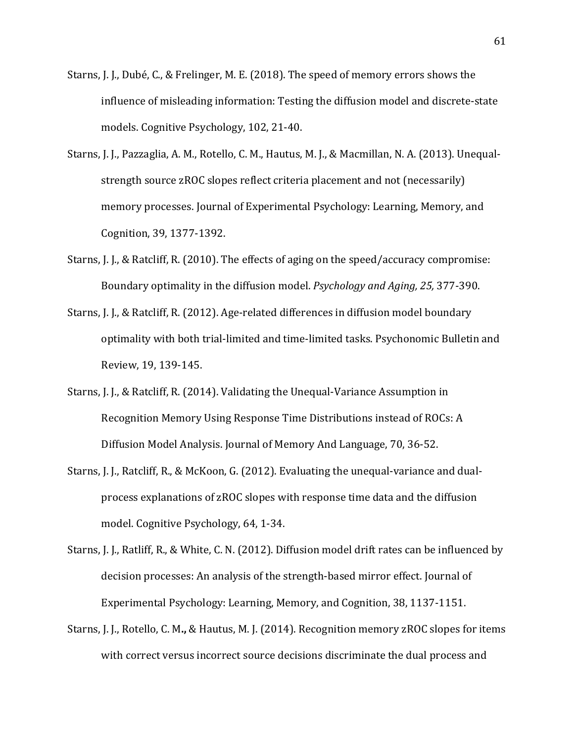Starns, J. J., Dubé, C., & Frelinger, M. E. (2018). The speed of memory errors shows the influence of misleading information: Testing the diffusion model and discrete-state models. Cognitive Psychology, 102, 21-40.

Starns, J. J., Pazzaglia, A. M., Rotello, C. M., Hautus, M. J., & Macmillan, N. A. (2013). Unequal-strength source zROC slopes reflect criteria placement and not (necessarily) memory processes. Journal of Experimental Psychology: Learning, Memory, and Cognition, 39, 1377-1392.

Starns, J. J., & Ratcliff, R. (2010). The effects of aging on the speed/accuracy compromise: Boundary optimality in the diffusion model. *Psychology and Aging, 25,* 377-390.

Starns, J. J., & Ratcliff, R. (2012). Age-related differences in diffusion model boundary optimality with both trial-limited and time-limited tasks. Psychonomic Bulletin and Review, 19, 139-145.

Starns, J. J., & Ratcliff, R. (2014). Validating the Unequal-Variance Assumption in Recognition Memory Using Response Time Distributions instead of ROCs: A Diffusion Model Analysis. Journal of Memory And Language, 70, 36-52.

Starns, J. J., Ratcliff, R., & McKoon, G. (2012). Evaluating the unequal-variance and dual-process explanations of zROC slopes with response time data and the diffusion model. Cognitive Psychology, 64, 1-34.

Starns, J. J., Ratliff, R., & White, C. N. (2012). Diffusion model drift rates can be influenced by decision processes: An analysis of the strength-based mirror effect. Journal of Experimental Psychology: Learning, Memory, and Cognition, 38, 1137-1151.

Starns, J. J., Rotello, C. M**.,** & Hautus, M. J. (2014). Recognition memory zROC slopes for items with correct versus incorrect source decisions discriminate the dual process and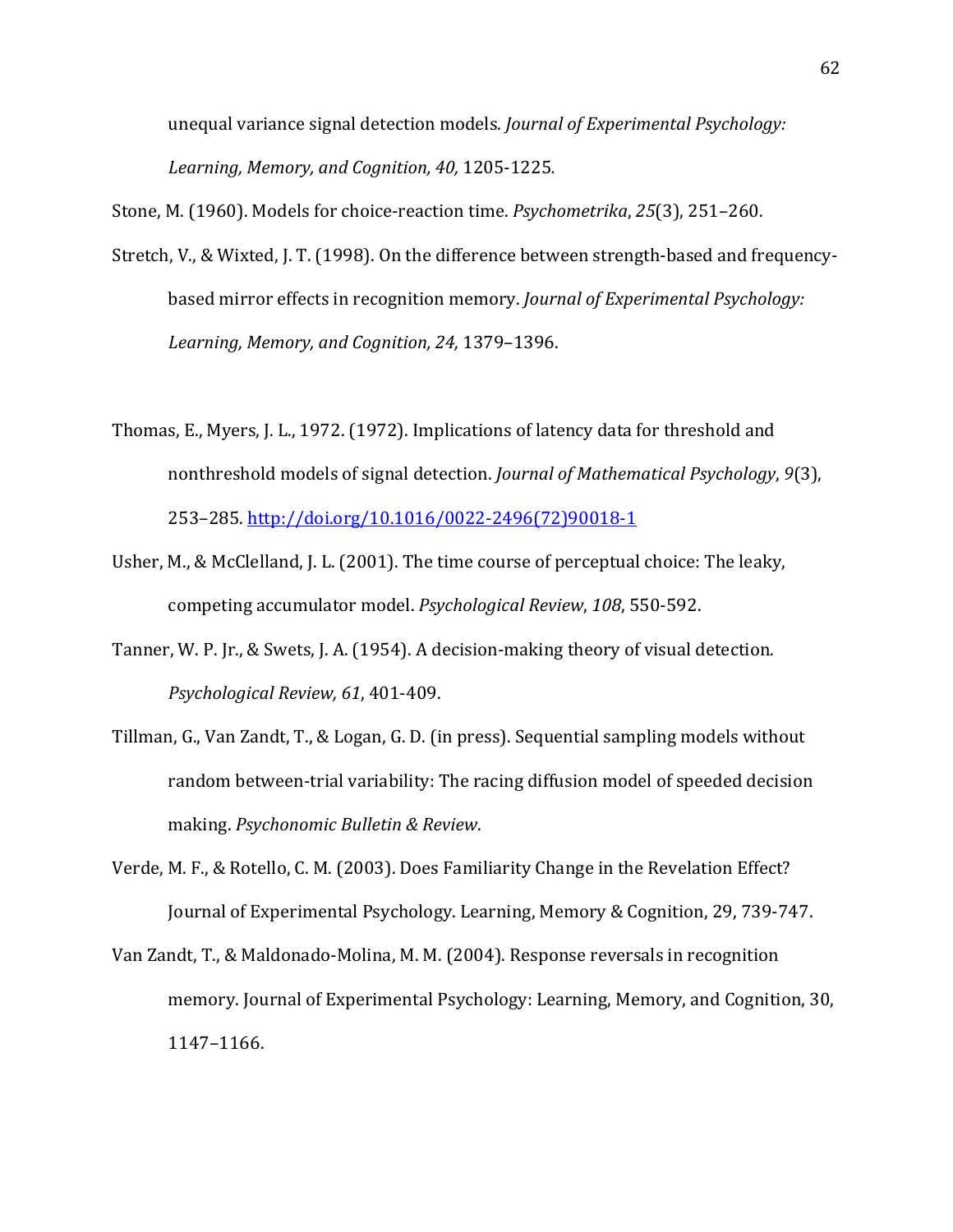unequal variance signal detection models. *Journal of Experimental Psychology: Learning, Memory, and Cognition, 40,* 1205-1225*.*

Stone, M. (1960). Models for choice-reaction time. *Psychometrika*, *25*(3), 251–260.

Stretch, V., & Wixted, J. T. (1998). On the difference between strength-based and frequency-based mirror effects in recognition memory. *Journal of Experimental Psychology: Learning, Memory, and Cognition, 24,* 1379–1396.

Thomas, E., Myers, J. L., 1972. (1972). Implications of latency data for threshold and nonthreshold models of signal detection. *Journal of Mathematical Psychology*, *9*(3), 253–285. http://doi.org/10.1016/0022-2496(72)90018-1

Usher, M., & McClelland, J. L. (2001). The time course of perceptual choice: The leaky, competing accumulator model. *Psychological Review*, *108*, 550-592.

Tanner, W. P. Jr., & Swets, J. A. (1954). A decision-making theory of visual detection. *Psychological Review, 61*, 401-409.

Tillman, G., Van Zandt, T., & Logan, G. D. (in press). Sequential sampling models without random between-trial variability: The racing diffusion model of speeded decision making. *Psychonomic Bulletin & Review*.

Verde, M. F., & Rotello, C. M. (2003). Does Familiarity Change in the Revelation Effect? Journal of Experimental Psychology. Learning, Memory & Cognition, 29, 739-747.

Van Zandt, T., & Maldonado-Molina, M. M. (2004). Response reversals in recognition memory. Journal of Experimental Psychology: Learning, Memory, and Cognition, 30, 1147–1166.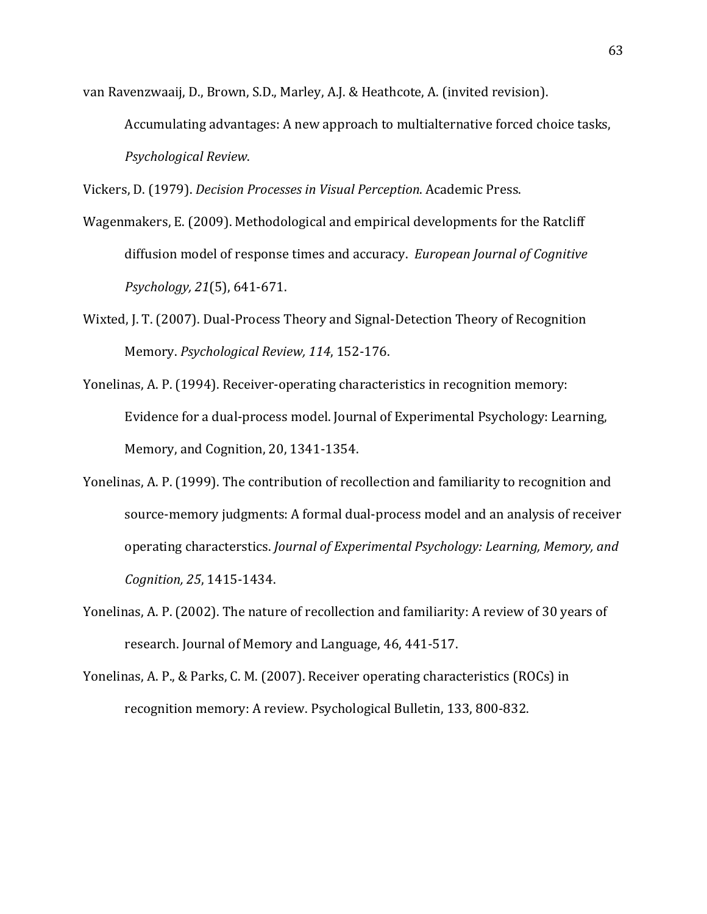van Ravenzwaaij, D., Brown, S.D., Marley, A.J. & Heathcote, A. (invited revision). Accumulating advantages: A new approach to multialternative forced choice tasks, *Psychological Review*.

Vickers, D. (1979). *Decision Processes in Visual Perception*. Academic Press.

Wagenmakers, E. (2009). Methodological and empirical developments for the Ratcliff diffusion model of response times and accuracy. *European Journal of Cognitive Psychology, 21*(5), 641-671.

Wixted, J. T. (2007). Dual-Process Theory and Signal-Detection Theory of Recognition Memory. *Psychological Review, 114*, 152-176.

Yonelinas, A. P. (1994). Receiver-operating characteristics in recognition memory: Evidence for a dual-process model. Journal of Experimental Psychology: Learning, Memory, and Cognition, 20, 1341-1354.

Yonelinas, A. P. (1999). The contribution of recollection and familiarity to recognition and source-memory judgments: A formal dual-process model and an analysis of receiver operating characterstics. *Journal of Experimental Psychology: Learning, Memory, and Cognition, 25*, 1415-1434.

Yonelinas, A. P. (2002). The nature of recollection and familiarity: A review of 30 years of research. Journal of Memory and Language, 46, 441-517.

Yonelinas, A. P., & Parks, C. M. (2007). Receiver operating characteristics (ROCs) in recognition memory: A review. Psychological Bulletin, 133, 800-832.